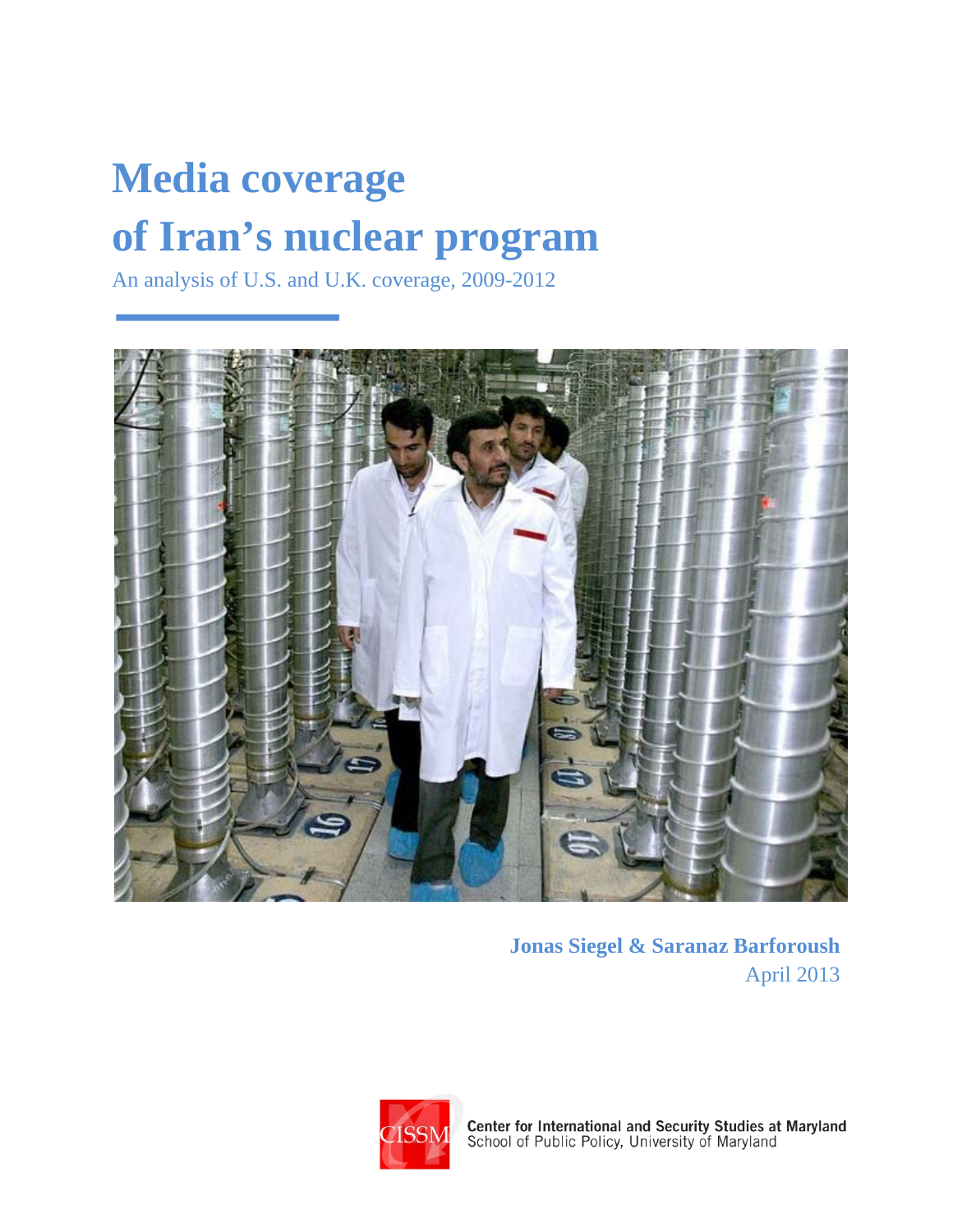# Media coverage of Iran's nuclear program

An analysis of U.S. and U.K. coverage, 2009-2012

**Jonas Siegel & Saranaz Barforoush**

April 2013

CISSM

Center for International and Security Studies at Maryland
School of Public Policy, University of Maryland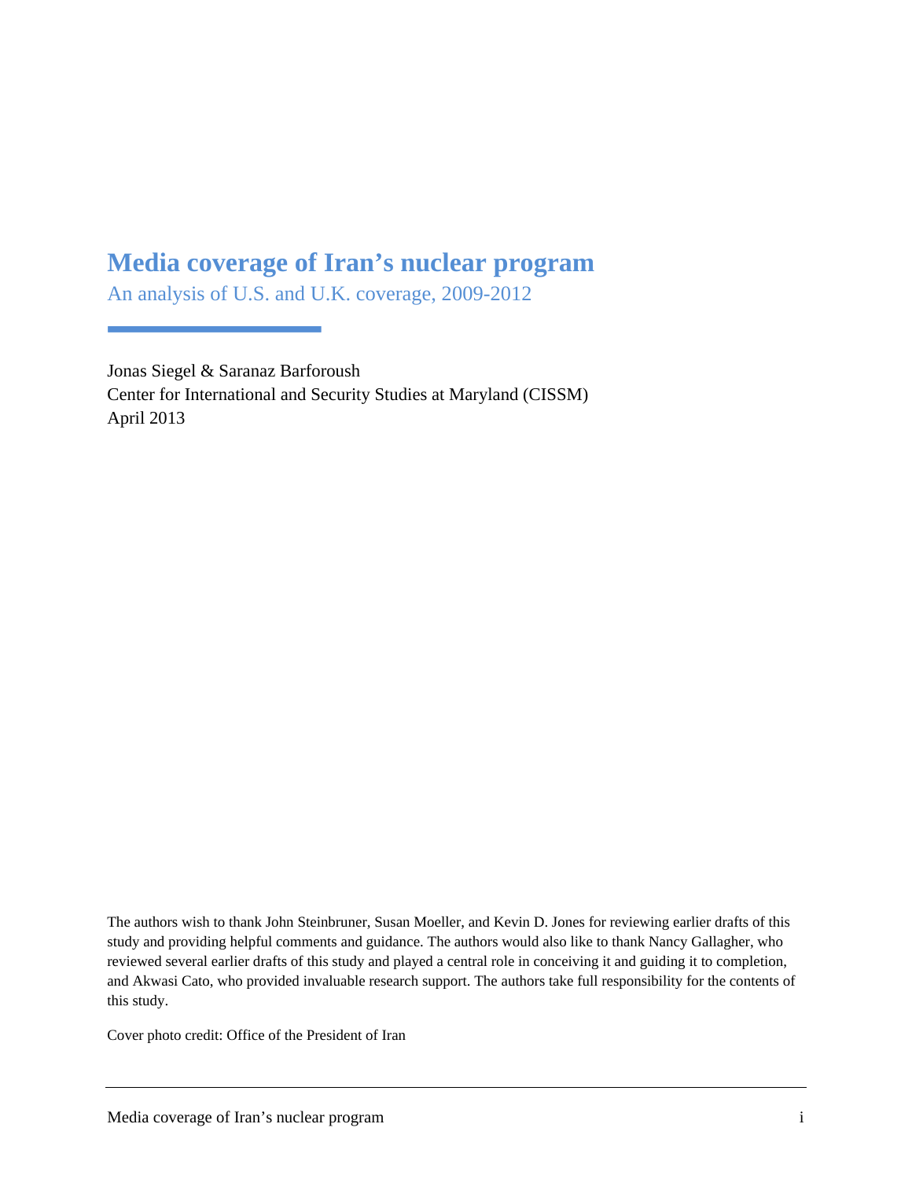# Media coverage of Iran's nuclear program

An analysis of U.S. and U.K. coverage, 2009-2012

Jonas Siegel & Saranaz Barforoush
Center for International and Security Studies at Maryland (CISSM)
April 2013

The authors wish to thank John Steinbruner, Susan Moeller, and Kevin D. Jones for reviewing earlier drafts of this study and providing helpful comments and guidance. The authors would also like to thank Nancy Gallagher, who reviewed several earlier drafts of this study and played a central role in conceiving it and guiding it to completion, and Akwasi Cato, who provided invaluable research support. The authors take full responsibility for the contents of this study.

Cover photo credit: Office of the President of Iran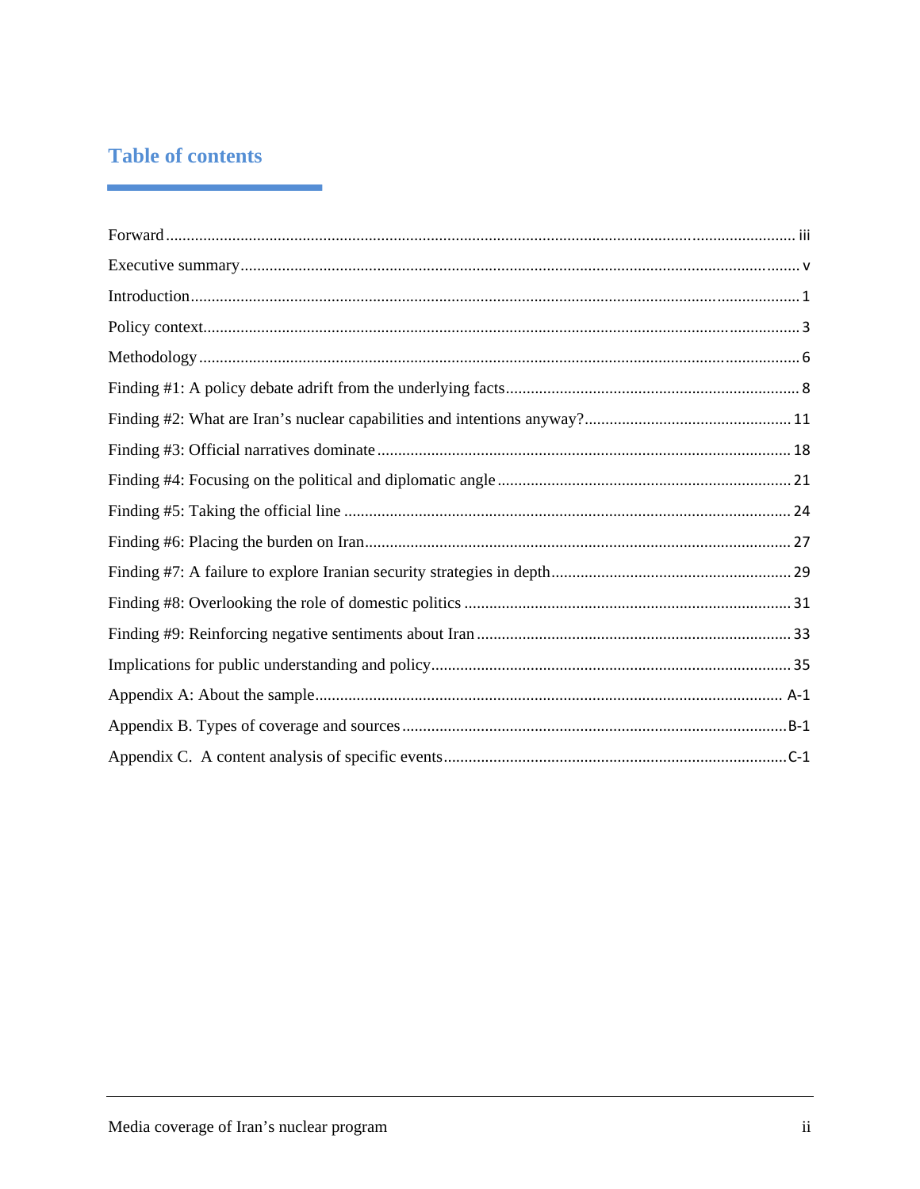## Table of contents

Forward ........................................................................................................................................... iii

Executive summary .............................................................................................................................. v

Introduction .......................................................................................................................................... 1

Policy context ........................................................................................................................................ 3

Methodology .......................................................................................................................................... 6

Finding #1: A policy debate adrift from the underlying facts .............................................................. 8

Finding #2: What are Iran's nuclear capabilities and intentions anyway? ......................................... 11

Finding #3: Official narratives dominate ........................................................................................... 18

Finding #4: Focusing on the political and diplomatic angle ............................................................... 21

Finding #5: Taking the official line ..................................................................................................... 24

Finding #6: Placing the burden on Iran .............................................................................................. 27

Finding #7: A failure to explore Iranian security strategies in depth ................................................. 29

Finding #8: Overlooking the role of domestic politics ....................................................................... 31

Finding #9: Reinforcing negative sentiments about Iran ................................................................... 33

Implications for public understanding and policy .............................................................................. 35

Appendix A: About the sample ......................................................................................................... A-1

Appendix B. Types of coverage and sources ..................................................................................... B-1

Appendix C. A content analysis of specific events ............................................................................ C-1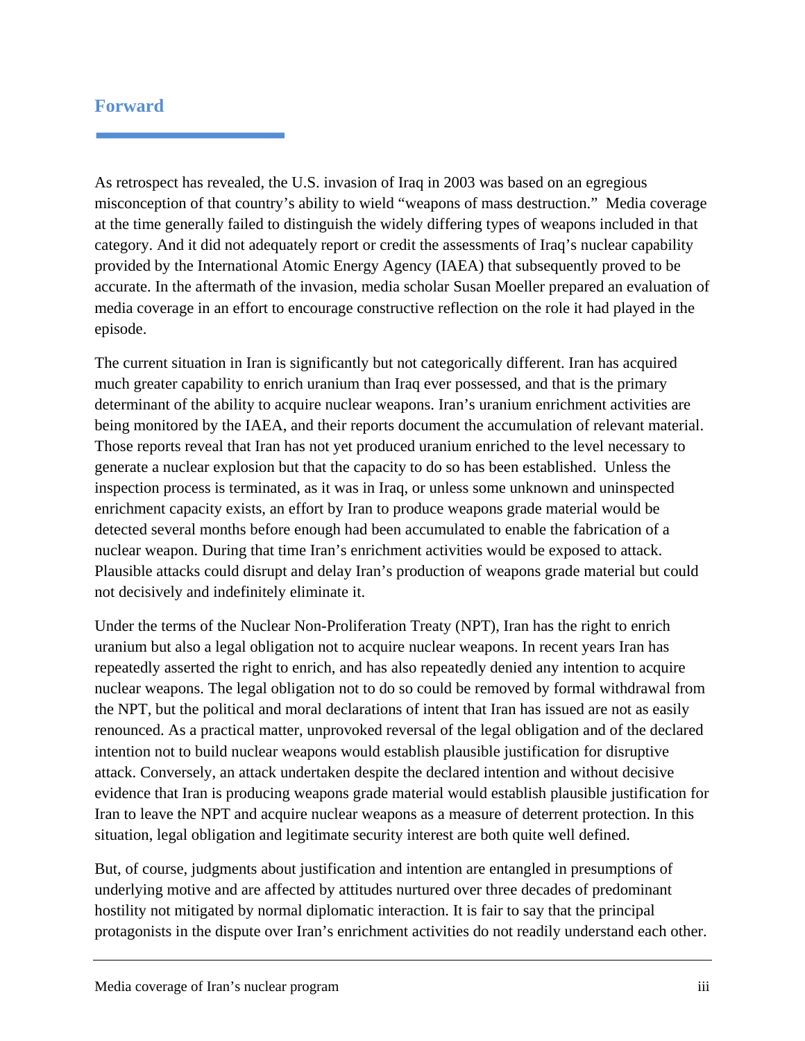## Forward

As retrospect has revealed, the U.S. invasion of Iraq in 2003 was based on an egregious misconception of that country's ability to wield "weapons of mass destruction." Media coverage at the time generally failed to distinguish the widely differing types of weapons included in that category. And it did not adequately report or credit the assessments of Iraq's nuclear capability provided by the International Atomic Energy Agency (IAEA) that subsequently proved to be accurate. In the aftermath of the invasion, media scholar Susan Moeller prepared an evaluation of media coverage in an effort to encourage constructive reflection on the role it had played in the episode.

The current situation in Iran is significantly but not categorically different. Iran has acquired much greater capability to enrich uranium than Iraq ever possessed, and that is the primary determinant of the ability to acquire nuclear weapons. Iran's uranium enrichment activities are being monitored by the IAEA, and their reports document the accumulation of relevant material. Those reports reveal that Iran has not yet produced uranium enriched to the level necessary to generate a nuclear explosion but that the capacity to do so has been established. Unless the inspection process is terminated, as it was in Iraq, or unless some unknown and uninspected enrichment capacity exists, an effort by Iran to produce weapons grade material would be detected several months before enough had been accumulated to enable the fabrication of a nuclear weapon. During that time Iran's enrichment activities would be exposed to attack. Plausible attacks could disrupt and delay Iran's production of weapons grade material but could not decisively and indefinitely eliminate it.

Under the terms of the Nuclear Non-Proliferation Treaty (NPT), Iran has the right to enrich uranium but also a legal obligation not to acquire nuclear weapons. In recent years Iran has repeatedly asserted the right to enrich, and has also repeatedly denied any intention to acquire nuclear weapons. The legal obligation not to do so could be removed by formal withdrawal from the NPT, but the political and moral declarations of intent that Iran has issued are not as easily renounced. As a practical matter, unprovoked reversal of the legal obligation and of the declared intention not to build nuclear weapons would establish plausible justification for disruptive attack. Conversely, an attack undertaken despite the declared intention and without decisive evidence that Iran is producing weapons grade material would establish plausible justification for Iran to leave the NPT and acquire nuclear weapons as a measure of deterrent protection. In this situation, legal obligation and legitimate security interest are both quite well defined.

But, of course, judgments about justification and intention are entangled in presumptions of underlying motive and are affected by attitudes nurtured over three decades of predominant hostility not mitigated by normal diplomatic interaction. It is fair to say that the principal protagonists in the dispute over Iran's enrichment activities do not readily understand each other.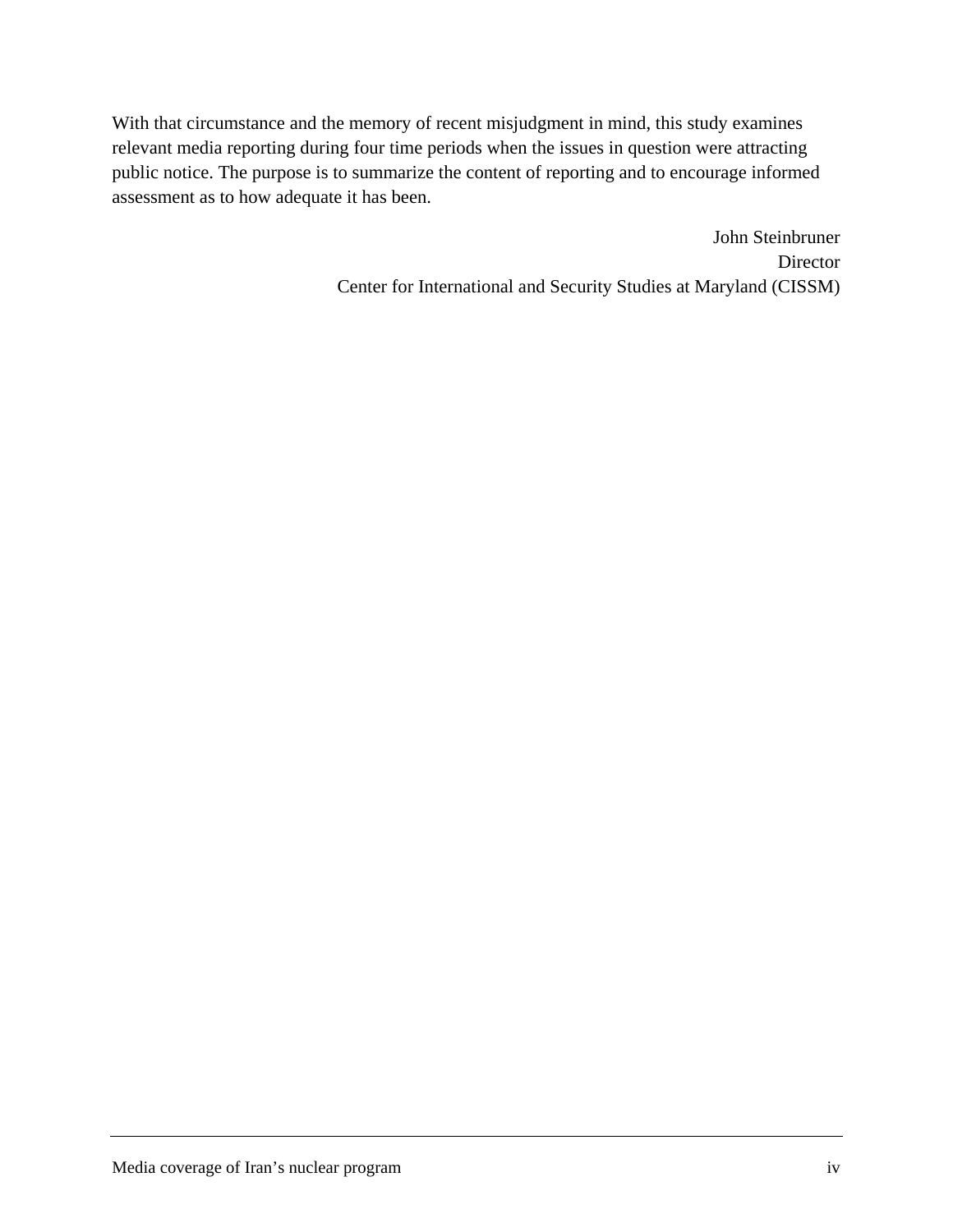With that circumstance and the memory of recent misjudgment in mind, this study examines relevant media reporting during four time periods when the issues in question were attracting public notice. The purpose is to summarize the content of reporting and to encourage informed assessment as to how adequate it has been.

John Steinbruner
Director
Center for International and Security Studies at Maryland (CISSM)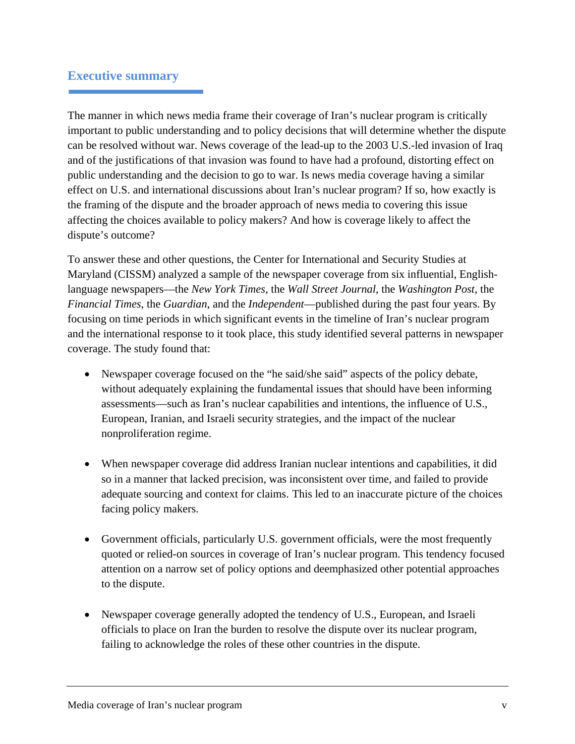## Executive summary

The manner in which news media frame their coverage of Iran's nuclear program is critically important to public understanding and to policy decisions that will determine whether the dispute can be resolved without war. News coverage of the lead-up to the 2003 U.S.-led invasion of Iraq and of the justifications of that invasion was found to have had a profound, distorting effect on public understanding and the decision to go to war. Is news media coverage having a similar effect on U.S. and international discussions about Iran's nuclear program? If so, how exactly is the framing of the dispute and the broader approach of news media to covering this issue affecting the choices available to policy makers? And how is coverage likely to affect the dispute's outcome?

To answer these and other questions, the Center for International and Security Studies at Maryland (CISSM) analyzed a sample of the newspaper coverage from six influential, English-language newspapers—the *New York Times*, the *Wall Street Journal*, the *Washington Post*, the *Financial Times*, the *Guardian*, and the *Independent*—published during the past four years. By focusing on time periods in which significant events in the timeline of Iran's nuclear program and the international response to it took place, this study identified several patterns in newspaper coverage. The study found that:

- Newspaper coverage focused on the "he said/she said" aspects of the policy debate, without adequately explaining the fundamental issues that should have been informing assessments—such as Iran's nuclear capabilities and intentions, the influence of U.S., European, Iranian, and Israeli security strategies, and the impact of the nuclear nonproliferation regime.

- When newspaper coverage did address Iranian nuclear intentions and capabilities, it did so in a manner that lacked precision, was inconsistent over time, and failed to provide adequate sourcing and context for claims. This led to an inaccurate picture of the choices facing policy makers.

- Government officials, particularly U.S. government officials, were the most frequently quoted or relied-on sources in coverage of Iran's nuclear program. This tendency focused attention on a narrow set of policy options and deemphasized other potential approaches to the dispute.

- Newspaper coverage generally adopted the tendency of U.S., European, and Israeli officials to place on Iran the burden to resolve the dispute over its nuclear program, failing to acknowledge the roles of these other countries in the dispute.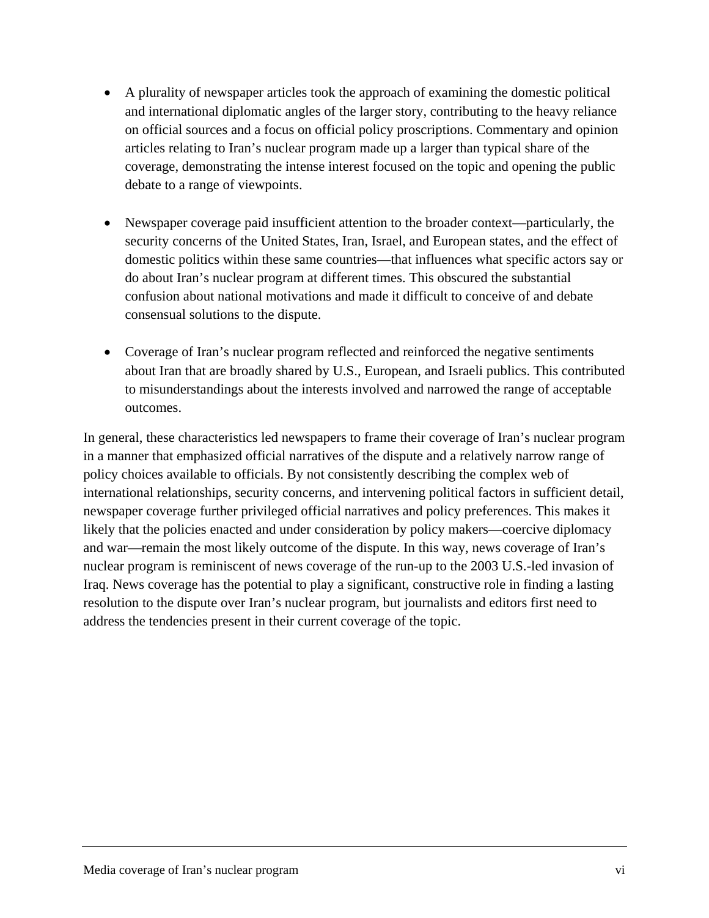- A plurality of newspaper articles took the approach of examining the domestic political and international diplomatic angles of the larger story, contributing to the heavy reliance on official sources and a focus on official policy proscriptions. Commentary and opinion articles relating to Iran's nuclear program made up a larger than typical share of the coverage, demonstrating the intense interest focused on the topic and opening the public debate to a range of viewpoints.

- Newspaper coverage paid insufficient attention to the broader context—particularly, the security concerns of the United States, Iran, Israel, and European states, and the effect of domestic politics within these same countries—that influences what specific actors say or do about Iran's nuclear program at different times. This obscured the substantial confusion about national motivations and made it difficult to conceive of and debate consensual solutions to the dispute.

- Coverage of Iran's nuclear program reflected and reinforced the negative sentiments about Iran that are broadly shared by U.S., European, and Israeli publics. This contributed to misunderstandings about the interests involved and narrowed the range of acceptable outcomes.

In general, these characteristics led newspapers to frame their coverage of Iran's nuclear program in a manner that emphasized official narratives of the dispute and a relatively narrow range of policy choices available to officials. By not consistently describing the complex web of international relationships, security concerns, and intervening political factors in sufficient detail, newspaper coverage further privileged official narratives and policy preferences. This makes it likely that the policies enacted and under consideration by policy makers—coercive diplomacy and war—remain the most likely outcome of the dispute. In this way, news coverage of Iran's nuclear program is reminiscent of news coverage of the run-up to the 2003 U.S.-led invasion of Iraq. News coverage has the potential to play a significant, constructive role in finding a lasting resolution to the dispute over Iran's nuclear program, but journalists and editors first need to address the tendencies present in their current coverage of the topic.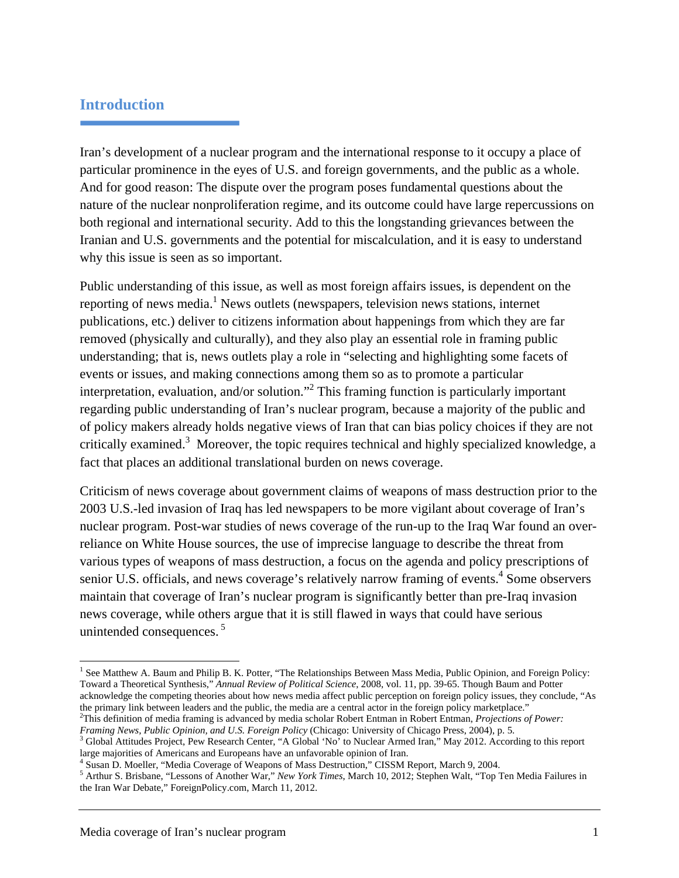## Introduction

Iran's development of a nuclear program and the international response to it occupy a place of particular prominence in the eyes of U.S. and foreign governments, and the public as a whole. And for good reason: The dispute over the program poses fundamental questions about the nature of the nuclear nonproliferation regime, and its outcome could have large repercussions on both regional and international security. Add to this the longstanding grievances between the Iranian and U.S. governments and the potential for miscalculation, and it is easy to understand why this issue is seen as so important.

Public understanding of this issue, as well as most foreign affairs issues, is dependent on the reporting of news media.[1] News outlets (newspapers, television news stations, internet publications, etc.) deliver to citizens information about happenings from which they are far removed (physically and culturally), and they also play an essential role in framing public understanding; that is, news outlets play a role in "selecting and highlighting some facets of events or issues, and making connections among them so as to promote a particular interpretation, evaluation, and/or solution."[2] This framing function is particularly important regarding public understanding of Iran's nuclear program, because a majority of the public and of policy makers already holds negative views of Iran that can bias policy choices if they are not critically examined.[3] Moreover, the topic requires technical and highly specialized knowledge, a fact that places an additional translational burden on news coverage.

Criticism of news coverage about government claims of weapons of mass destruction prior to the 2003 U.S.-led invasion of Iraq has led newspapers to be more vigilant about coverage of Iran's nuclear program. Post-war studies of news coverage of the run-up to the Iraq War found an over-reliance on White House sources, the use of imprecise language to describe the threat from various types of weapons of mass destruction, a focus on the agenda and policy prescriptions of senior U.S. officials, and news coverage's relatively narrow framing of events.[4] Some observers maintain that coverage of Iran's nuclear program is significantly better than pre-Iraq invasion news coverage, while others argue that it is still flawed in ways that could have serious unintended consequences.[5]

---

[1] See Matthew A. Baum and Philip B. K. Potter, "The Relationships Between Mass Media, Public Opinion, and Foreign Policy: Toward a Theoretical Synthesis," *Annual Review of Political Science*, 2008, vol. 11, pp. 39-65. Though Baum and Potter acknowledge the competing theories about how news media affect public perception on foreign policy issues, they conclude, "As the primary link between leaders and the public, the media are a central actor in the foreign policy marketplace."

[2] This definition of media framing is advanced by media scholar Robert Entman in Robert Entman, *Projections of Power: Framing News, Public Opinion, and U.S. Foreign Policy* (Chicago: University of Chicago Press, 2004), p. 5.

[3] Global Attitudes Project, Pew Research Center, "A Global 'No' to Nuclear Armed Iran," May 2012. According to this report large majorities of Americans and Europeans have an unfavorable opinion of Iran.

[4] Susan D. Moeller, "Media Coverage of Weapons of Mass Destruction," CISSM Report, March 9, 2004.

[5] Arthur S. Brisbane, "Lessons of Another War," *New York Times*, March 10, 2012; Stephen Walt, "Top Ten Media Failures in the Iran War Debate," ForeignPolicy.com, March 11, 2012.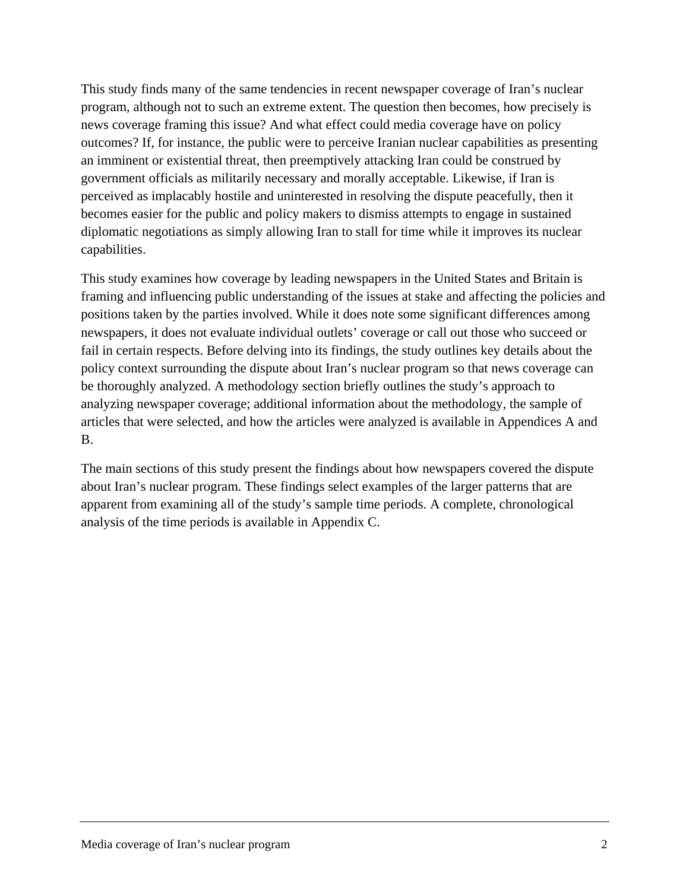This study finds many of the same tendencies in recent newspaper coverage of Iran's nuclear program, although not to such an extreme extent. The question then becomes, how precisely is news coverage framing this issue? And what effect could media coverage have on policy outcomes? If, for instance, the public were to perceive Iranian nuclear capabilities as presenting an imminent or existential threat, then preemptively attacking Iran could be construed by government officials as militarily necessary and morally acceptable. Likewise, if Iran is perceived as implacably hostile and uninterested in resolving the dispute peacefully, then it becomes easier for the public and policy makers to dismiss attempts to engage in sustained diplomatic negotiations as simply allowing Iran to stall for time while it improves its nuclear capabilities.

This study examines how coverage by leading newspapers in the United States and Britain is framing and influencing public understanding of the issues at stake and affecting the policies and positions taken by the parties involved. While it does note some significant differences among newspapers, it does not evaluate individual outlets' coverage or call out those who succeed or fail in certain respects. Before delving into its findings, the study outlines key details about the policy context surrounding the dispute about Iran's nuclear program so that news coverage can be thoroughly analyzed. A methodology section briefly outlines the study's approach to analyzing newspaper coverage; additional information about the methodology, the sample of articles that were selected, and how the articles were analyzed is available in Appendices A and B.

The main sections of this study present the findings about how newspapers covered the dispute about Iran's nuclear program. These findings select examples of the larger patterns that are apparent from examining all of the study's sample time periods. A complete, chronological analysis of the time periods is available in Appendix C.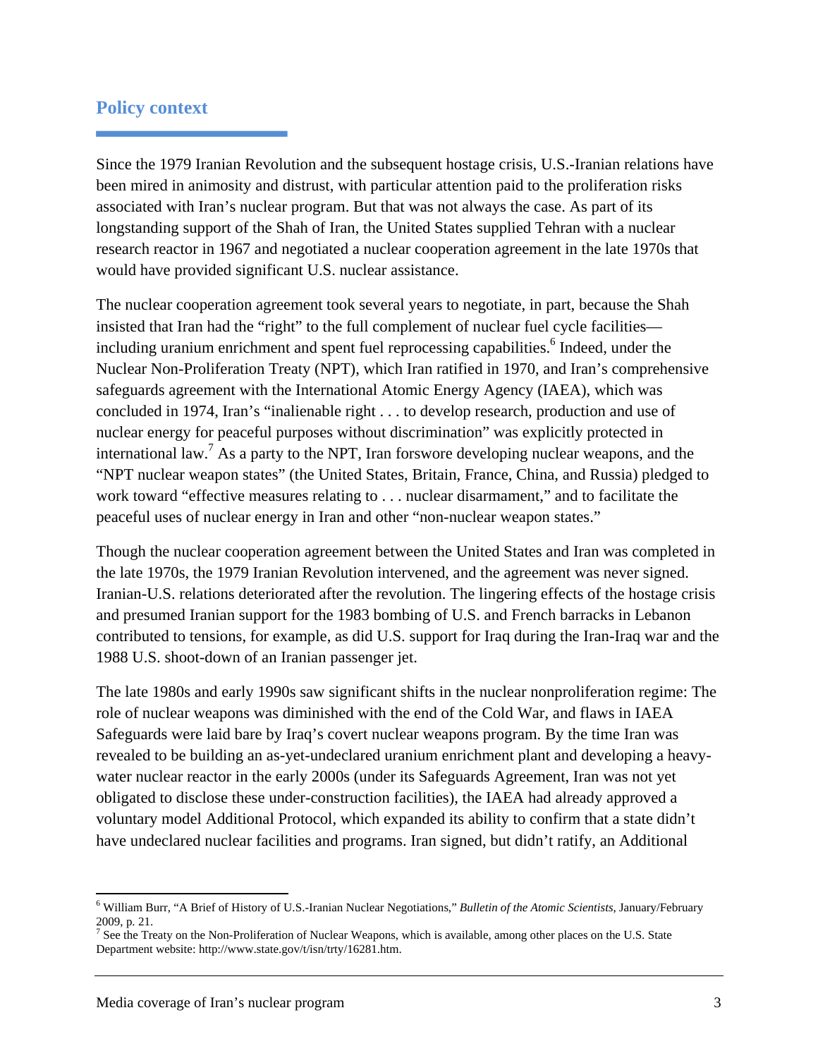## Policy context

Since the 1979 Iranian Revolution and the subsequent hostage crisis, U.S.-Iranian relations have been mired in animosity and distrust, with particular attention paid to the proliferation risks associated with Iran's nuclear program. But that was not always the case. As part of its longstanding support of the Shah of Iran, the United States supplied Tehran with a nuclear research reactor in 1967 and negotiated a nuclear cooperation agreement in the late 1970s that would have provided significant U.S. nuclear assistance.

The nuclear cooperation agreement took several years to negotiate, in part, because the Shah insisted that Iran had the "right" to the full complement of nuclear fuel cycle facilities—including uranium enrichment and spent fuel reprocessing capabilities.[6] Indeed, under the Nuclear Non-Proliferation Treaty (NPT), which Iran ratified in 1970, and Iran's comprehensive safeguards agreement with the International Atomic Energy Agency (IAEA), which was concluded in 1974, Iran's "inalienable right . . . to develop research, production and use of nuclear energy for peaceful purposes without discrimination" was explicitly protected in international law.[7] As a party to the NPT, Iran forswore developing nuclear weapons, and the "NPT nuclear weapon states" (the United States, Britain, France, China, and Russia) pledged to work toward "effective measures relating to . . . nuclear disarmament," and to facilitate the peaceful uses of nuclear energy in Iran and other "non-nuclear weapon states."

Though the nuclear cooperation agreement between the United States and Iran was completed in the late 1970s, the 1979 Iranian Revolution intervened, and the agreement was never signed. Iranian-U.S. relations deteriorated after the revolution. The lingering effects of the hostage crisis and presumed Iranian support for the 1983 bombing of U.S. and French barracks in Lebanon contributed to tensions, for example, as did U.S. support for Iraq during the Iran-Iraq war and the 1988 U.S. shoot-down of an Iranian passenger jet.

The late 1980s and early 1990s saw significant shifts in the nuclear nonproliferation regime: The role of nuclear weapons was diminished with the end of the Cold War, and flaws in IAEA Safeguards were laid bare by Iraq's covert nuclear weapons program. By the time Iran was revealed to be building an as-yet-undeclared uranium enrichment plant and developing a heavy-water nuclear reactor in the early 2000s (under its Safeguards Agreement, Iran was not yet obligated to disclose these under-construction facilities), the IAEA had already approved a voluntary model Additional Protocol, which expanded its ability to confirm that a state didn't have undeclared nuclear facilities and programs. Iran signed, but didn't ratify, an Additional

---

[6] William Burr, "A Brief of History of U.S.-Iranian Nuclear Negotiations," *Bulletin of the Atomic Scientists,* January/February 2009, p. 21.

[7] See the Treaty on the Non-Proliferation of Nuclear Weapons, which is available, among other places on the U.S. State Department website: http://www.state.gov/t/isn/trty/16281.htm.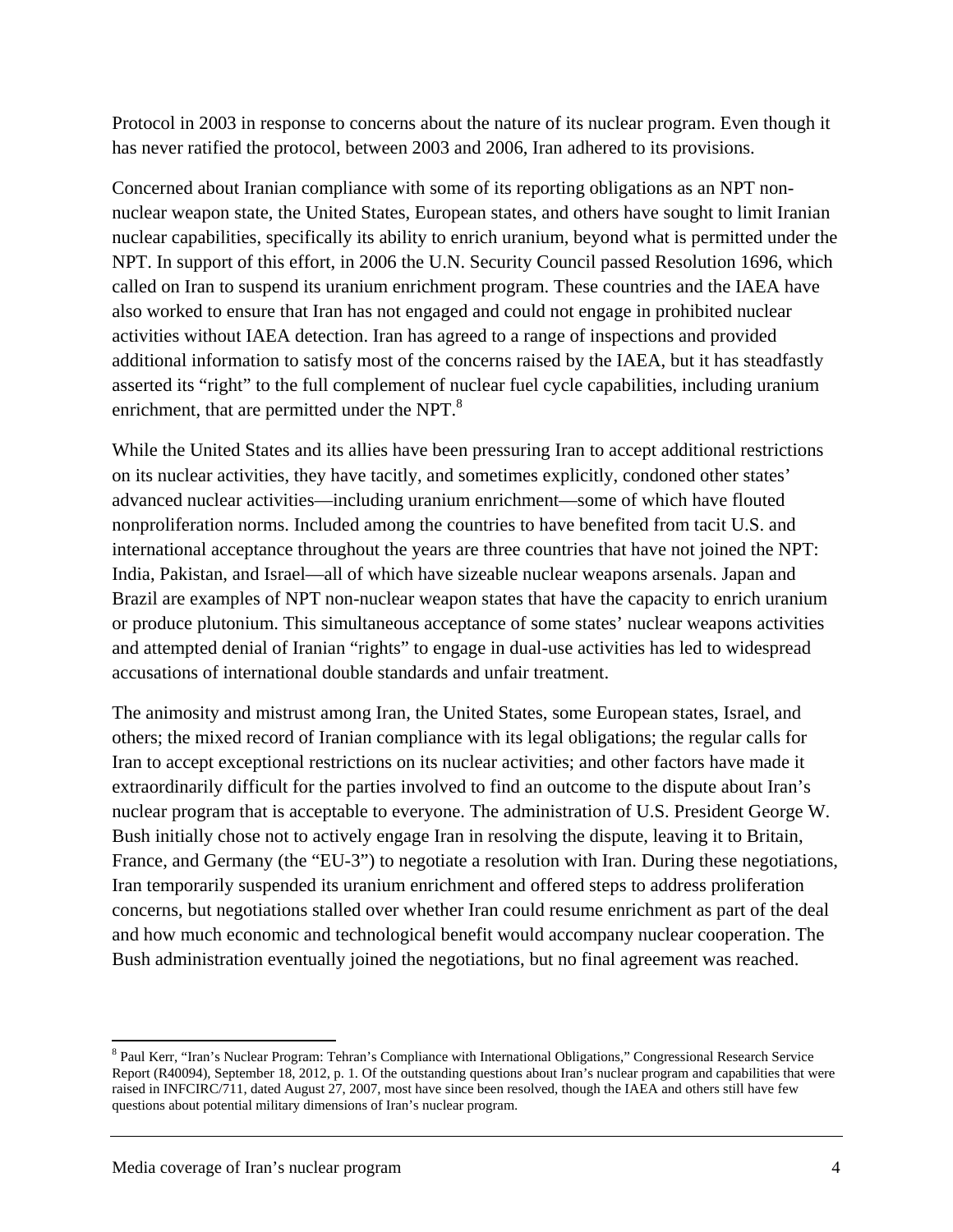Protocol in 2003 in response to concerns about the nature of its nuclear program. Even though it has never ratified the protocol, between 2003 and 2006, Iran adhered to its provisions.

Concerned about Iranian compliance with some of its reporting obligations as an NPT non-nuclear weapon state, the United States, European states, and others have sought to limit Iranian nuclear capabilities, specifically its ability to enrich uranium, beyond what is permitted under the NPT. In support of this effort, in 2006 the U.N. Security Council passed Resolution 1696, which called on Iran to suspend its uranium enrichment program. These countries and the IAEA have also worked to ensure that Iran has not engaged and could not engage in prohibited nuclear activities without IAEA detection. Iran has agreed to a range of inspections and provided additional information to satisfy most of the concerns raised by the IAEA, but it has steadfastly asserted its "right" to the full complement of nuclear fuel cycle capabilities, including uranium enrichment, that are permitted under the NPT.[8]

While the United States and its allies have been pressuring Iran to accept additional restrictions on its nuclear activities, they have tacitly, and sometimes explicitly, condoned other states' advanced nuclear activities—including uranium enrichment—some of which have flouted nonproliferation norms. Included among the countries to have benefited from tacit U.S. and international acceptance throughout the years are three countries that have not joined the NPT: India, Pakistan, and Israel—all of which have sizeable nuclear weapons arsenals. Japan and Brazil are examples of NPT non-nuclear weapon states that have the capacity to enrich uranium or produce plutonium. This simultaneous acceptance of some states' nuclear weapons activities and attempted denial of Iranian "rights" to engage in dual-use activities has led to widespread accusations of international double standards and unfair treatment.

The animosity and mistrust among Iran, the United States, some European states, Israel, and others; the mixed record of Iranian compliance with its legal obligations; the regular calls for Iran to accept exceptional restrictions on its nuclear activities; and other factors have made it extraordinarily difficult for the parties involved to find an outcome to the dispute about Iran's nuclear program that is acceptable to everyone. The administration of U.S. President George W. Bush initially chose not to actively engage Iran in resolving the dispute, leaving it to Britain, France, and Germany (the "EU-3") to negotiate a resolution with Iran. During these negotiations, Iran temporarily suspended its uranium enrichment and offered steps to address proliferation concerns, but negotiations stalled over whether Iran could resume enrichment as part of the deal and how much economic and technological benefit would accompany nuclear cooperation. The Bush administration eventually joined the negotiations, but no final agreement was reached.

---

[8] Paul Kerr, "Iran's Nuclear Program: Tehran's Compliance with International Obligations," Congressional Research Service Report (R40094), September 18, 2012, p. 1. Of the outstanding questions about Iran's nuclear program and capabilities that were raised in INFCIRC/711, dated August 27, 2007, most have since been resolved, though the IAEA and others still have few questions about potential military dimensions of Iran's nuclear program.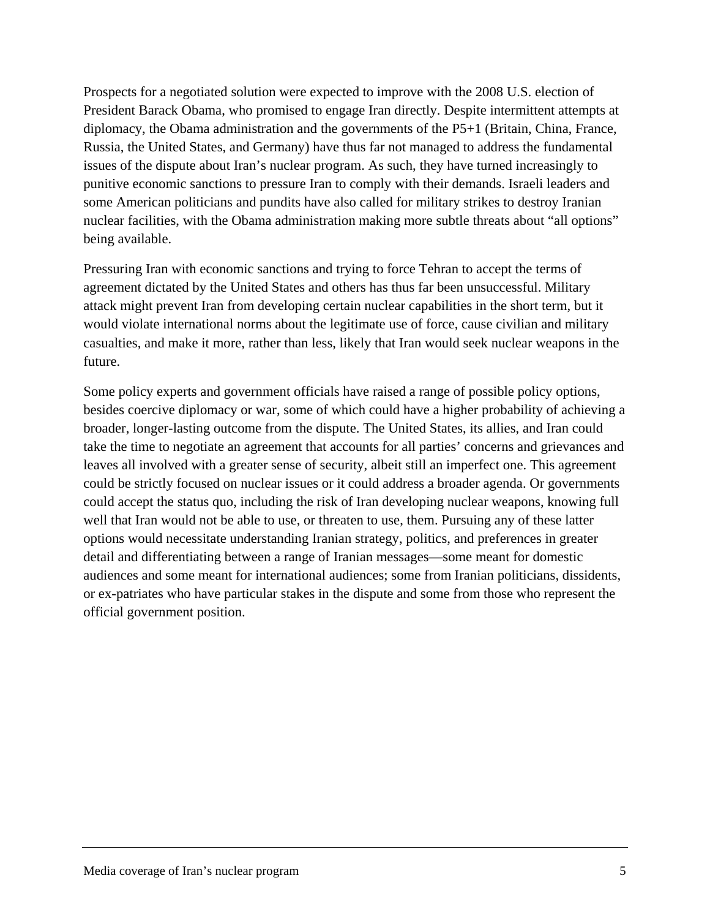Prospects for a negotiated solution were expected to improve with the 2008 U.S. election of President Barack Obama, who promised to engage Iran directly. Despite intermittent attempts at diplomacy, the Obama administration and the governments of the P5+1 (Britain, China, France, Russia, the United States, and Germany) have thus far not managed to address the fundamental issues of the dispute about Iran's nuclear program. As such, they have turned increasingly to punitive economic sanctions to pressure Iran to comply with their demands. Israeli leaders and some American politicians and pundits have also called for military strikes to destroy Iranian nuclear facilities, with the Obama administration making more subtle threats about "all options" being available.

Pressuring Iran with economic sanctions and trying to force Tehran to accept the terms of agreement dictated by the United States and others has thus far been unsuccessful. Military attack might prevent Iran from developing certain nuclear capabilities in the short term, but it would violate international norms about the legitimate use of force, cause civilian and military casualties, and make it more, rather than less, likely that Iran would seek nuclear weapons in the future.

Some policy experts and government officials have raised a range of possible policy options, besides coercive diplomacy or war, some of which could have a higher probability of achieving a broader, longer-lasting outcome from the dispute. The United States, its allies, and Iran could take the time to negotiate an agreement that accounts for all parties' concerns and grievances and leaves all involved with a greater sense of security, albeit still an imperfect one. This agreement could be strictly focused on nuclear issues or it could address a broader agenda. Or governments could accept the status quo, including the risk of Iran developing nuclear weapons, knowing full well that Iran would not be able to use, or threaten to use, them. Pursuing any of these latter options would necessitate understanding Iranian strategy, politics, and preferences in greater detail and differentiating between a range of Iranian messages—some meant for domestic audiences and some meant for international audiences; some from Iranian politicians, dissidents, or ex-patriates who have particular stakes in the dispute and some from those who represent the official government position.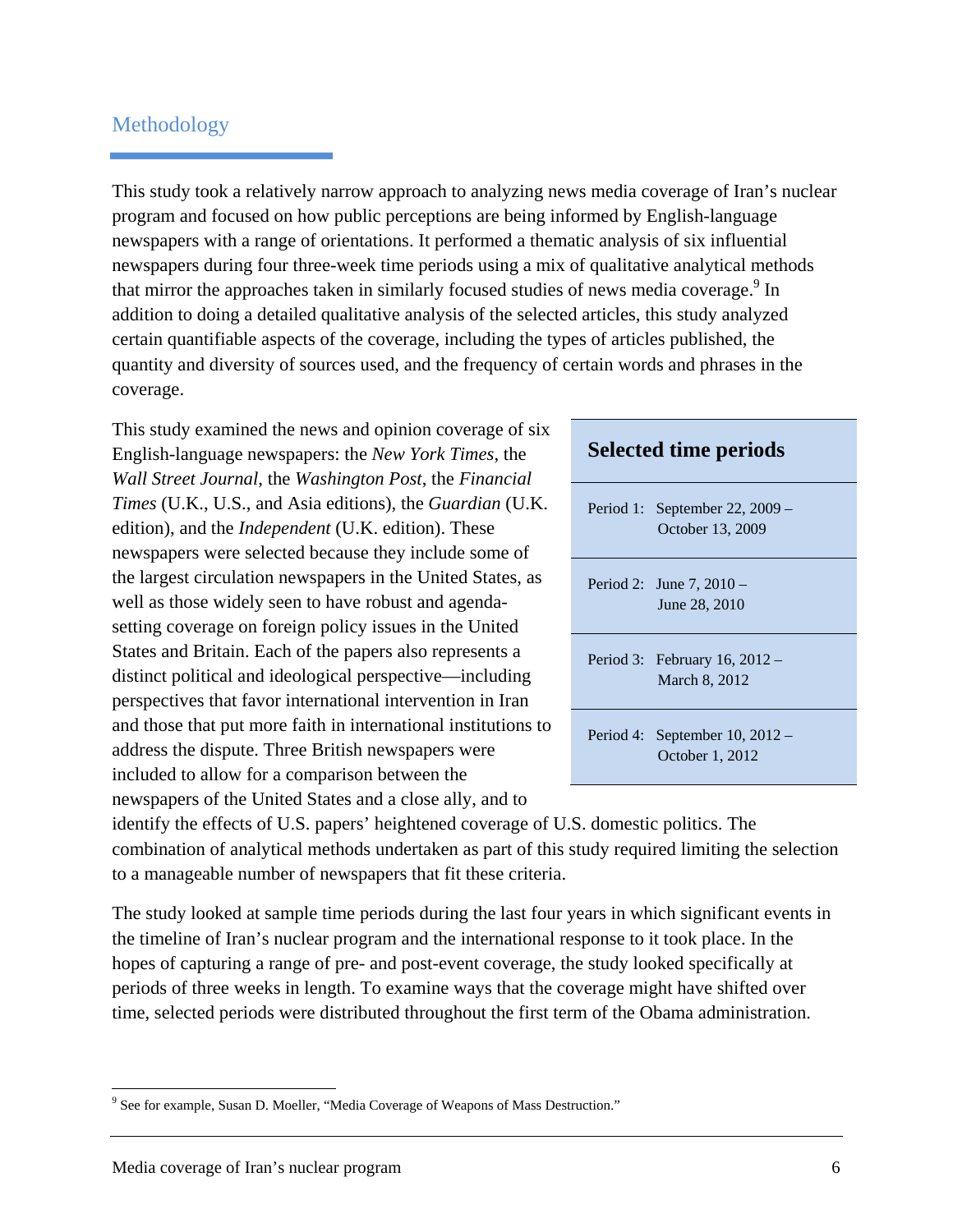## Methodology

This study took a relatively narrow approach to analyzing news media coverage of Iran's nuclear program and focused on how public perceptions are being informed by English-language newspapers with a range of orientations. It performed a thematic analysis of six influential newspapers during four three-week time periods using a mix of qualitative analytical methods that mirror the approaches taken in similarly focused studies of news media coverage.[9] In addition to doing a detailed qualitative analysis of the selected articles, this study analyzed certain quantifiable aspects of the coverage, including the types of articles published, the quantity and diversity of sources used, and the frequency of certain words and phrases in the coverage.

This study examined the news and opinion coverage of six English-language newspapers: the *New York Times*, the *Wall Street Journal*, the *Washington Post*, the *Financial Times* (U.K., U.S., and Asia editions), the *Guardian* (U.K. edition), and the *Independent* (U.K. edition). These newspapers were selected because they include some of the largest circulation newspapers in the United States, as well as those widely seen to have robust and agenda-setting coverage on foreign policy issues in the United States and Britain. Each of the papers also represents a distinct political and ideological perspective—including perspectives that favor international intervention in Iran and those that put more faith in international institutions to address the dispute. Three British newspapers were included to allow for a comparison between the newspapers of the United States and a close ally, and to identify the effects of U.S. papers' heightened coverage of U.S. domestic politics. The combination of analytical methods undertaken as part of this study required limiting the selection to a manageable number of newspapers that fit these criteria.

| **Selected time periods** | |
|---|---|
| Period 1: | September 22, 2009 – October 13, 2009 |
| Period 2: | June 7, 2010 – June 28, 2010 |
| Period 3: | February 16, 2012 – March 8, 2012 |
| Period 4: | September 10, 2012 – October 1, 2012 |

The study looked at sample time periods during the last four years in which significant events in the timeline of Iran's nuclear program and the international response to it took place. In the hopes of capturing a range of pre- and post-event coverage, the study looked specifically at periods of three weeks in length. To examine ways that the coverage might have shifted over time, selected periods were distributed throughout the first term of the Obama administration.

[9] See for example, Susan D. Moeller, "Media Coverage of Weapons of Mass Destruction."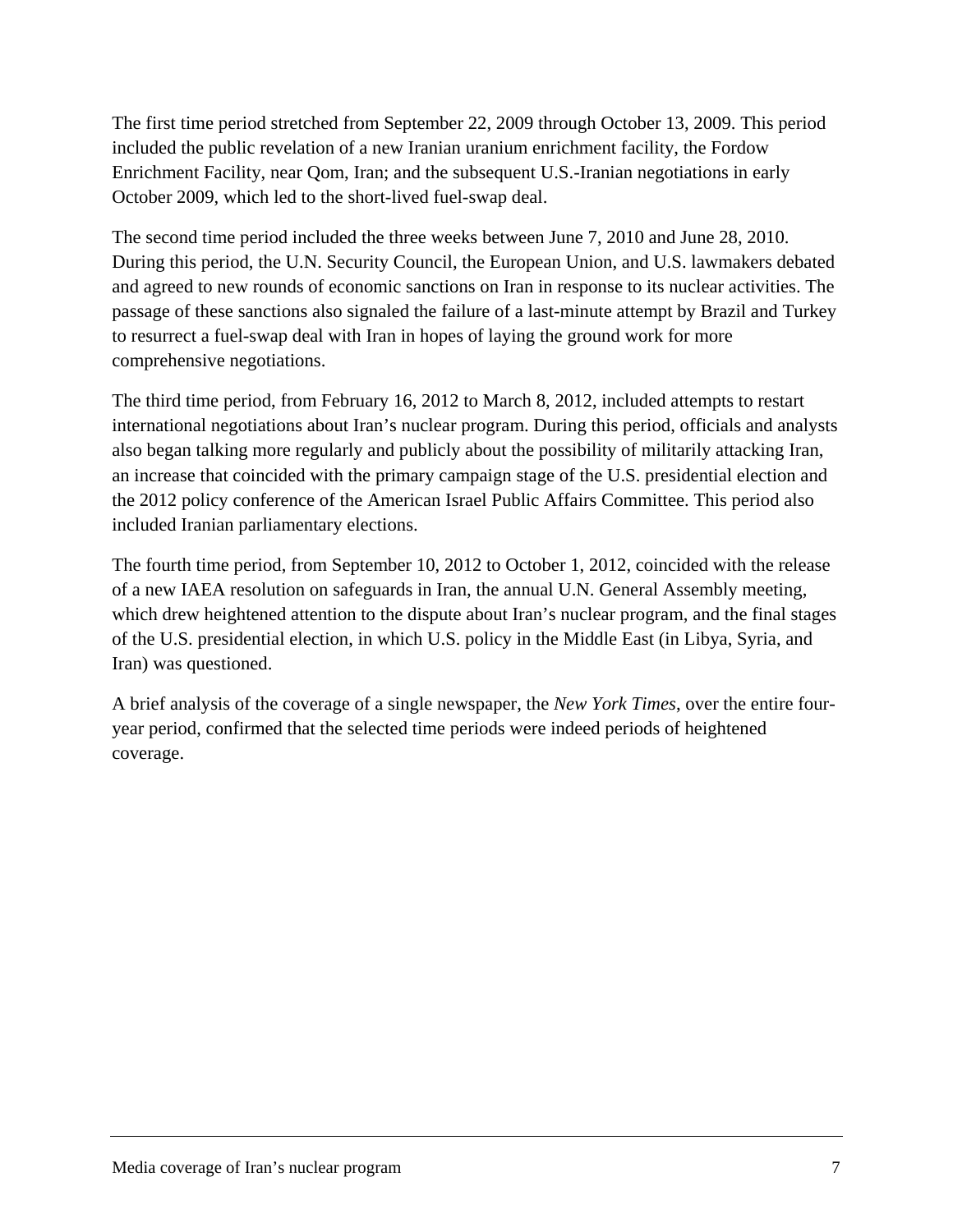The first time period stretched from September 22, 2009 through October 13, 2009. This period included the public revelation of a new Iranian uranium enrichment facility, the Fordow Enrichment Facility, near Qom, Iran; and the subsequent U.S.-Iranian negotiations in early October 2009, which led to the short-lived fuel-swap deal.

The second time period included the three weeks between June 7, 2010 and June 28, 2010. During this period, the U.N. Security Council, the European Union, and U.S. lawmakers debated and agreed to new rounds of economic sanctions on Iran in response to its nuclear activities. The passage of these sanctions also signaled the failure of a last-minute attempt by Brazil and Turkey to resurrect a fuel-swap deal with Iran in hopes of laying the ground work for more comprehensive negotiations.

The third time period, from February 16, 2012 to March 8, 2012, included attempts to restart international negotiations about Iran's nuclear program. During this period, officials and analysts also began talking more regularly and publicly about the possibility of militarily attacking Iran, an increase that coincided with the primary campaign stage of the U.S. presidential election and the 2012 policy conference of the American Israel Public Affairs Committee. This period also included Iranian parliamentary elections.

The fourth time period, from September 10, 2012 to October 1, 2012, coincided with the release of a new IAEA resolution on safeguards in Iran, the annual U.N. General Assembly meeting, which drew heightened attention to the dispute about Iran's nuclear program, and the final stages of the U.S. presidential election, in which U.S. policy in the Middle East (in Libya, Syria, and Iran) was questioned.

A brief analysis of the coverage of a single newspaper, the *New York Times*, over the entire four-year period, confirmed that the selected time periods were indeed periods of heightened coverage.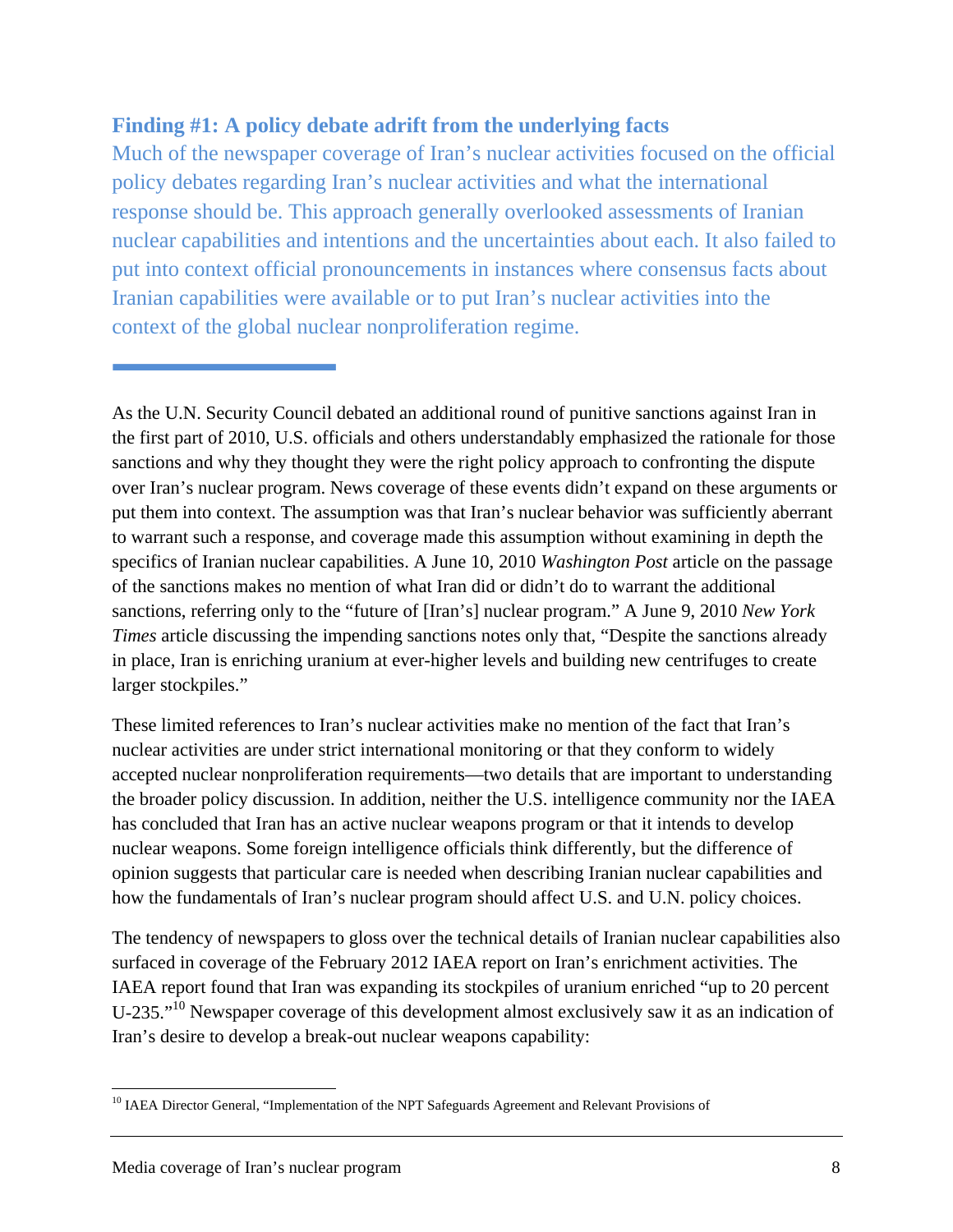## Finding #1: A policy debate adrift from the underlying facts

Much of the newspaper coverage of Iran's nuclear activities focused on the official policy debates regarding Iran's nuclear activities and what the international response should be. This approach generally overlooked assessments of Iranian nuclear capabilities and intentions and the uncertainties about each. It also failed to put into context official pronouncements in instances where consensus facts about Iranian capabilities were available or to put Iran's nuclear activities into the context of the global nuclear nonproliferation regime.

As the U.N. Security Council debated an additional round of punitive sanctions against Iran in the first part of 2010, U.S. officials and others understandably emphasized the rationale for those sanctions and why they thought they were the right policy approach to confronting the dispute over Iran's nuclear program. News coverage of these events didn't expand on these arguments or put them into context. The assumption was that Iran's nuclear behavior was sufficiently aberrant to warrant such a response, and coverage made this assumption without examining in depth the specifics of Iranian nuclear capabilities. A June 10, 2010 *Washington Post* article on the passage of the sanctions makes no mention of what Iran did or didn't do to warrant the additional sanctions, referring only to the "future of [Iran's] nuclear program." A June 9, 2010 *New York Times* article discussing the impending sanctions notes only that, "Despite the sanctions already in place, Iran is enriching uranium at ever-higher levels and building new centrifuges to create larger stockpiles."

These limited references to Iran's nuclear activities make no mention of the fact that Iran's nuclear activities are under strict international monitoring or that they conform to widely accepted nuclear nonproliferation requirements—two details that are important to understanding the broader policy discussion. In addition, neither the U.S. intelligence community nor the IAEA has concluded that Iran has an active nuclear weapons program or that it intends to develop nuclear weapons. Some foreign intelligence officials think differently, but the difference of opinion suggests that particular care is needed when describing Iranian nuclear capabilities and how the fundamentals of Iran's nuclear program should affect U.S. and U.N. policy choices.

The tendency of newspapers to gloss over the technical details of Iranian nuclear capabilities also surfaced in coverage of the February 2012 IAEA report on Iran's enrichment activities. The IAEA report found that Iran was expanding its stockpiles of uranium enriched "up to 20 percent U-235."[10] Newspaper coverage of this development almost exclusively saw it as an indication of Iran's desire to develop a break-out nuclear weapons capability:

[10] IAEA Director General, "Implementation of the NPT Safeguards Agreement and Relevant Provisions of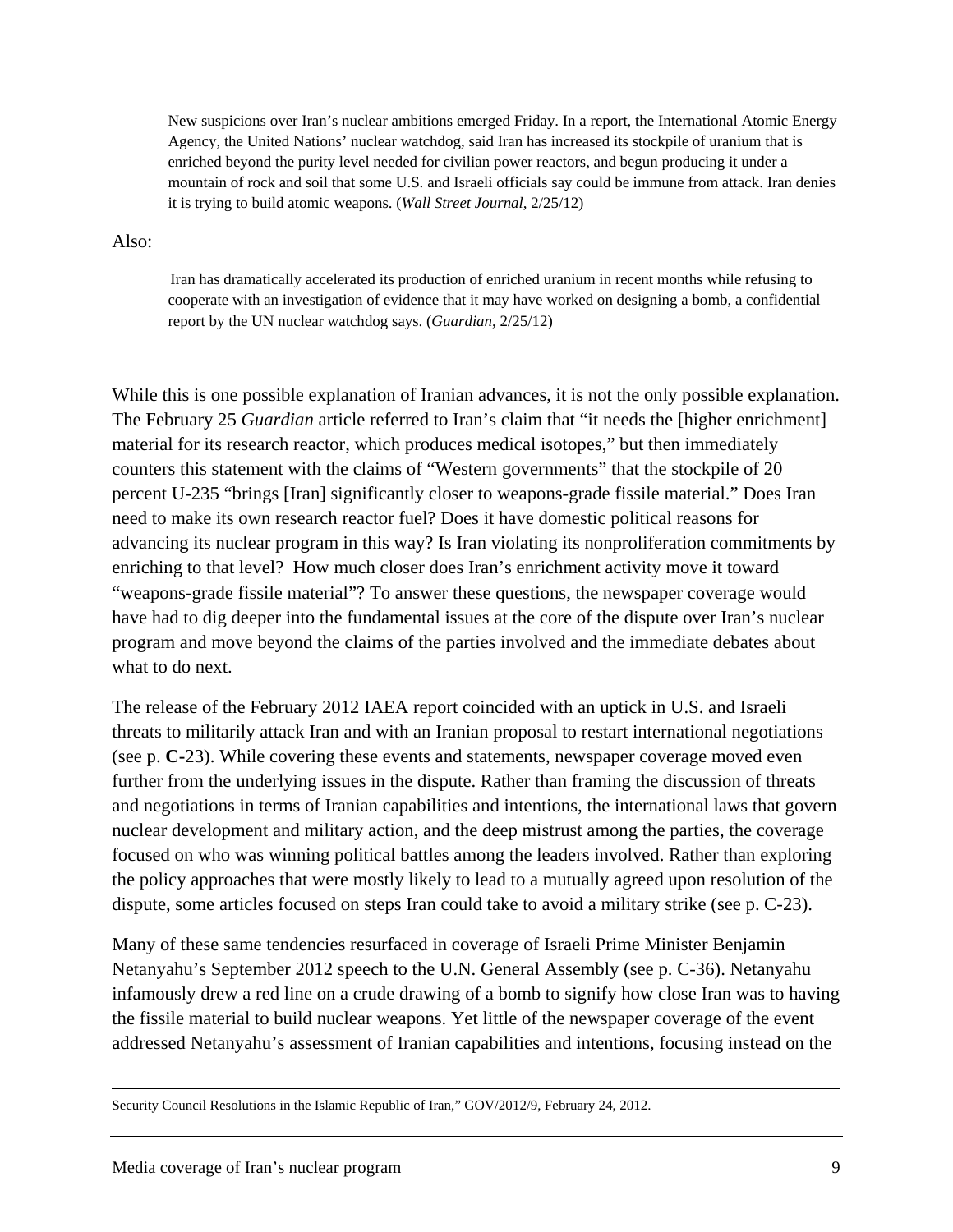> New suspicions over Iran's nuclear ambitions emerged Friday. In a report, the International Atomic Energy Agency, the United Nations' nuclear watchdog, said Iran has increased its stockpile of uranium that is enriched beyond the purity level needed for civilian power reactors, and begun producing it under a mountain of rock and soil that some U.S. and Israeli officials say could be immune from attack. Iran denies it is trying to build atomic weapons. (*Wall Street Journal*, 2/25/12)

Also:

> Iran has dramatically accelerated its production of enriched uranium in recent months while refusing to cooperate with an investigation of evidence that it may have worked on designing a bomb, a confidential report by the UN nuclear watchdog says. (*Guardian*, 2/25/12)

While this is one possible explanation of Iranian advances, it is not the only possible explanation. The February 25 *Guardian* article referred to Iran's claim that "it needs the [higher enrichment] material for its research reactor, which produces medical isotopes," but then immediately counters this statement with the claims of "Western governments" that the stockpile of 20 percent U-235 "brings [Iran] significantly closer to weapons-grade fissile material." Does Iran need to make its own research reactor fuel? Does it have domestic political reasons for advancing its nuclear program in this way? Is Iran violating its nonproliferation commitments by enriching to that level? How much closer does Iran's enrichment activity move it toward "weapons-grade fissile material"? To answer these questions, the newspaper coverage would have had to dig deeper into the fundamental issues at the core of the dispute over Iran's nuclear program and move beyond the claims of the parties involved and the immediate debates about what to do next.

The release of the February 2012 IAEA report coincided with an uptick in U.S. and Israeli threats to militarily attack Iran and with an Iranian proposal to restart international negotiations (see p. **C**-23). While covering these events and statements, newspaper coverage moved even further from the underlying issues in the dispute. Rather than framing the discussion of threats and negotiations in terms of Iranian capabilities and intentions, the international laws that govern nuclear development and military action, and the deep mistrust among the parties, the coverage focused on who was winning political battles among the leaders involved. Rather than exploring the policy approaches that were mostly likely to lead to a mutually agreed upon resolution of the dispute, some articles focused on steps Iran could take to avoid a military strike (see p. C-23).

Many of these same tendencies resurfaced in coverage of Israeli Prime Minister Benjamin Netanyahu's September 2012 speech to the U.N. General Assembly (see p. C-36). Netanyahu infamously drew a red line on a crude drawing of a bomb to signify how close Iran was to having the fissile material to build nuclear weapons. Yet little of the newspaper coverage of the event addressed Netanyahu's assessment of Iranian capabilities and intentions, focusing instead on the

Security Council Resolutions in the Islamic Republic of Iran," GOV/2012/9, February 24, 2012.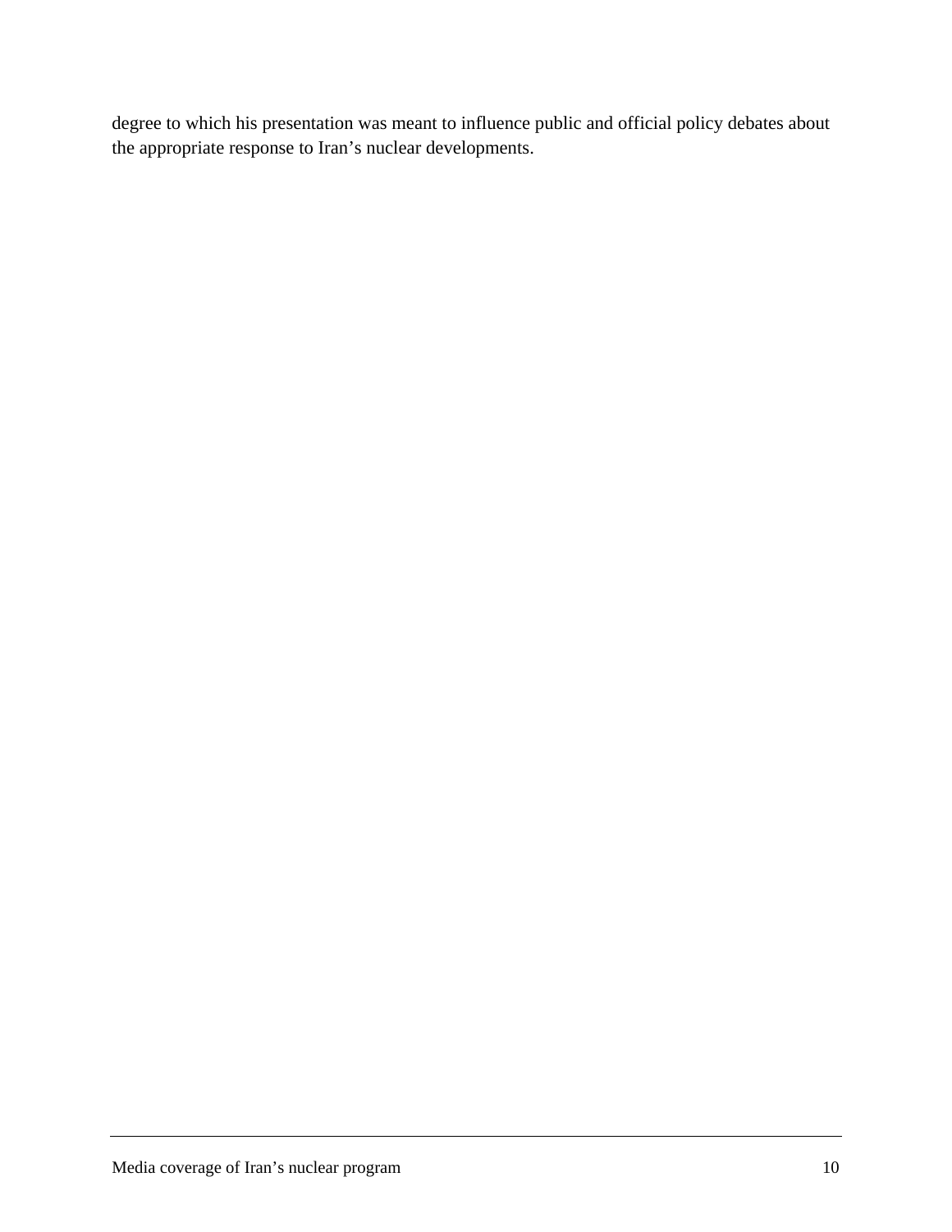degree to which his presentation was meant to influence public and official policy debates about the appropriate response to Iran's nuclear developments.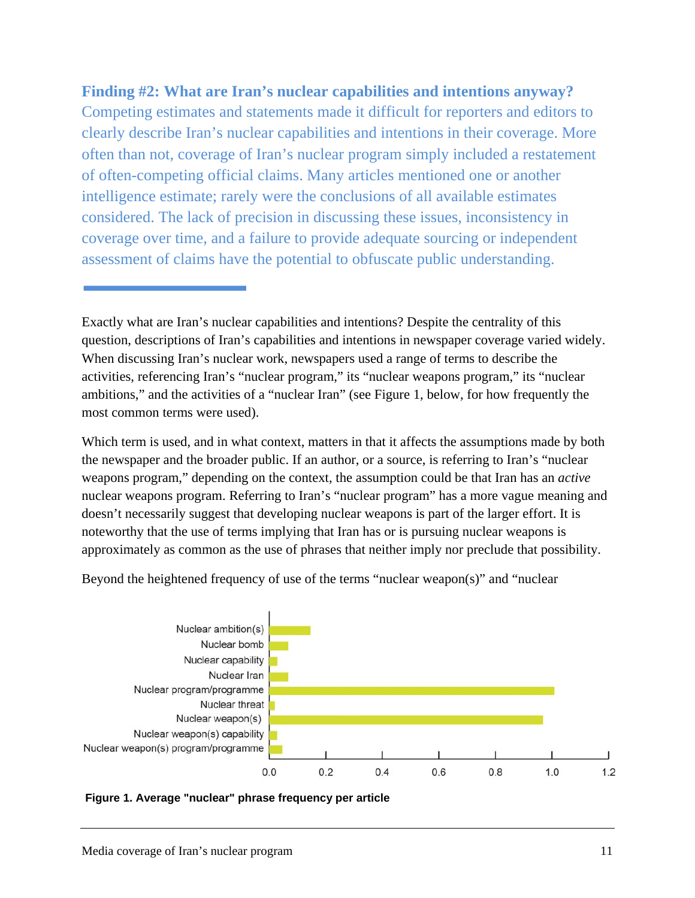### Finding #2: What are Iran's nuclear capabilities and intentions anyway?

Competing estimates and statements made it difficult for reporters and editors to clearly describe Iran's nuclear capabilities and intentions in their coverage. More often than not, coverage of Iran's nuclear program simply included a restatement of often-competing official claims. Many articles mentioned one or another intelligence estimate; rarely were the conclusions of all available estimates considered. The lack of precision in discussing these issues, inconsistency in coverage over time, and a failure to provide adequate sourcing or independent assessment of claims have the potential to obfuscate public understanding.

Exactly what are Iran's nuclear capabilities and intentions? Despite the centrality of this question, descriptions of Iran's capabilities and intentions in newspaper coverage varied widely. When discussing Iran's nuclear work, newspapers used a range of terms to describe the activities, referencing Iran's "nuclear program," its "nuclear weapons program," its "nuclear ambitions," and the activities of a "nuclear Iran" (see Figure 1, below, for how frequently the most common terms were used).

Which term is used, and in what context, matters in that it affects the assumptions made by both the newspaper and the broader public. If an author, or a source, is referring to Iran's "nuclear weapons program," depending on the context, the assumption could be that Iran has an *active* nuclear weapons program. Referring to Iran's "nuclear program" has a more vague meaning and doesn't necessarily suggest that developing nuclear weapons is part of the larger effort. It is noteworthy that the use of terms implying that Iran has or is pursuing nuclear weapons is approximately as common as the use of phrases that neither imply nor preclude that possibility.

Beyond the heightened frequency of use of the terms "nuclear weapon(s)" and "nuclear

Nuclear ambition(s)
Nuclear bomb
Nuclear capability
Nuclear Iran
Nuclear program/programme
Nuclear threat
Nuclear weapon(s)
Nuclear weapon(s) capability
Nuclear weapon(s) program/programme

0.0 0.2 0.4 0.6 0.8 1.0 1.2

**Figure 1. Average "nuclear" phrase frequency per article**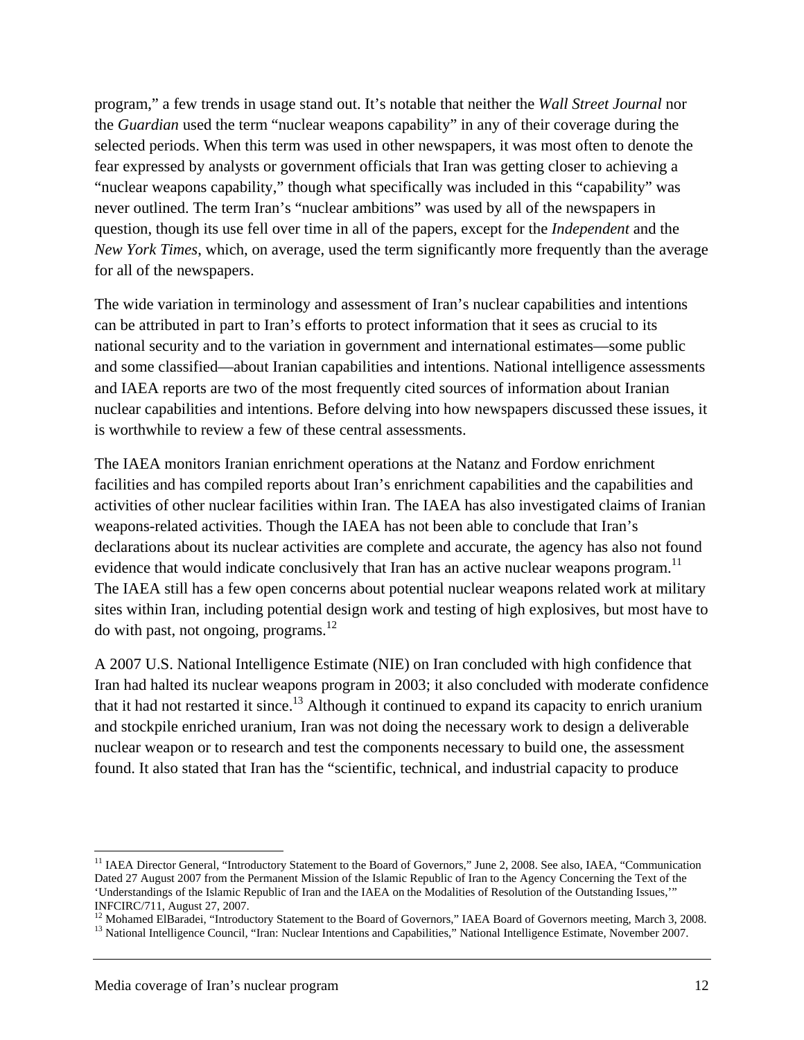program," a few trends in usage stand out. It's notable that neither the *Wall Street Journal* nor the *Guardian* used the term "nuclear weapons capability" in any of their coverage during the selected periods. When this term was used in other newspapers, it was most often to denote the fear expressed by analysts or government officials that Iran was getting closer to achieving a "nuclear weapons capability," though what specifically was included in this "capability" was never outlined. The term Iran's "nuclear ambitions" was used by all of the newspapers in question, though its use fell over time in all of the papers, except for the *Independent* and the *New York Times*, which, on average, used the term significantly more frequently than the average for all of the newspapers.

The wide variation in terminology and assessment of Iran's nuclear capabilities and intentions can be attributed in part to Iran's efforts to protect information that it sees as crucial to its national security and to the variation in government and international estimates—some public and some classified—about Iranian capabilities and intentions. National intelligence assessments and IAEA reports are two of the most frequently cited sources of information about Iranian nuclear capabilities and intentions. Before delving into how newspapers discussed these issues, it is worthwhile to review a few of these central assessments.

The IAEA monitors Iranian enrichment operations at the Natanz and Fordow enrichment facilities and has compiled reports about Iran's enrichment capabilities and the capabilities and activities of other nuclear facilities within Iran. The IAEA has also investigated claims of Iranian weapons-related activities. Though the IAEA has not been able to conclude that Iran's declarations about its nuclear activities are complete and accurate, the agency has also not found evidence that would indicate conclusively that Iran has an active nuclear weapons program.[11] The IAEA still has a few open concerns about potential nuclear weapons related work at military sites within Iran, including potential design work and testing of high explosives, but most have to do with past, not ongoing, programs.[12]

A 2007 U.S. National Intelligence Estimate (NIE) on Iran concluded with high confidence that Iran had halted its nuclear weapons program in 2003; it also concluded with moderate confidence that it had not restarted it since.[13] Although it continued to expand its capacity to enrich uranium and stockpile enriched uranium, Iran was not doing the necessary work to design a deliverable nuclear weapon or to research and test the components necessary to build one, the assessment found. It also stated that Iran has the "scientific, technical, and industrial capacity to produce

---

[11] IAEA Director General, "Introductory Statement to the Board of Governors," June 2, 2008. See also, IAEA, "Communication Dated 27 August 2007 from the Permanent Mission of the Islamic Republic of Iran to the Agency Concerning the Text of the 'Understandings of the Islamic Republic of Iran and the IAEA on the Modalities of Resolution of the Outstanding Issues,'" INFCIRC/711, August 27, 2007.

[12] Mohamed ElBaradei, "Introductory Statement to the Board of Governors," IAEA Board of Governors meeting, March 3, 2008.

[13] National Intelligence Council, "Iran: Nuclear Intentions and Capabilities," National Intelligence Estimate, November 2007.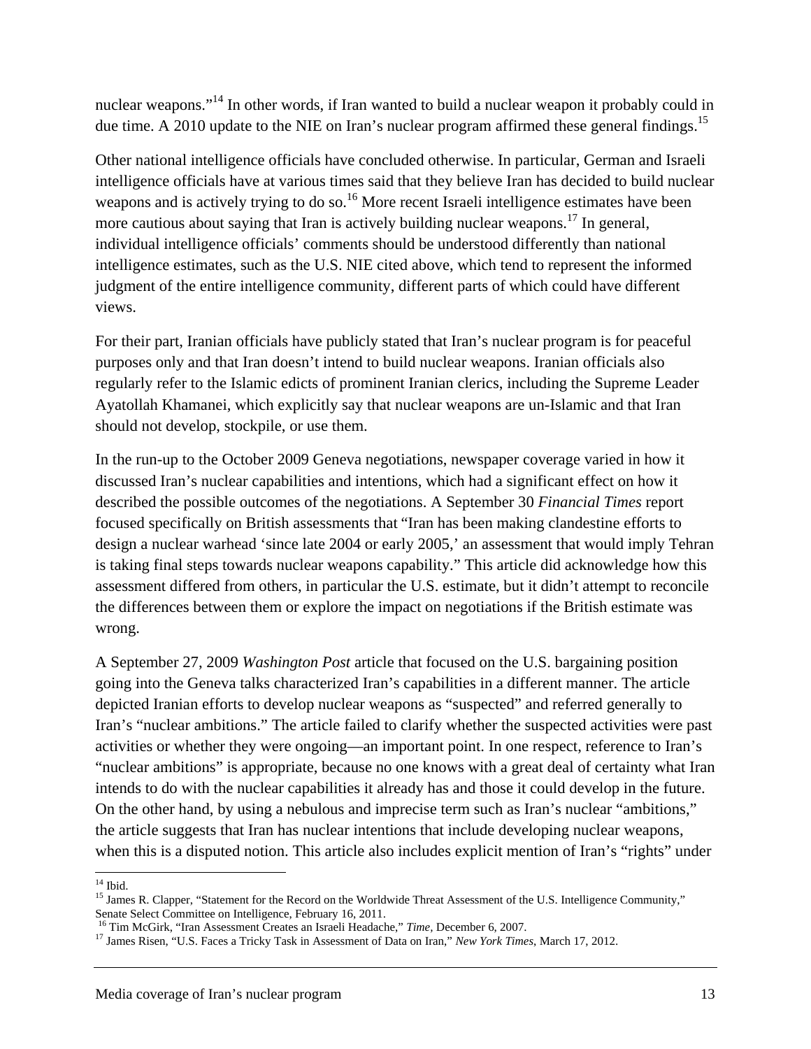nuclear weapons."[14] In other words, if Iran wanted to build a nuclear weapon it probably could in due time. A 2010 update to the NIE on Iran's nuclear program affirmed these general findings.[15]

Other national intelligence officials have concluded otherwise. In particular, German and Israeli intelligence officials have at various times said that they believe Iran has decided to build nuclear weapons and is actively trying to do so.[16] More recent Israeli intelligence estimates have been more cautious about saying that Iran is actively building nuclear weapons.[17] In general, individual intelligence officials' comments should be understood differently than national intelligence estimates, such as the U.S. NIE cited above, which tend to represent the informed judgment of the entire intelligence community, different parts of which could have different views.

For their part, Iranian officials have publicly stated that Iran's nuclear program is for peaceful purposes only and that Iran doesn't intend to build nuclear weapons. Iranian officials also regularly refer to the Islamic edicts of prominent Iranian clerics, including the Supreme Leader Ayatollah Khamanei, which explicitly say that nuclear weapons are un-Islamic and that Iran should not develop, stockpile, or use them.

In the run-up to the October 2009 Geneva negotiations, newspaper coverage varied in how it discussed Iran's nuclear capabilities and intentions, which had a significant effect on how it described the possible outcomes of the negotiations. A September 30 *Financial Times* report focused specifically on British assessments that "Iran has been making clandestine efforts to design a nuclear warhead 'since late 2004 or early 2005,' an assessment that would imply Tehran is taking final steps towards nuclear weapons capability." This article did acknowledge how this assessment differed from others, in particular the U.S. estimate, but it didn't attempt to reconcile the differences between them or explore the impact on negotiations if the British estimate was wrong.

A September 27, 2009 *Washington Post* article that focused on the U.S. bargaining position going into the Geneva talks characterized Iran's capabilities in a different manner. The article depicted Iranian efforts to develop nuclear weapons as "suspected" and referred generally to Iran's "nuclear ambitions." The article failed to clarify whether the suspected activities were past activities or whether they were ongoing—an important point. In one respect, reference to Iran's "nuclear ambitions" is appropriate, because no one knows with a great deal of certainty what Iran intends to do with the nuclear capabilities it already has and those it could develop in the future. On the other hand, by using a nebulous and imprecise term such as Iran's nuclear "ambitions," the article suggests that Iran has nuclear intentions that include developing nuclear weapons, when this is a disputed notion. This article also includes explicit mention of Iran's "rights" under

---

[14] Ibid.

[15] James R. Clapper, "Statement for the Record on the Worldwide Threat Assessment of the U.S. Intelligence Community," Senate Select Committee on Intelligence, February 16, 2011.

[16] Tim McGirk, "Iran Assessment Creates an Israeli Headache," *Time*, December 6, 2007.

[17] James Risen, "U.S. Faces a Tricky Task in Assessment of Data on Iran," *New York Times*, March 17, 2012.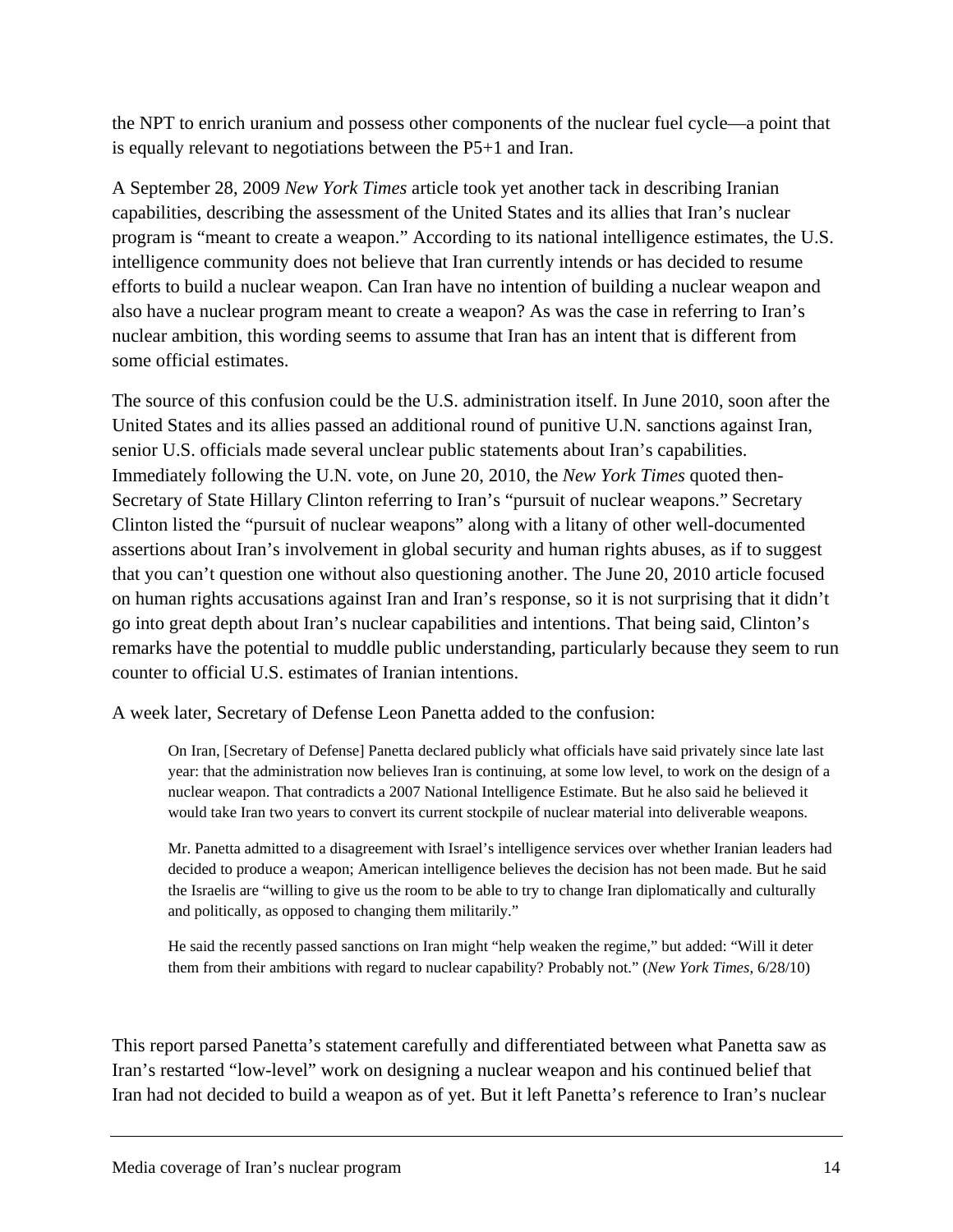the NPT to enrich uranium and possess other components of the nuclear fuel cycle—a point that is equally relevant to negotiations between the P5+1 and Iran.

A September 28, 2009 *New York Times* article took yet another tack in describing Iranian capabilities, describing the assessment of the United States and its allies that Iran's nuclear program is "meant to create a weapon." According to its national intelligence estimates, the U.S. intelligence community does not believe that Iran currently intends or has decided to resume efforts to build a nuclear weapon. Can Iran have no intention of building a nuclear weapon and also have a nuclear program meant to create a weapon? As was the case in referring to Iran's nuclear ambition, this wording seems to assume that Iran has an intent that is different from some official estimates.

The source of this confusion could be the U.S. administration itself. In June 2010, soon after the United States and its allies passed an additional round of punitive U.N. sanctions against Iran, senior U.S. officials made several unclear public statements about Iran's capabilities. Immediately following the U.N. vote, on June 20, 2010, the *New York Times* quoted then-Secretary of State Hillary Clinton referring to Iran's "pursuit of nuclear weapons." Secretary Clinton listed the "pursuit of nuclear weapons" along with a litany of other well-documented assertions about Iran's involvement in global security and human rights abuses, as if to suggest that you can't question one without also questioning another. The June 20, 2010 article focused on human rights accusations against Iran and Iran's response, so it is not surprising that it didn't go into great depth about Iran's nuclear capabilities and intentions. That being said, Clinton's remarks have the potential to muddle public understanding, particularly because they seem to run counter to official U.S. estimates of Iranian intentions.

A week later, Secretary of Defense Leon Panetta added to the confusion:

> On Iran, [Secretary of Defense] Panetta declared publicly what officials have said privately since late last year: that the administration now believes Iran is continuing, at some low level, to work on the design of a nuclear weapon. That contradicts a 2007 National Intelligence Estimate. But he also said he believed it would take Iran two years to convert its current stockpile of nuclear material into deliverable weapons.
>
> Mr. Panetta admitted to a disagreement with Israel's intelligence services over whether Iranian leaders had decided to produce a weapon; American intelligence believes the decision has not been made. But he said the Israelis are "willing to give us the room to be able to try to change Iran diplomatically and culturally and politically, as opposed to changing them militarily."
>
> He said the recently passed sanctions on Iran might "help weaken the regime," but added: "Will it deter them from their ambitions with regard to nuclear capability? Probably not." (*New York Times*, 6/28/10)

This report parsed Panetta's statement carefully and differentiated between what Panetta saw as Iran's restarted "low-level" work on designing a nuclear weapon and his continued belief that Iran had not decided to build a weapon as of yet. But it left Panetta's reference to Iran's nuclear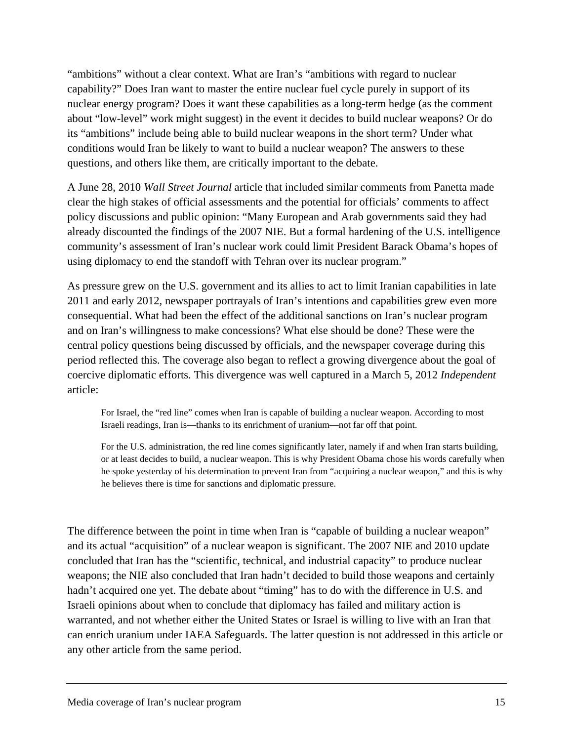"ambitions" without a clear context. What are Iran's "ambitions with regard to nuclear capability?" Does Iran want to master the entire nuclear fuel cycle purely in support of its nuclear energy program? Does it want these capabilities as a long-term hedge (as the comment about "low-level" work might suggest) in the event it decides to build nuclear weapons? Or do its "ambitions" include being able to build nuclear weapons in the short term? Under what conditions would Iran be likely to want to build a nuclear weapon? The answers to these questions, and others like them, are critically important to the debate.

A June 28, 2010 *Wall Street Journal* article that included similar comments from Panetta made clear the high stakes of official assessments and the potential for officials' comments to affect policy discussions and public opinion: "Many European and Arab governments said they had already discounted the findings of the 2007 NIE. But a formal hardening of the U.S. intelligence community's assessment of Iran's nuclear work could limit President Barack Obama's hopes of using diplomacy to end the standoff with Tehran over its nuclear program."

As pressure grew on the U.S. government and its allies to act to limit Iranian capabilities in late 2011 and early 2012, newspaper portrayals of Iran's intentions and capabilities grew even more consequential. What had been the effect of the additional sanctions on Iran's nuclear program and on Iran's willingness to make concessions? What else should be done? These were the central policy questions being discussed by officials, and the newspaper coverage during this period reflected this. The coverage also began to reflect a growing divergence about the goal of coercive diplomatic efforts. This divergence was well captured in a March 5, 2012 *Independent* article:

> For Israel, the "red line" comes when Iran is capable of building a nuclear weapon. According to most Israeli readings, Iran is—thanks to its enrichment of uranium—not far off that point.
>
> For the U.S. administration, the red line comes significantly later, namely if and when Iran starts building, or at least decides to build, a nuclear weapon. This is why President Obama chose his words carefully when he spoke yesterday of his determination to prevent Iran from "acquiring a nuclear weapon," and this is why he believes there is time for sanctions and diplomatic pressure.

The difference between the point in time when Iran is "capable of building a nuclear weapon" and its actual "acquisition" of a nuclear weapon is significant. The 2007 NIE and 2010 update concluded that Iran has the "scientific, technical, and industrial capacity" to produce nuclear weapons; the NIE also concluded that Iran hadn't decided to build those weapons and certainly hadn't acquired one yet. The debate about "timing" has to do with the difference in U.S. and Israeli opinions about when to conclude that diplomacy has failed and military action is warranted, and not whether either the United States or Israel is willing to live with an Iran that can enrich uranium under IAEA Safeguards. The latter question is not addressed in this article or any other article from the same period.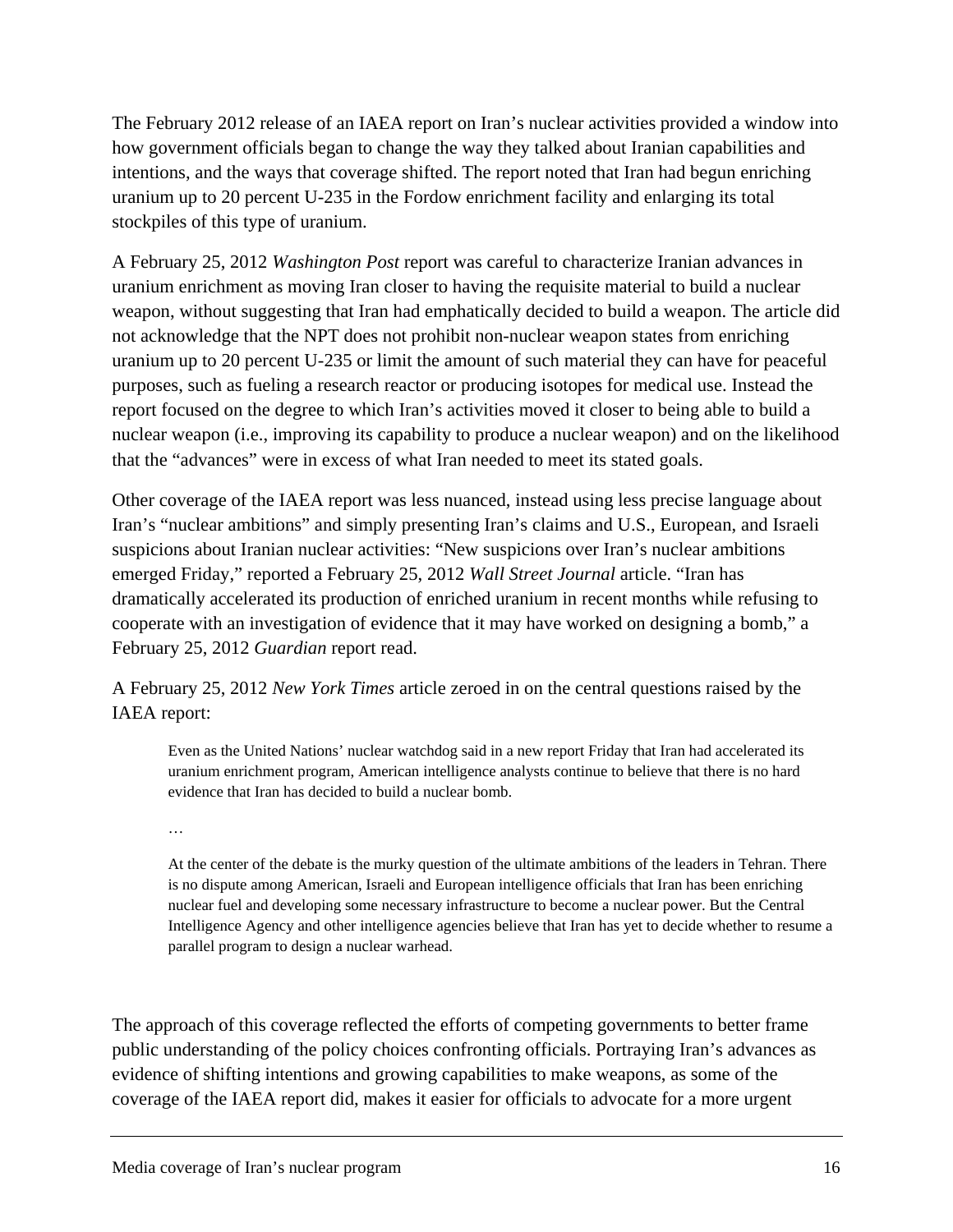The February 2012 release of an IAEA report on Iran's nuclear activities provided a window into how government officials began to change the way they talked about Iranian capabilities and intentions, and the ways that coverage shifted. The report noted that Iran had begun enriching uranium up to 20 percent U-235 in the Fordow enrichment facility and enlarging its total stockpiles of this type of uranium.

A February 25, 2012 *Washington Post* report was careful to characterize Iranian advances in uranium enrichment as moving Iran closer to having the requisite material to build a nuclear weapon, without suggesting that Iran had emphatically decided to build a weapon. The article did not acknowledge that the NPT does not prohibit non-nuclear weapon states from enriching uranium up to 20 percent U-235 or limit the amount of such material they can have for peaceful purposes, such as fueling a research reactor or producing isotopes for medical use. Instead the report focused on the degree to which Iran's activities moved it closer to being able to build a nuclear weapon (i.e., improving its capability to produce a nuclear weapon) and on the likelihood that the "advances" were in excess of what Iran needed to meet its stated goals.

Other coverage of the IAEA report was less nuanced, instead using less precise language about Iran's "nuclear ambitions" and simply presenting Iran's claims and U.S., European, and Israeli suspicions about Iranian nuclear activities: "New suspicions over Iran's nuclear ambitions emerged Friday," reported a February 25, 2012 *Wall Street Journal* article. "Iran has dramatically accelerated its production of enriched uranium in recent months while refusing to cooperate with an investigation of evidence that it may have worked on designing a bomb," a February 25, 2012 *Guardian* report read.

A February 25, 2012 *New York Times* article zeroed in on the central questions raised by the IAEA report:

> Even as the United Nations' nuclear watchdog said in a new report Friday that Iran had accelerated its uranium enrichment program, American intelligence analysts continue to believe that there is no hard evidence that Iran has decided to build a nuclear bomb.
>
> …
>
> At the center of the debate is the murky question of the ultimate ambitions of the leaders in Tehran. There is no dispute among American, Israeli and European intelligence officials that Iran has been enriching nuclear fuel and developing some necessary infrastructure to become a nuclear power. But the Central Intelligence Agency and other intelligence agencies believe that Iran has yet to decide whether to resume a parallel program to design a nuclear warhead.

The approach of this coverage reflected the efforts of competing governments to better frame public understanding of the policy choices confronting officials. Portraying Iran's advances as evidence of shifting intentions and growing capabilities to make weapons, as some of the coverage of the IAEA report did, makes it easier for officials to advocate for a more urgent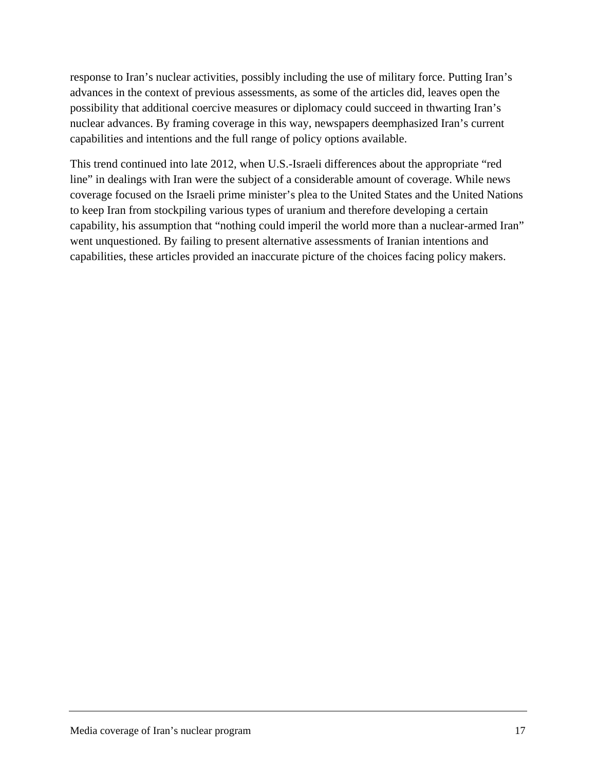response to Iran’s nuclear activities, possibly including the use of military force. Putting Iran’s advances in the context of previous assessments, as some of the articles did, leaves open the possibility that additional coercive measures or diplomacy could succeed in thwarting Iran’s nuclear advances. By framing coverage in this way, newspapers deemphasized Iran’s current capabilities and intentions and the full range of policy options available.

This trend continued into late 2012, when U.S.-Israeli differences about the appropriate “red line” in dealings with Iran were the subject of a considerable amount of coverage. While news coverage focused on the Israeli prime minister’s plea to the United States and the United Nations to keep Iran from stockpiling various types of uranium and therefore developing a certain capability, his assumption that “nothing could imperil the world more than a nuclear-armed Iran” went unquestioned. By failing to present alternative assessments of Iranian intentions and capabilities, these articles provided an inaccurate picture of the choices facing policy makers.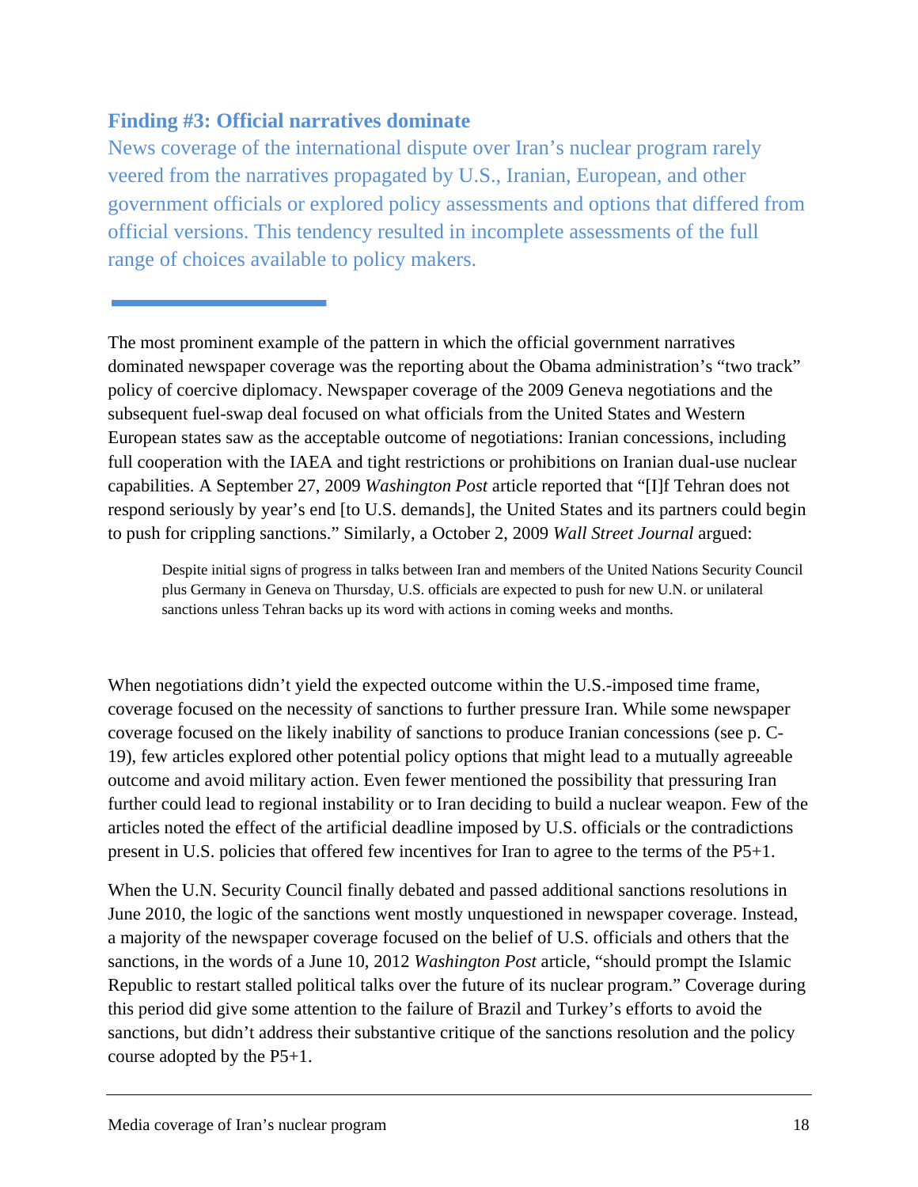## Finding #3: Official narratives dominate

News coverage of the international dispute over Iran's nuclear program rarely veered from the narratives propagated by U.S., Iranian, European, and other government officials or explored policy assessments and options that differed from official versions. This tendency resulted in incomplete assessments of the full range of choices available to policy makers.

The most prominent example of the pattern in which the official government narratives dominated newspaper coverage was the reporting about the Obama administration's "two track" policy of coercive diplomacy. Newspaper coverage of the 2009 Geneva negotiations and the subsequent fuel-swap deal focused on what officials from the United States and Western European states saw as the acceptable outcome of negotiations: Iranian concessions, including full cooperation with the IAEA and tight restrictions or prohibitions on Iranian dual-use nuclear capabilities. A September 27, 2009 *Washington Post* article reported that "[I]f Tehran does not respond seriously by year's end [to U.S. demands], the United States and its partners could begin to push for crippling sanctions." Similarly, a October 2, 2009 *Wall Street Journal* argued:

> Despite initial signs of progress in talks between Iran and members of the United Nations Security Council plus Germany in Geneva on Thursday, U.S. officials are expected to push for new U.N. or unilateral sanctions unless Tehran backs up its word with actions in coming weeks and months.

When negotiations didn't yield the expected outcome within the U.S.-imposed time frame, coverage focused on the necessity of sanctions to further pressure Iran. While some newspaper coverage focused on the likely inability of sanctions to produce Iranian concessions (see p. C-19), few articles explored other potential policy options that might lead to a mutually agreeable outcome and avoid military action. Even fewer mentioned the possibility that pressuring Iran further could lead to regional instability or to Iran deciding to build a nuclear weapon. Few of the articles noted the effect of the artificial deadline imposed by U.S. officials or the contradictions present in U.S. policies that offered few incentives for Iran to agree to the terms of the P5+1.

When the U.N. Security Council finally debated and passed additional sanctions resolutions in June 2010, the logic of the sanctions went mostly unquestioned in newspaper coverage. Instead, a majority of the newspaper coverage focused on the belief of U.S. officials and others that the sanctions, in the words of a June 10, 2012 *Washington Post* article, "should prompt the Islamic Republic to restart stalled political talks over the future of its nuclear program." Coverage during this period did give some attention to the failure of Brazil and Turkey's efforts to avoid the sanctions, but didn't address their substantive critique of the sanctions resolution and the policy course adopted by the P5+1.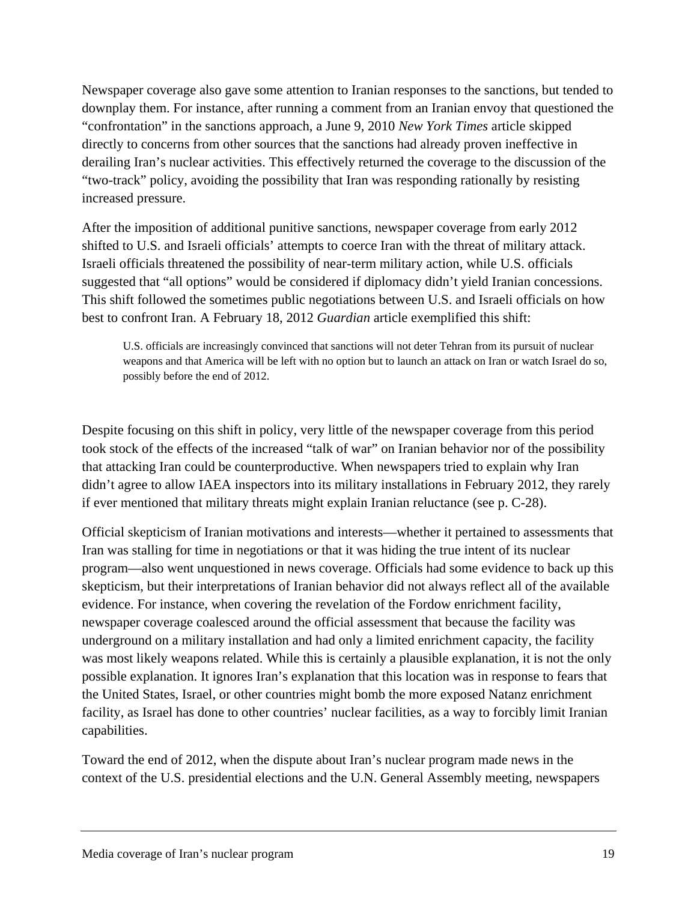Newspaper coverage also gave some attention to Iranian responses to the sanctions, but tended to downplay them. For instance, after running a comment from an Iranian envoy that questioned the "confrontation" in the sanctions approach, a June 9, 2010 *New York Times* article skipped directly to concerns from other sources that the sanctions had already proven ineffective in derailing Iran's nuclear activities. This effectively returned the coverage to the discussion of the "two-track" policy, avoiding the possibility that Iran was responding rationally by resisting increased pressure.

After the imposition of additional punitive sanctions, newspaper coverage from early 2012 shifted to U.S. and Israeli officials' attempts to coerce Iran with the threat of military attack. Israeli officials threatened the possibility of near-term military action, while U.S. officials suggested that "all options" would be considered if diplomacy didn't yield Iranian concessions. This shift followed the sometimes public negotiations between U.S. and Israeli officials on how best to confront Iran. A February 18, 2012 *Guardian* article exemplified this shift:

> U.S. officials are increasingly convinced that sanctions will not deter Tehran from its pursuit of nuclear weapons and that America will be left with no option but to launch an attack on Iran or watch Israel do so, possibly before the end of 2012.

Despite focusing on this shift in policy, very little of the newspaper coverage from this period took stock of the effects of the increased "talk of war" on Iranian behavior nor of the possibility that attacking Iran could be counterproductive. When newspapers tried to explain why Iran didn't agree to allow IAEA inspectors into its military installations in February 2012, they rarely if ever mentioned that military threats might explain Iranian reluctance (see p. C-28).

Official skepticism of Iranian motivations and interests—whether it pertained to assessments that Iran was stalling for time in negotiations or that it was hiding the true intent of its nuclear program—also went unquestioned in news coverage. Officials had some evidence to back up this skepticism, but their interpretations of Iranian behavior did not always reflect all of the available evidence. For instance, when covering the revelation of the Fordow enrichment facility, newspaper coverage coalesced around the official assessment that because the facility was underground on a military installation and had only a limited enrichment capacity, the facility was most likely weapons related. While this is certainly a plausible explanation, it is not the only possible explanation. It ignores Iran's explanation that this location was in response to fears that the United States, Israel, or other countries might bomb the more exposed Natanz enrichment facility, as Israel has done to other countries' nuclear facilities, as a way to forcibly limit Iranian capabilities.

Toward the end of 2012, when the dispute about Iran's nuclear program made news in the context of the U.S. presidential elections and the U.N. General Assembly meeting, newspapers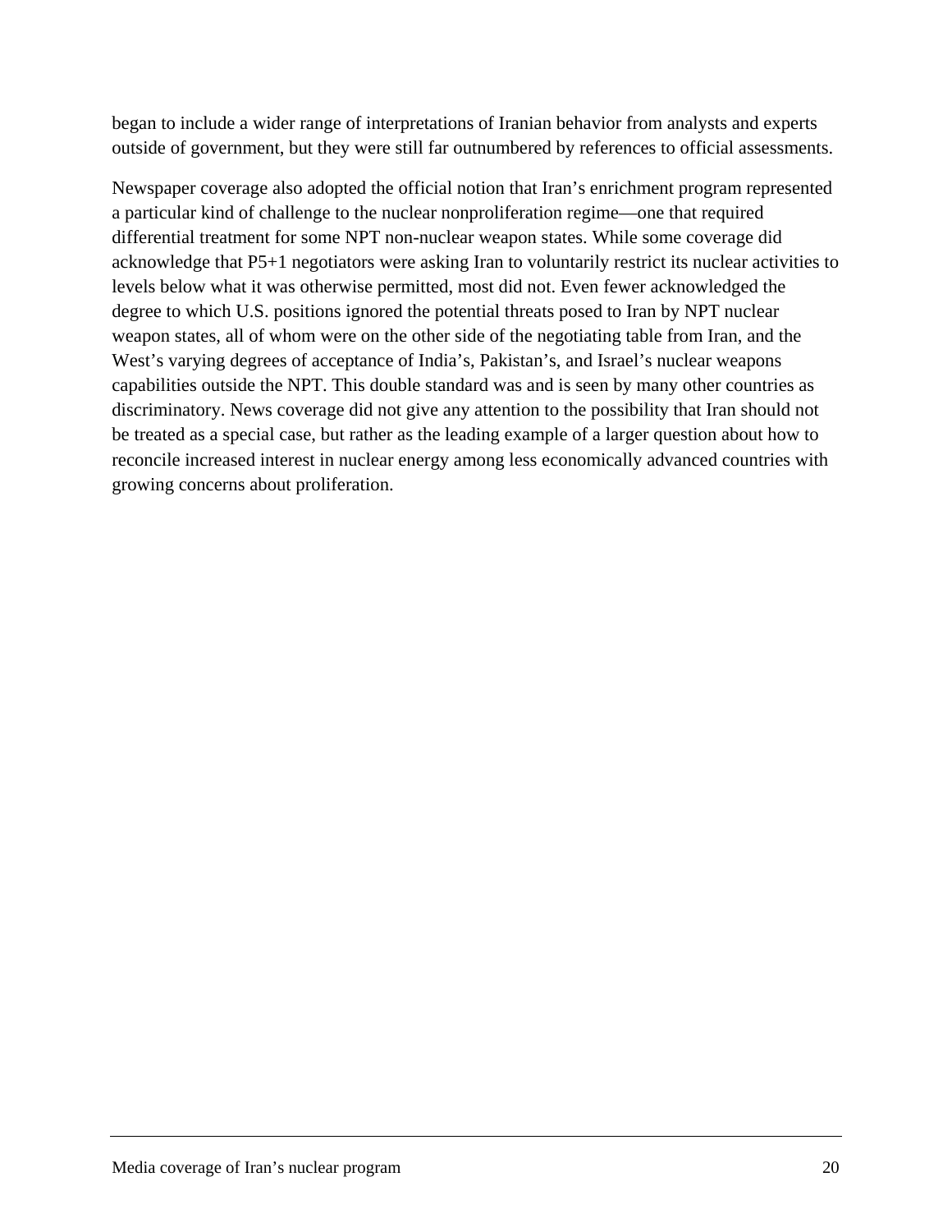began to include a wider range of interpretations of Iranian behavior from analysts and experts outside of government, but they were still far outnumbered by references to official assessments.

Newspaper coverage also adopted the official notion that Iran's enrichment program represented a particular kind of challenge to the nuclear nonproliferation regime—one that required differential treatment for some NPT non-nuclear weapon states. While some coverage did acknowledge that P5+1 negotiators were asking Iran to voluntarily restrict its nuclear activities to levels below what it was otherwise permitted, most did not. Even fewer acknowledged the degree to which U.S. positions ignored the potential threats posed to Iran by NPT nuclear weapon states, all of whom were on the other side of the negotiating table from Iran, and the West's varying degrees of acceptance of India's, Pakistan's, and Israel's nuclear weapons capabilities outside the NPT. This double standard was and is seen by many other countries as discriminatory. News coverage did not give any attention to the possibility that Iran should not be treated as a special case, but rather as the leading example of a larger question about how to reconcile increased interest in nuclear energy among less economically advanced countries with growing concerns about proliferation.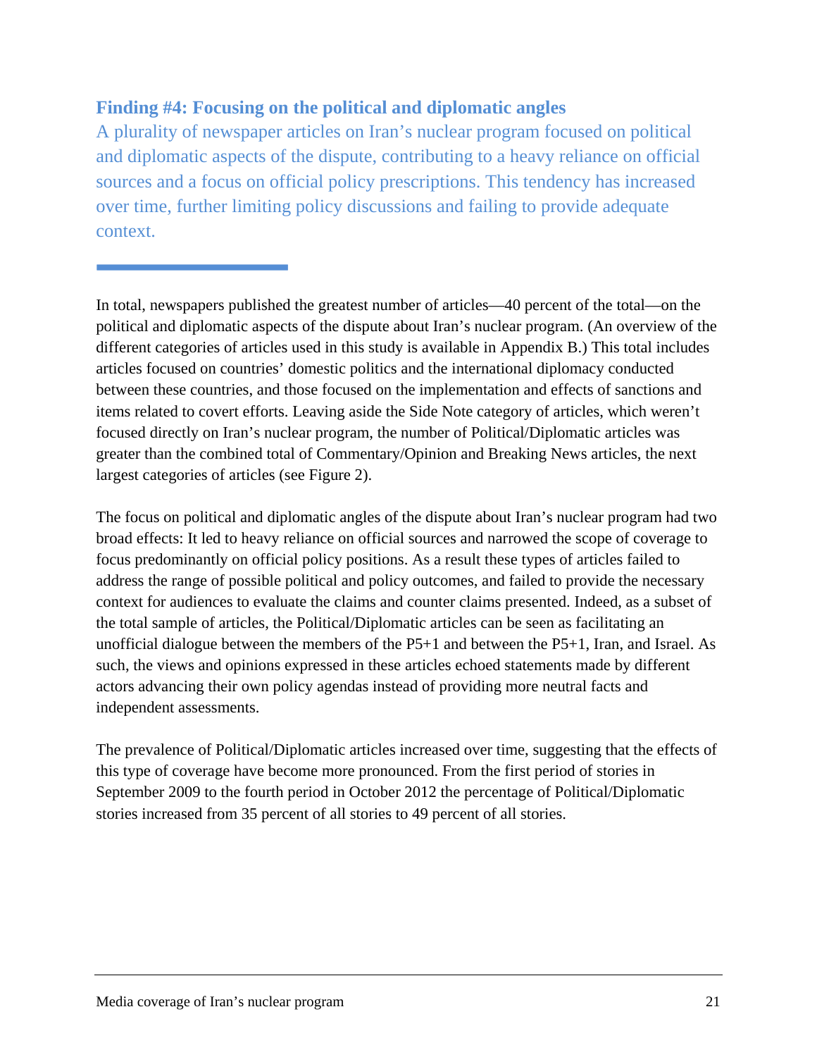## Finding #4: Focusing on the political and diplomatic angles

A plurality of newspaper articles on Iran's nuclear program focused on political and diplomatic aspects of the dispute, contributing to a heavy reliance on official sources and a focus on official policy prescriptions. This tendency has increased over time, further limiting policy discussions and failing to provide adequate context.

In total, newspapers published the greatest number of articles—40 percent of the total—on the political and diplomatic aspects of the dispute about Iran's nuclear program. (An overview of the different categories of articles used in this study is available in Appendix B.) This total includes articles focused on countries' domestic politics and the international diplomacy conducted between these countries, and those focused on the implementation and effects of sanctions and items related to covert efforts. Leaving aside the Side Note category of articles, which weren't focused directly on Iran's nuclear program, the number of Political/Diplomatic articles was greater than the combined total of Commentary/Opinion and Breaking News articles, the next largest categories of articles (see Figure 2).

The focus on political and diplomatic angles of the dispute about Iran's nuclear program had two broad effects: It led to heavy reliance on official sources and narrowed the scope of coverage to focus predominantly on official policy positions. As a result these types of articles failed to address the range of possible political and policy outcomes, and failed to provide the necessary context for audiences to evaluate the claims and counter claims presented. Indeed, as a subset of the total sample of articles, the Political/Diplomatic articles can be seen as facilitating an unofficial dialogue between the members of the P5+1 and between the P5+1, Iran, and Israel. As such, the views and opinions expressed in these articles echoed statements made by different actors advancing their own policy agendas instead of providing more neutral facts and independent assessments.

The prevalence of Political/Diplomatic articles increased over time, suggesting that the effects of this type of coverage have become more pronounced. From the first period of stories in September 2009 to the fourth period in October 2012 the percentage of Political/Diplomatic stories increased from 35 percent of all stories to 49 percent of all stories.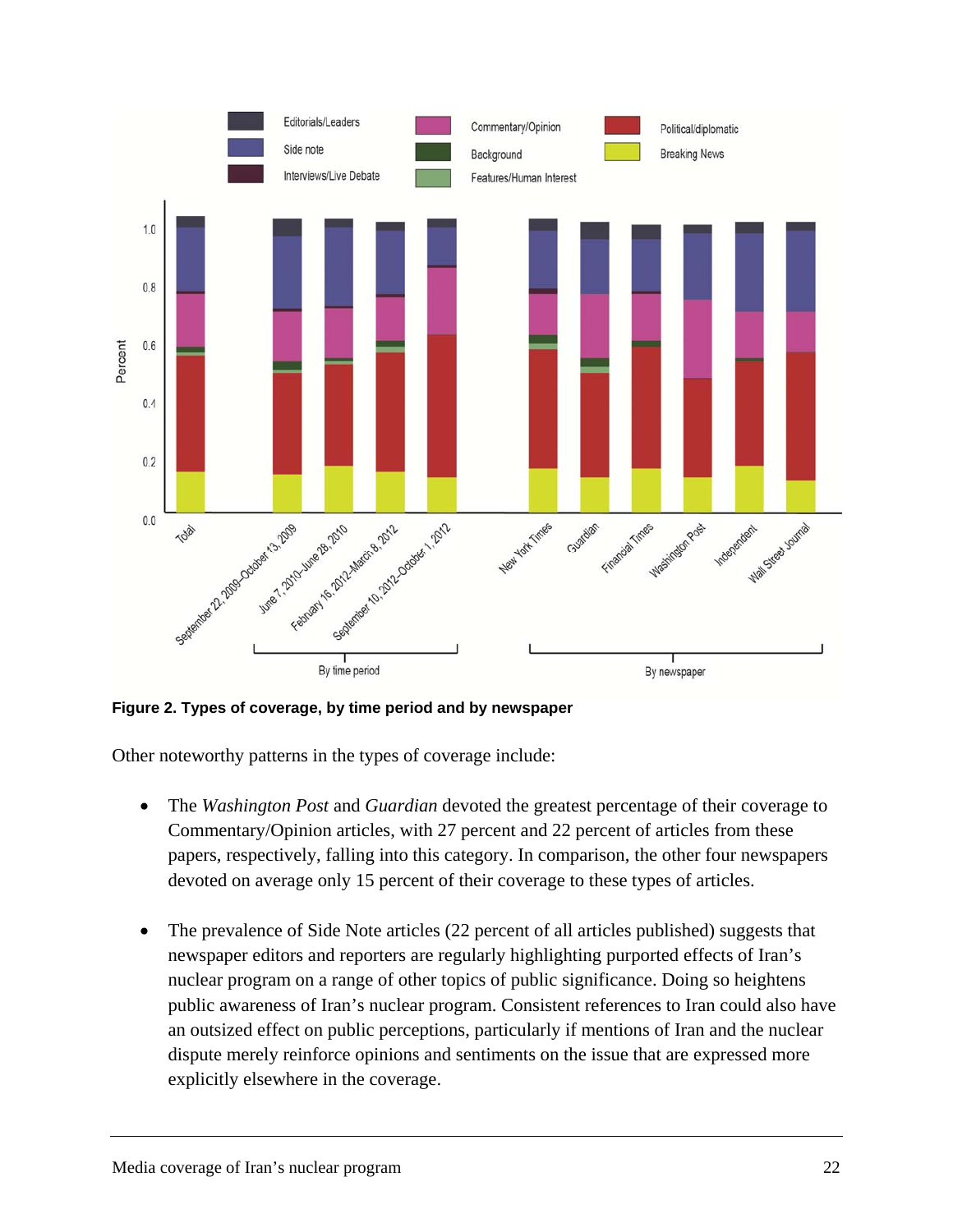Editorials/Leaders
Side note
Interviews/Live Debate
Commentary/Opinion
Background
Features/Human Interest
Political/diplomatic
Breaking News

Percent

1.0
0.8
0.6
0.4
0.2
0.0

Total
September 22, 2009–October 13, 2009
June 7, 2010–June 28, 2010
February 16, 2012–March 8, 2012
September 10, 2012–October 1, 2012
New York Times
Guardian
Financial Times
Washington Post
Independent
Wall Street Journal

By time period
By newspaper

**Figure 2. Types of coverage, by time period and by newspaper**

Other noteworthy patterns in the types of coverage include:

- The *Washington Post* and *Guardian* devoted the greatest percentage of their coverage to Commentary/Opinion articles, with 27 percent and 22 percent of articles from these papers, respectively, falling into this category. In comparison, the other four newspapers devoted on average only 15 percent of their coverage to these types of articles.

- The prevalence of Side Note articles (22 percent of all articles published) suggests that newspaper editors and reporters are regularly highlighting purported effects of Iran's nuclear program on a range of other topics of public significance. Doing so heightens public awareness of Iran's nuclear program. Consistent references to Iran could also have an outsized effect on public perceptions, particularly if mentions of Iran and the nuclear dispute merely reinforce opinions and sentiments on the issue that are expressed more explicitly elsewhere in the coverage.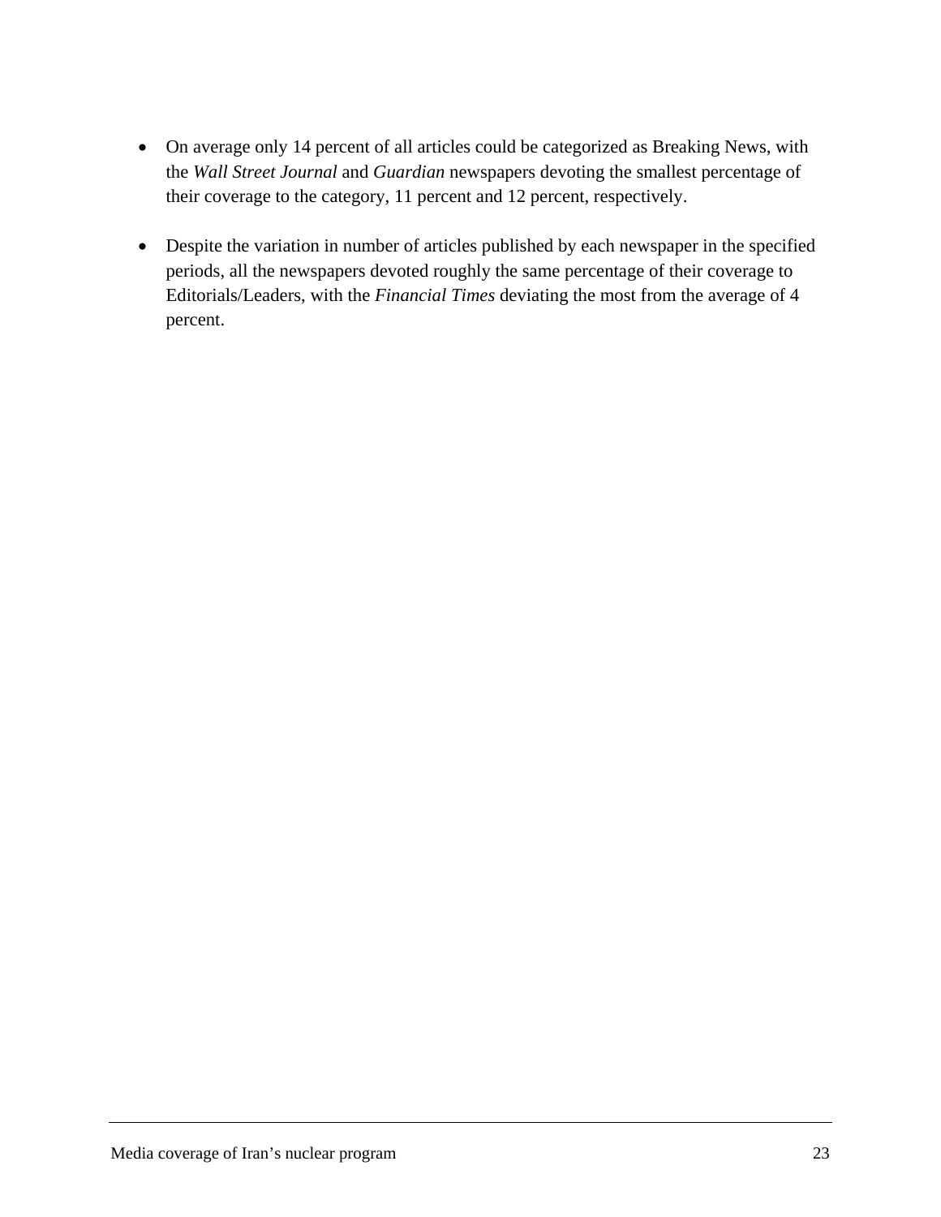- On average only 14 percent of all articles could be categorized as Breaking News, with the *Wall Street Journal* and *Guardian* newspapers devoting the smallest percentage of their coverage to the category, 11 percent and 12 percent, respectively.

- Despite the variation in number of articles published by each newspaper in the specified periods, all the newspapers devoted roughly the same percentage of their coverage to Editorials/Leaders, with the *Financial Times* deviating the most from the average of 4 percent.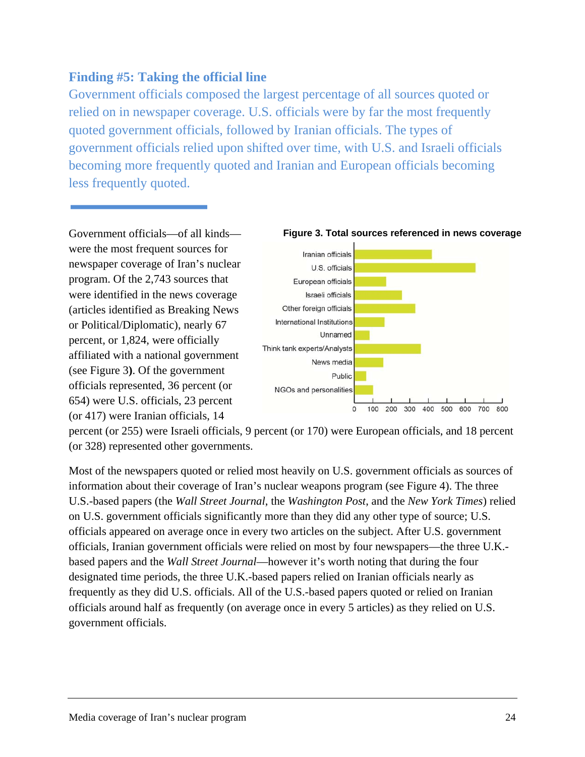## Finding #5: Taking the official line

Government officials composed the largest percentage of all sources quoted or relied on in newspaper coverage. U.S. officials were by far the most frequently quoted government officials, followed by Iranian officials. The types of government officials relied upon shifted over time, with U.S. and Israeli officials becoming more frequently quoted and Iranian and European officials becoming less frequently quoted.

Government officials—of all kinds—were the most frequent sources for newspaper coverage of Iran's nuclear program. Of the 2,743 sources that were identified in the news coverage (articles identified as Breaking News or Political/Diplomatic), nearly 67 percent, or 1,824, were officially affiliated with a national government (see Figure 3**)**. Of the government officials represented, 36 percent (or 654) were U.S. officials, 23 percent (or 417) were Iranian officials, 14 percent (or 255) were Israeli officials, 9 percent (or 170) were European officials, and 18 percent (or 328) represented other governments.

**Figure 3. Total sources referenced in news coverage**

Iranian officials
U.S. officials
European officials
Israeli officials
Other foreign officials
International Institutions
Unnamed
Think tank experts/Analysts
News media
Public
NGOs and personalities

0 100 200 300 400 500 600 700 800

Most of the newspapers quoted or relied most heavily on U.S. government officials as sources of information about their coverage of Iran's nuclear weapons program (see Figure 4). The three U.S.-based papers (the *Wall Street Journal*, the *Washington Post*, and the *New York Times*) relied on U.S. government officials significantly more than they did any other type of source; U.S. officials appeared on average once in every two articles on the subject. After U.S. government officials, Iranian government officials were relied on most by four newspapers—the three U.K.-based papers and the *Wall Street Journal*—however it's worth noting that during the four designated time periods, the three U.K.-based papers relied on Iranian officials nearly as frequently as they did U.S. officials. All of the U.S.-based papers quoted or relied on Iranian officials around half as frequently (on average once in every 5 articles) as they relied on U.S. government officials.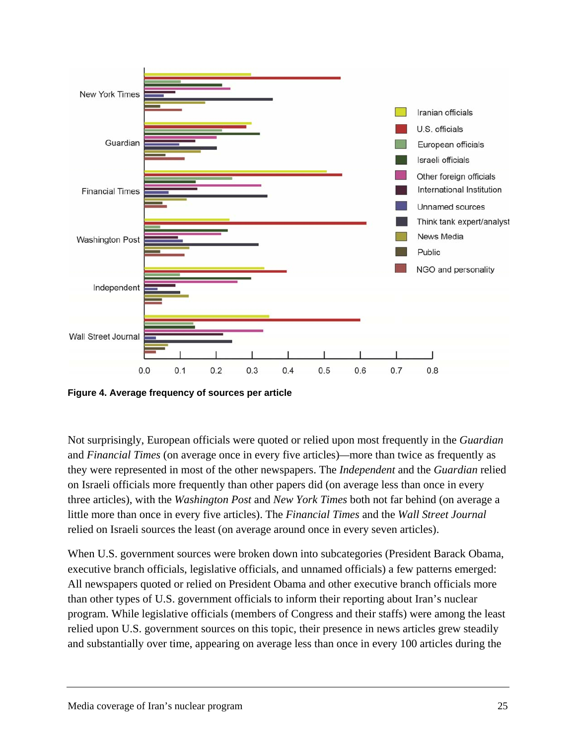New York Times
Guardian
Financial Times
Washington Post
Independent
Wall Street Journal

0.0 0.1 0.2 0.3 0.4 0.5 0.6 0.7 0.8

Iranian officials
U.S. officials
European officials
Israeli officials
Other foreign officials
International Institution
Unnamed sources
Think tank expert/analyst
News Media
Public
NGO and personality

**Figure 4. Average frequency of sources per article**

Not surprisingly, European officials were quoted or relied upon most frequently in the *Guardian* and *Financial Times* (on average once in every five articles)—more than twice as frequently as they were represented in most of the other newspapers. The *Independent* and the *Guardian* relied on Israeli officials more frequently than other papers did (on average less than once in every three articles), with the *Washington Post* and *New York Times* both not far behind (on average a little more than once in every five articles). The *Financial Times* and the *Wall Street Journal* relied on Israeli sources the least (on average around once in every seven articles).

When U.S. government sources were broken down into subcategories (President Barack Obama, executive branch officials, legislative officials, and unnamed officials) a few patterns emerged: All newspapers quoted or relied on President Obama and other executive branch officials more than other types of U.S. government officials to inform their reporting about Iran's nuclear program. While legislative officials (members of Congress and their staffs) were among the least relied upon U.S. government sources on this topic, their presence in news articles grew steadily and substantially over time, appearing on average less than once in every 100 articles during the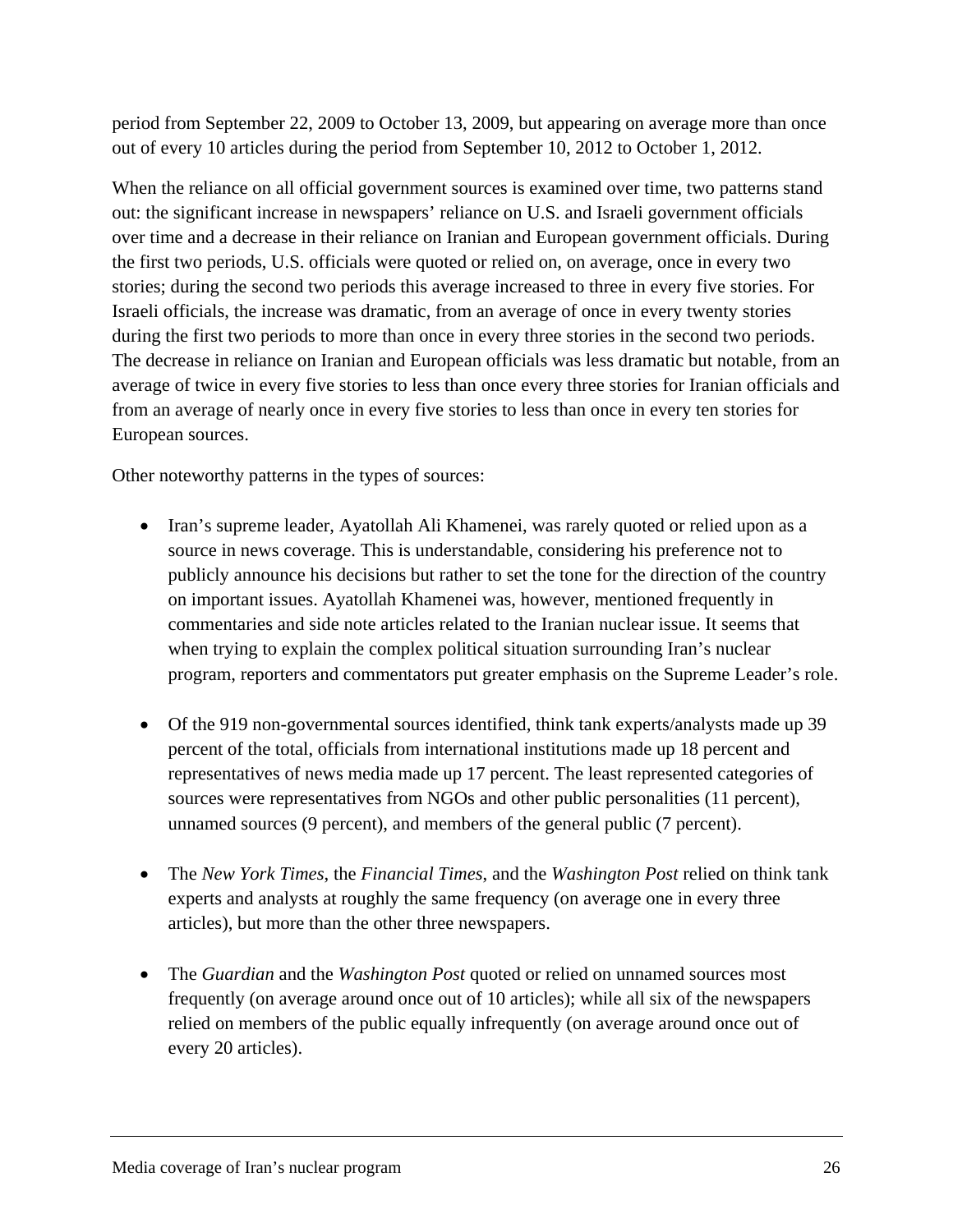period from September 22, 2009 to October 13, 2009, but appearing on average more than once out of every 10 articles during the period from September 10, 2012 to October 1, 2012.

When the reliance on all official government sources is examined over time, two patterns stand out: the significant increase in newspapers' reliance on U.S. and Israeli government officials over time and a decrease in their reliance on Iranian and European government officials. During the first two periods, U.S. officials were quoted or relied on, on average, once in every two stories; during the second two periods this average increased to three in every five stories. For Israeli officials, the increase was dramatic, from an average of once in every twenty stories during the first two periods to more than once in every three stories in the second two periods. The decrease in reliance on Iranian and European officials was less dramatic but notable, from an average of twice in every five stories to less than once every three stories for Iranian officials and from an average of nearly once in every five stories to less than once in every ten stories for European sources.

Other noteworthy patterns in the types of sources:

- Iran's supreme leader, Ayatollah Ali Khamenei, was rarely quoted or relied upon as a source in news coverage. This is understandable, considering his preference not to publicly announce his decisions but rather to set the tone for the direction of the country on important issues. Ayatollah Khamenei was, however, mentioned frequently in commentaries and side note articles related to the Iranian nuclear issue. It seems that when trying to explain the complex political situation surrounding Iran's nuclear program, reporters and commentators put greater emphasis on the Supreme Leader's role.

- Of the 919 non-governmental sources identified, think tank experts/analysts made up 39 percent of the total, officials from international institutions made up 18 percent and representatives of news media made up 17 percent. The least represented categories of sources were representatives from NGOs and other public personalities (11 percent), unnamed sources (9 percent), and members of the general public (7 percent).

- The *New York Times*, the *Financial Times*, and the *Washington Post* relied on think tank experts and analysts at roughly the same frequency (on average one in every three articles), but more than the other three newspapers.

- The *Guardian* and the *Washington Post* quoted or relied on unnamed sources most frequently (on average around once out of 10 articles); while all six of the newspapers relied on members of the public equally infrequently (on average around once out of every 20 articles).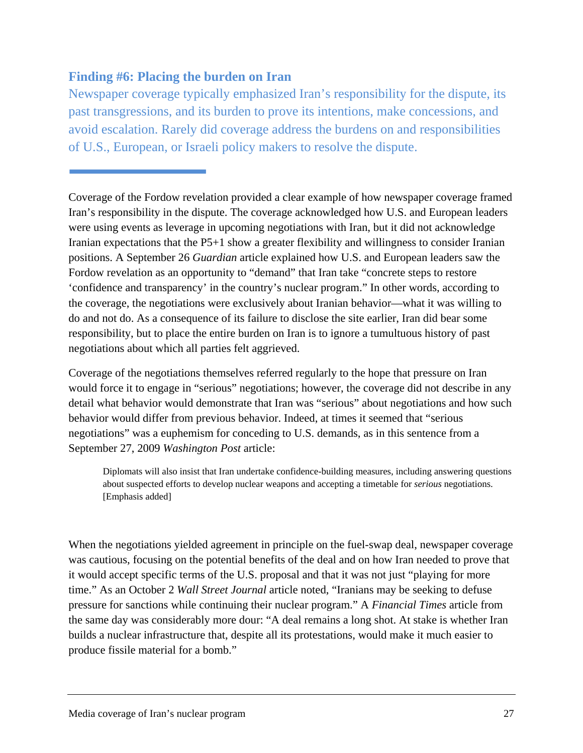### Finding #6: Placing the burden on Iran

Newspaper coverage typically emphasized Iran's responsibility for the dispute, its past transgressions, and its burden to prove its intentions, make concessions, and avoid escalation. Rarely did coverage address the burdens on and responsibilities of U.S., European, or Israeli policy makers to resolve the dispute.

Coverage of the Fordow revelation provided a clear example of how newspaper coverage framed Iran's responsibility in the dispute. The coverage acknowledged how U.S. and European leaders were using events as leverage in upcoming negotiations with Iran, but it did not acknowledge Iranian expectations that the P5+1 show a greater flexibility and willingness to consider Iranian positions. A September 26 *Guardian* article explained how U.S. and European leaders saw the Fordow revelation as an opportunity to "demand" that Iran take "concrete steps to restore 'confidence and transparency' in the country's nuclear program." In other words, according to the coverage, the negotiations were exclusively about Iranian behavior—what it was willing to do and not do. As a consequence of its failure to disclose the site earlier, Iran did bear some responsibility, but to place the entire burden on Iran is to ignore a tumultuous history of past negotiations about which all parties felt aggrieved.

Coverage of the negotiations themselves referred regularly to the hope that pressure on Iran would force it to engage in "serious" negotiations; however, the coverage did not describe in any detail what behavior would demonstrate that Iran was "serious" about negotiations and how such behavior would differ from previous behavior. Indeed, at times it seemed that "serious negotiations" was a euphemism for conceding to U.S. demands, as in this sentence from a September 27, 2009 *Washington Post* article:

> Diplomats will also insist that Iran undertake confidence-building measures, including answering questions about suspected efforts to develop nuclear weapons and accepting a timetable for *serious* negotiations. [Emphasis added]

When the negotiations yielded agreement in principle on the fuel-swap deal, newspaper coverage was cautious, focusing on the potential benefits of the deal and on how Iran needed to prove that it would accept specific terms of the U.S. proposal and that it was not just "playing for more time." As an October 2 *Wall Street Journal* article noted, "Iranians may be seeking to defuse pressure for sanctions while continuing their nuclear program." A *Financial Times* article from the same day was considerably more dour: "A deal remains a long shot. At stake is whether Iran builds a nuclear infrastructure that, despite all its protestations, would make it much easier to produce fissile material for a bomb."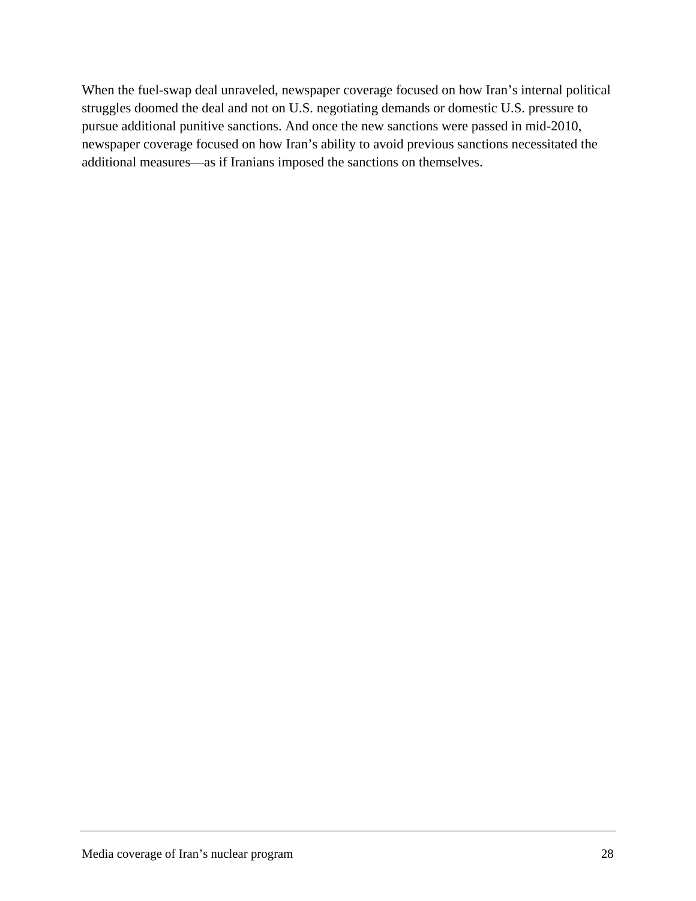When the fuel-swap deal unraveled, newspaper coverage focused on how Iran's internal political struggles doomed the deal and not on U.S. negotiating demands or domestic U.S. pressure to pursue additional punitive sanctions. And once the new sanctions were passed in mid-2010, newspaper coverage focused on how Iran's ability to avoid previous sanctions necessitated the additional measures—as if Iranians imposed the sanctions on themselves.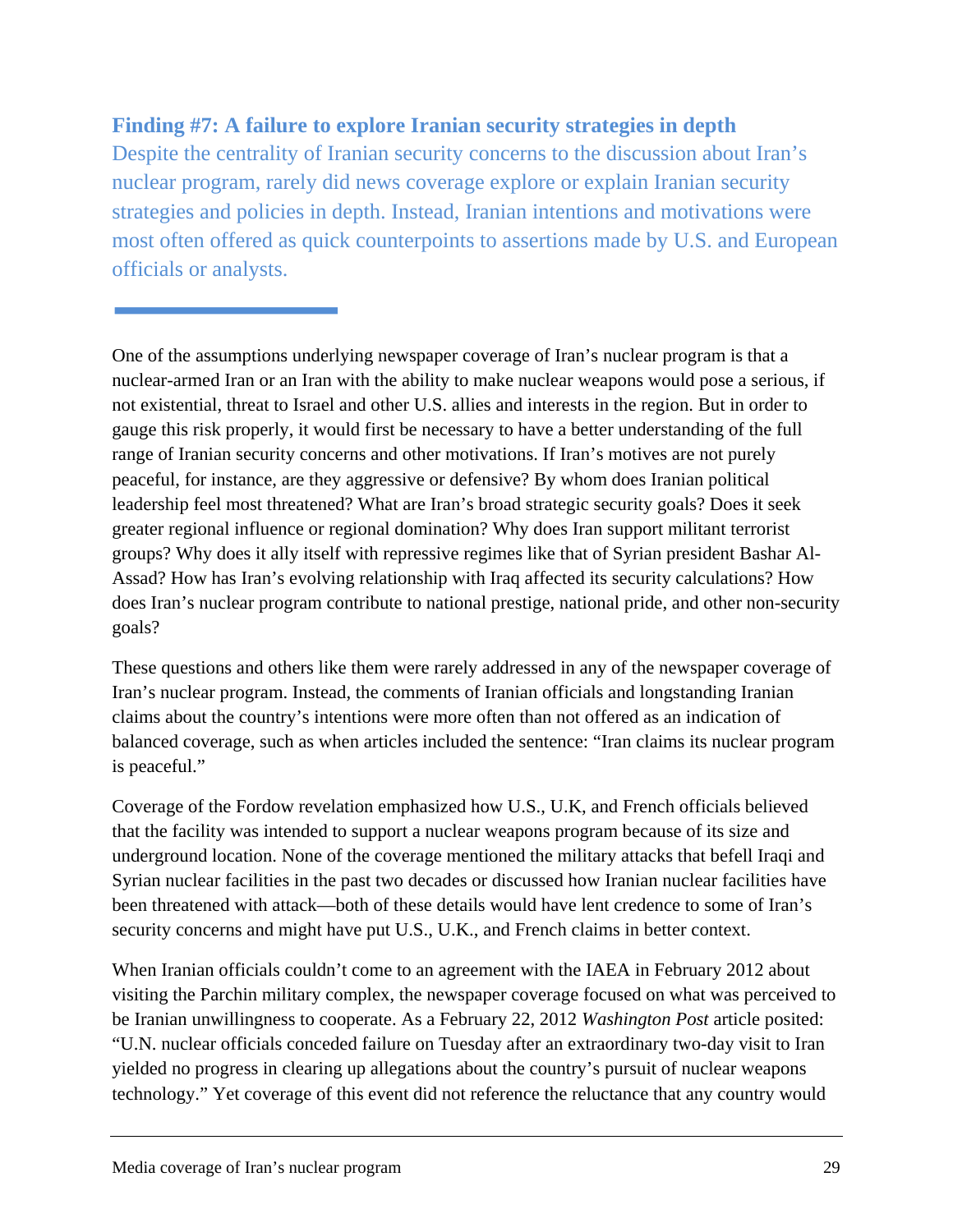### Finding #7: A failure to explore Iranian security strategies in depth

Despite the centrality of Iranian security concerns to the discussion about Iran's nuclear program, rarely did news coverage explore or explain Iranian security strategies and policies in depth. Instead, Iranian intentions and motivations were most often offered as quick counterpoints to assertions made by U.S. and European officials or analysts.

One of the assumptions underlying newspaper coverage of Iran's nuclear program is that a nuclear-armed Iran or an Iran with the ability to make nuclear weapons would pose a serious, if not existential, threat to Israel and other U.S. allies and interests in the region. But in order to gauge this risk properly, it would first be necessary to have a better understanding of the full range of Iranian security concerns and other motivations. If Iran's motives are not purely peaceful, for instance, are they aggressive or defensive? By whom does Iranian political leadership feel most threatened? What are Iran's broad strategic security goals? Does it seek greater regional influence or regional domination? Why does Iran support militant terrorist groups? Why does it ally itself with repressive regimes like that of Syrian president Bashar Al-Assad? How has Iran's evolving relationship with Iraq affected its security calculations? How does Iran's nuclear program contribute to national prestige, national pride, and other non-security goals?

These questions and others like them were rarely addressed in any of the newspaper coverage of Iran's nuclear program. Instead, the comments of Iranian officials and longstanding Iranian claims about the country's intentions were more often than not offered as an indication of balanced coverage, such as when articles included the sentence: "Iran claims its nuclear program is peaceful."

Coverage of the Fordow revelation emphasized how U.S., U.K, and French officials believed that the facility was intended to support a nuclear weapons program because of its size and underground location. None of the coverage mentioned the military attacks that befell Iraqi and Syrian nuclear facilities in the past two decades or discussed how Iranian nuclear facilities have been threatened with attack—both of these details would have lent credence to some of Iran's security concerns and might have put U.S., U.K., and French claims in better context.

When Iranian officials couldn't come to an agreement with the IAEA in February 2012 about visiting the Parchin military complex, the newspaper coverage focused on what was perceived to be Iranian unwillingness to cooperate. As a February 22, 2012 *Washington Post* article posited: "U.N. nuclear officials conceded failure on Tuesday after an extraordinary two-day visit to Iran yielded no progress in clearing up allegations about the country's pursuit of nuclear weapons technology." Yet coverage of this event did not reference the reluctance that any country would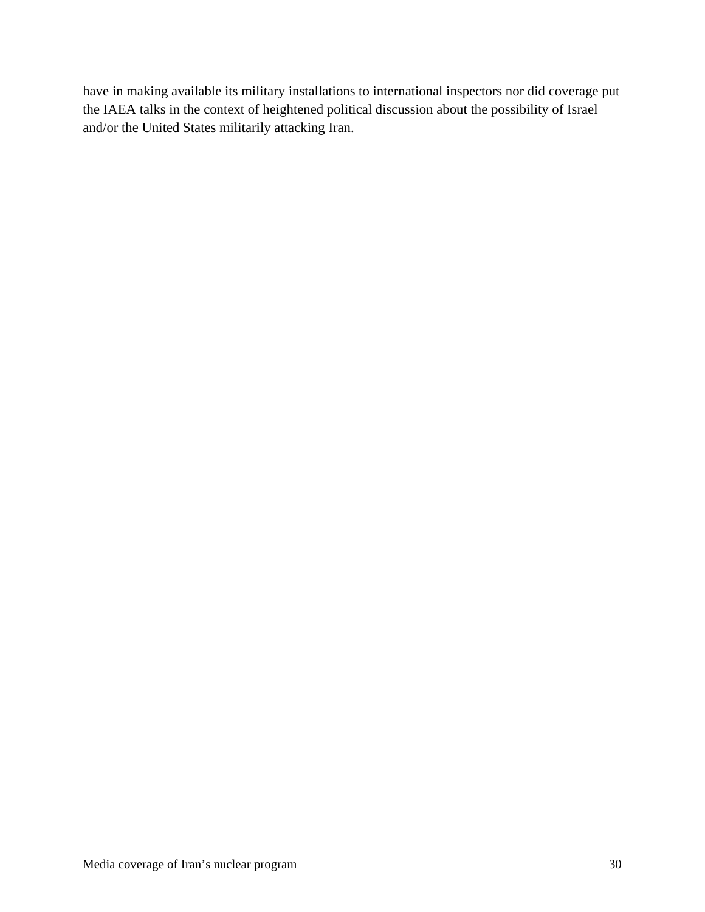have in making available its military installations to international inspectors nor did coverage put the IAEA talks in the context of heightened political discussion about the possibility of Israel and/or the United States militarily attacking Iran.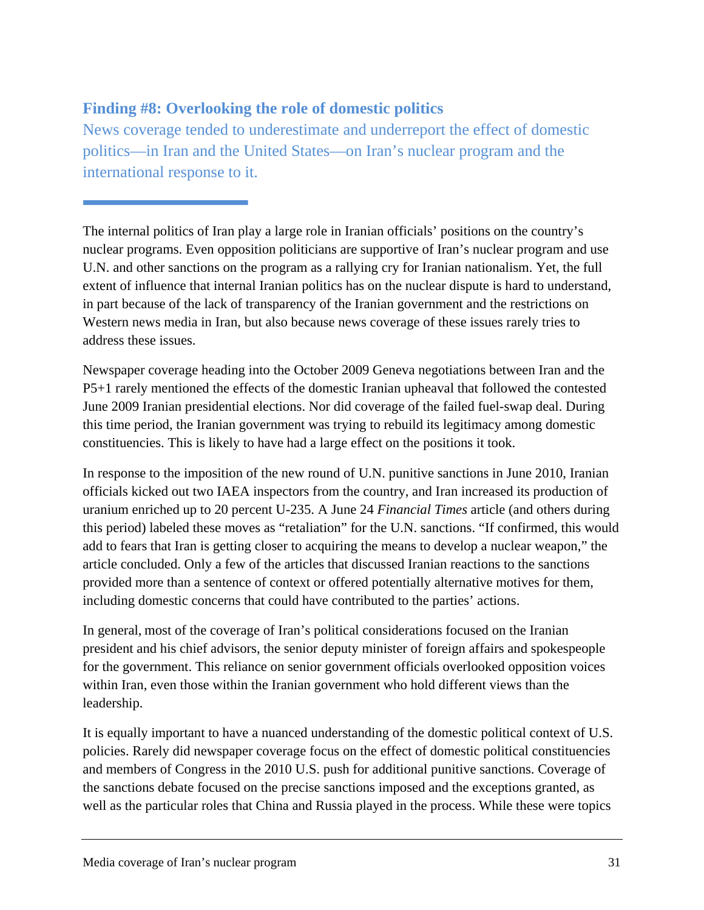## Finding #8: Overlooking the role of domestic politics

News coverage tended to underestimate and underreport the effect of domestic politics—in Iran and the United States—on Iran's nuclear program and the international response to it.

The internal politics of Iran play a large role in Iranian officials' positions on the country's nuclear programs. Even opposition politicians are supportive of Iran's nuclear program and use U.N. and other sanctions on the program as a rallying cry for Iranian nationalism. Yet, the full extent of influence that internal Iranian politics has on the nuclear dispute is hard to understand, in part because of the lack of transparency of the Iranian government and the restrictions on Western news media in Iran, but also because news coverage of these issues rarely tries to address these issues.

Newspaper coverage heading into the October 2009 Geneva negotiations between Iran and the P5+1 rarely mentioned the effects of the domestic Iranian upheaval that followed the contested June 2009 Iranian presidential elections. Nor did coverage of the failed fuel-swap deal. During this time period, the Iranian government was trying to rebuild its legitimacy among domestic constituencies. This is likely to have had a large effect on the positions it took.

In response to the imposition of the new round of U.N. punitive sanctions in June 2010, Iranian officials kicked out two IAEA inspectors from the country, and Iran increased its production of uranium enriched up to 20 percent U-235. A June 24 *Financial Times* article (and others during this period) labeled these moves as "retaliation" for the U.N. sanctions. "If confirmed, this would add to fears that Iran is getting closer to acquiring the means to develop a nuclear weapon," the article concluded. Only a few of the articles that discussed Iranian reactions to the sanctions provided more than a sentence of context or offered potentially alternative motives for them, including domestic concerns that could have contributed to the parties' actions.

In general, most of the coverage of Iran's political considerations focused on the Iranian president and his chief advisors, the senior deputy minister of foreign affairs and spokespeople for the government. This reliance on senior government officials overlooked opposition voices within Iran, even those within the Iranian government who hold different views than the leadership.

It is equally important to have a nuanced understanding of the domestic political context of U.S. policies. Rarely did newspaper coverage focus on the effect of domestic political constituencies and members of Congress in the 2010 U.S. push for additional punitive sanctions. Coverage of the sanctions debate focused on the precise sanctions imposed and the exceptions granted, as well as the particular roles that China and Russia played in the process. While these were topics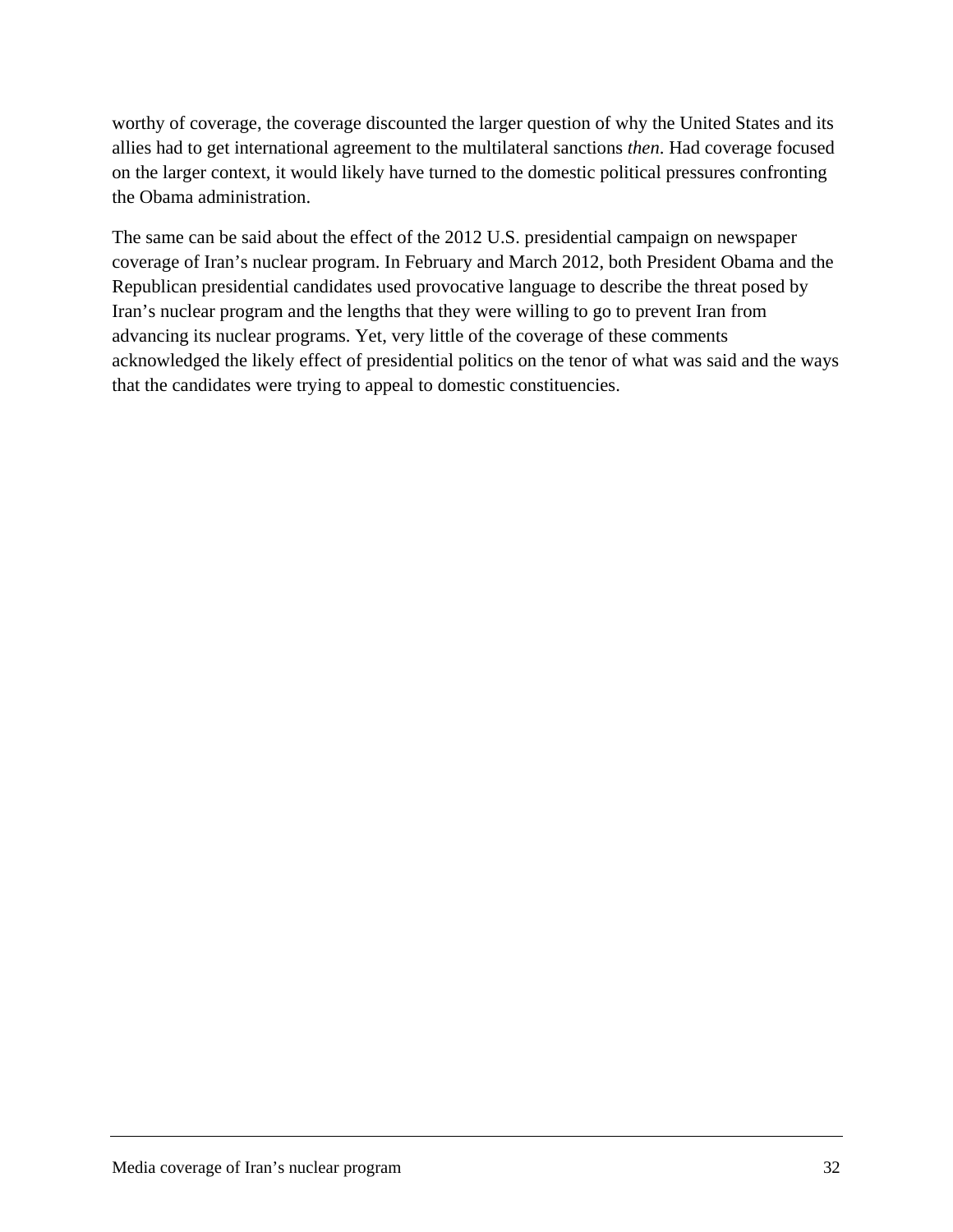worthy of coverage, the coverage discounted the larger question of why the United States and its allies had to get international agreement to the multilateral sanctions *then*. Had coverage focused on the larger context, it would likely have turned to the domestic political pressures confronting the Obama administration.

The same can be said about the effect of the 2012 U.S. presidential campaign on newspaper coverage of Iran's nuclear program. In February and March 2012, both President Obama and the Republican presidential candidates used provocative language to describe the threat posed by Iran's nuclear program and the lengths that they were willing to go to prevent Iran from advancing its nuclear programs. Yet, very little of the coverage of these comments acknowledged the likely effect of presidential politics on the tenor of what was said and the ways that the candidates were trying to appeal to domestic constituencies.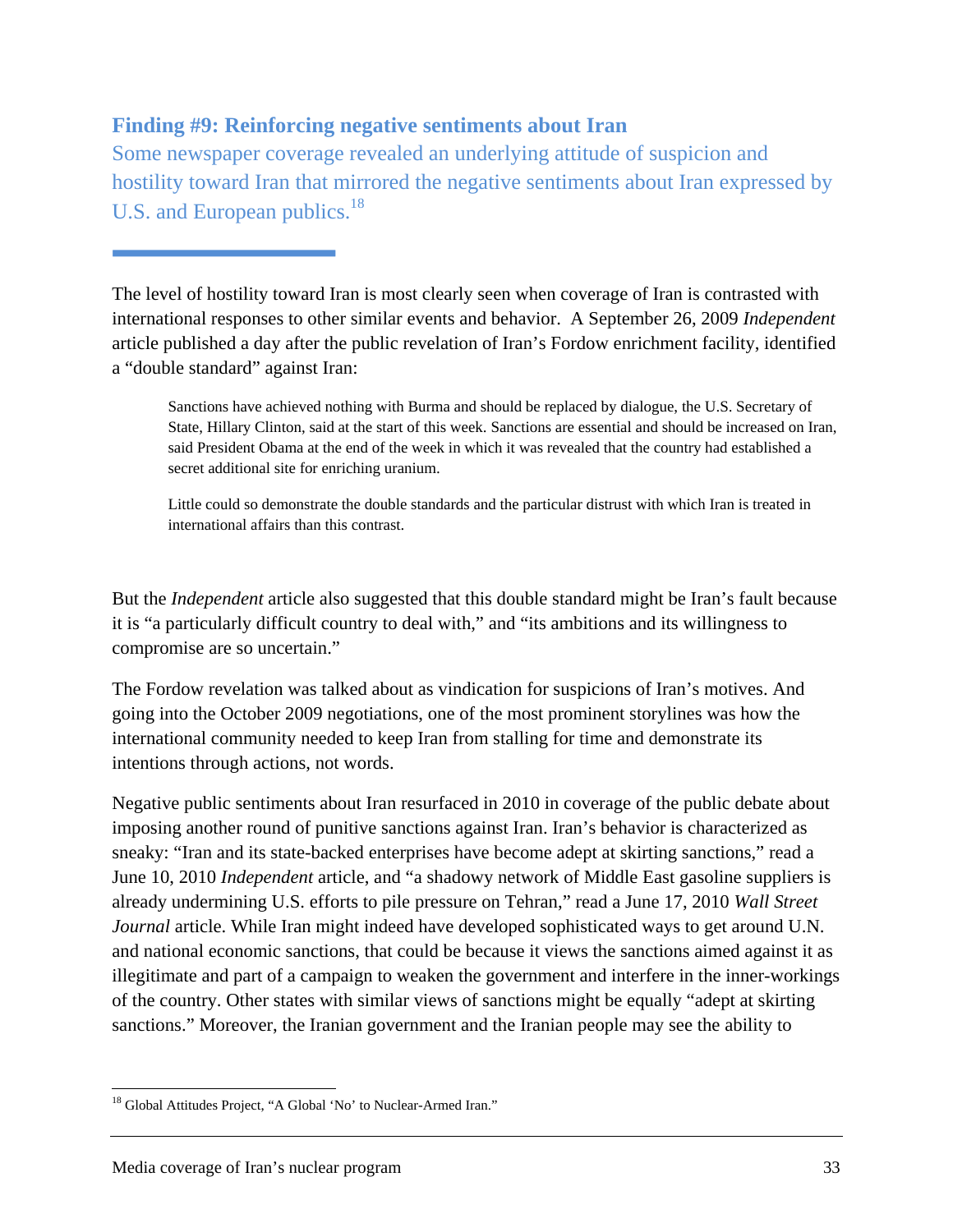## Finding #9: Reinforcing negative sentiments about Iran

Some newspaper coverage revealed an underlying attitude of suspicion and hostility toward Iran that mirrored the negative sentiments about Iran expressed by U.S. and European publics.[18]

The level of hostility toward Iran is most clearly seen when coverage of Iran is contrasted with international responses to other similar events and behavior. A September 26, 2009 *Independent* article published a day after the public revelation of Iran's Fordow enrichment facility, identified a "double standard" against Iran:

> Sanctions have achieved nothing with Burma and should be replaced by dialogue, the U.S. Secretary of State, Hillary Clinton, said at the start of this week. Sanctions are essential and should be increased on Iran, said President Obama at the end of the week in which it was revealed that the country had established a secret additional site for enriching uranium.
>
> Little could so demonstrate the double standards and the particular distrust with which Iran is treated in international affairs than this contrast.

But the *Independent* article also suggested that this double standard might be Iran's fault because it is "a particularly difficult country to deal with," and "its ambitions and its willingness to compromise are so uncertain."

The Fordow revelation was talked about as vindication for suspicions of Iran's motives. And going into the October 2009 negotiations, one of the most prominent storylines was how the international community needed to keep Iran from stalling for time and demonstrate its intentions through actions, not words.

Negative public sentiments about Iran resurfaced in 2010 in coverage of the public debate about imposing another round of punitive sanctions against Iran. Iran's behavior is characterized as sneaky: "Iran and its state-backed enterprises have become adept at skirting sanctions," read a June 10, 2010 *Independent* article, and "a shadowy network of Middle East gasoline suppliers is already undermining U.S. efforts to pile pressure on Tehran," read a June 17, 2010 *Wall Street Journal* article. While Iran might indeed have developed sophisticated ways to get around U.N. and national economic sanctions, that could be because it views the sanctions aimed against it as illegitimate and part of a campaign to weaken the government and interfere in the inner-workings of the country. Other states with similar views of sanctions might be equally "adept at skirting sanctions." Moreover, the Iranian government and the Iranian people may see the ability to

---

[18] Global Attitudes Project, "A Global 'No' to Nuclear-Armed Iran."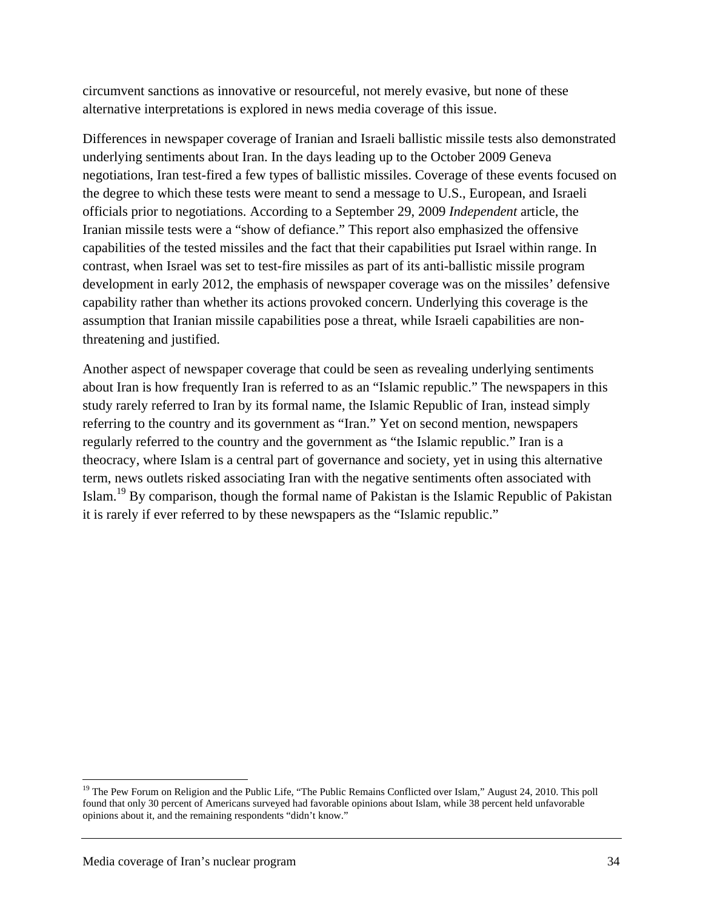circumvent sanctions as innovative or resourceful, not merely evasive, but none of these alternative interpretations is explored in news media coverage of this issue.

Differences in newspaper coverage of Iranian and Israeli ballistic missile tests also demonstrated underlying sentiments about Iran. In the days leading up to the October 2009 Geneva negotiations, Iran test-fired a few types of ballistic missiles. Coverage of these events focused on the degree to which these tests were meant to send a message to U.S., European, and Israeli officials prior to negotiations. According to a September 29, 2009 *Independent* article, the Iranian missile tests were a "show of defiance." This report also emphasized the offensive capabilities of the tested missiles and the fact that their capabilities put Israel within range. In contrast, when Israel was set to test-fire missiles as part of its anti-ballistic missile program development in early 2012, the emphasis of newspaper coverage was on the missiles' defensive capability rather than whether its actions provoked concern. Underlying this coverage is the assumption that Iranian missile capabilities pose a threat, while Israeli capabilities are non-threatening and justified.

Another aspect of newspaper coverage that could be seen as revealing underlying sentiments about Iran is how frequently Iran is referred to as an "Islamic republic." The newspapers in this study rarely referred to Iran by its formal name, the Islamic Republic of Iran, instead simply referring to the country and its government as "Iran." Yet on second mention, newspapers regularly referred to the country and the government as "the Islamic republic." Iran is a theocracy, where Islam is a central part of governance and society, yet in using this alternative term, news outlets risked associating Iran with the negative sentiments often associated with Islam.[19] By comparison, though the formal name of Pakistan is the Islamic Republic of Pakistan it is rarely if ever referred to by these newspapers as the "Islamic republic."

[19] The Pew Forum on Religion and the Public Life, "The Public Remains Conflicted over Islam," August 24, 2010. This poll found that only 30 percent of Americans surveyed had favorable opinions about Islam, while 38 percent held unfavorable opinions about it, and the remaining respondents "didn't know."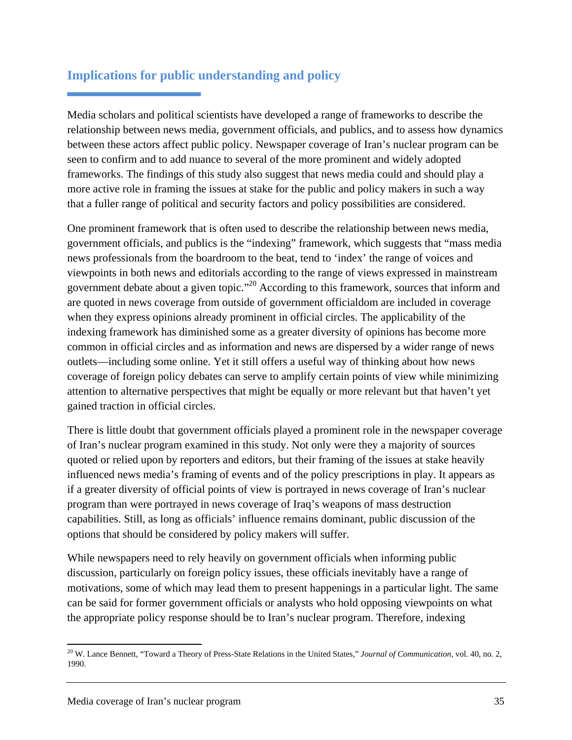## Implications for public understanding and policy

Media scholars and political scientists have developed a range of frameworks to describe the relationship between news media, government officials, and publics, and to assess how dynamics between these actors affect public policy. Newspaper coverage of Iran's nuclear program can be seen to confirm and to add nuance to several of the more prominent and widely adopted frameworks. The findings of this study also suggest that news media could and should play a more active role in framing the issues at stake for the public and policy makers in such a way that a fuller range of political and security factors and policy possibilities are considered.

One prominent framework that is often used to describe the relationship between news media, government officials, and publics is the "indexing" framework, which suggests that "mass media news professionals from the boardroom to the beat, tend to 'index' the range of voices and viewpoints in both news and editorials according to the range of views expressed in mainstream government debate about a given topic."[20] According to this framework, sources that inform and are quoted in news coverage from outside of government officialdom are included in coverage when they express opinions already prominent in official circles. The applicability of the indexing framework has diminished some as a greater diversity of opinions has become more common in official circles and as information and news are dispersed by a wider range of news outlets—including some online. Yet it still offers a useful way of thinking about how news coverage of foreign policy debates can serve to amplify certain points of view while minimizing attention to alternative perspectives that might be equally or more relevant but that haven't yet gained traction in official circles.

There is little doubt that government officials played a prominent role in the newspaper coverage of Iran's nuclear program examined in this study. Not only were they a majority of sources quoted or relied upon by reporters and editors, but their framing of the issues at stake heavily influenced news media's framing of events and of the policy prescriptions in play. It appears as if a greater diversity of official points of view is portrayed in news coverage of Iran's nuclear program than were portrayed in news coverage of Iraq's weapons of mass destruction capabilities. Still, as long as officials' influence remains dominant, public discussion of the options that should be considered by policy makers will suffer.

While newspapers need to rely heavily on government officials when informing public discussion, particularly on foreign policy issues, these officials inevitably have a range of motivations, some of which may lead them to present happenings in a particular light. The same can be said for former government officials or analysts who hold opposing viewpoints on what the appropriate policy response should be to Iran's nuclear program. Therefore, indexing

[20] W. Lance Bennett, "Toward a Theory of Press-State Relations in the United States," *Journal of Communication*, vol. 40, no. 2, 1990.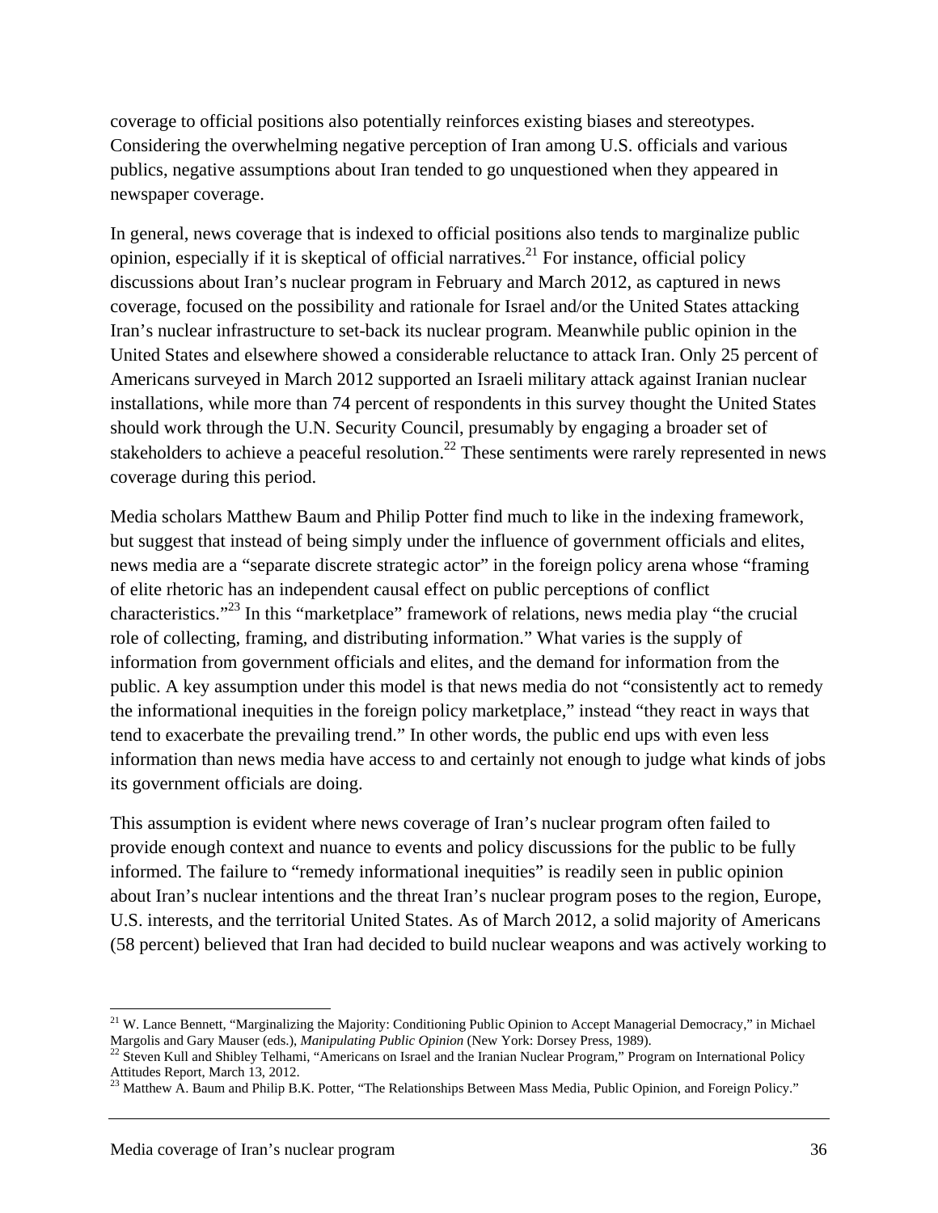coverage to official positions also potentially reinforces existing biases and stereotypes. Considering the overwhelming negative perception of Iran among U.S. officials and various publics, negative assumptions about Iran tended to go unquestioned when they appeared in newspaper coverage.

In general, news coverage that is indexed to official positions also tends to marginalize public opinion, especially if it is skeptical of official narratives.[21] For instance, official policy discussions about Iran's nuclear program in February and March 2012, as captured in news coverage, focused on the possibility and rationale for Israel and/or the United States attacking Iran's nuclear infrastructure to set-back its nuclear program. Meanwhile public opinion in the United States and elsewhere showed a considerable reluctance to attack Iran. Only 25 percent of Americans surveyed in March 2012 supported an Israeli military attack against Iranian nuclear installations, while more than 74 percent of respondents in this survey thought the United States should work through the U.N. Security Council, presumably by engaging a broader set of stakeholders to achieve a peaceful resolution.[22] These sentiments were rarely represented in news coverage during this period.

Media scholars Matthew Baum and Philip Potter find much to like in the indexing framework, but suggest that instead of being simply under the influence of government officials and elites, news media are a "separate discrete strategic actor" in the foreign policy arena whose "framing of elite rhetoric has an independent causal effect on public perceptions of conflict characteristics."[23] In this "marketplace" framework of relations, news media play "the crucial role of collecting, framing, and distributing information." What varies is the supply of information from government officials and elites, and the demand for information from the public. A key assumption under this model is that news media do not "consistently act to remedy the informational inequities in the foreign policy marketplace," instead "they react in ways that tend to exacerbate the prevailing trend." In other words, the public end ups with even less information than news media have access to and certainly not enough to judge what kinds of jobs its government officials are doing.

This assumption is evident where news coverage of Iran's nuclear program often failed to provide enough context and nuance to events and policy discussions for the public to be fully informed. The failure to "remedy informational inequities" is readily seen in public opinion about Iran's nuclear intentions and the threat Iran's nuclear program poses to the region, Europe, U.S. interests, and the territorial United States. As of March 2012, a solid majority of Americans (58 percent) believed that Iran had decided to build nuclear weapons and was actively working to

[21] W. Lance Bennett, "Marginalizing the Majority: Conditioning Public Opinion to Accept Managerial Democracy," in Michael Margolis and Gary Mauser (eds.), *Manipulating Public Opinion* (New York: Dorsey Press, 1989).

[22] Steven Kull and Shibley Telhami, "Americans on Israel and the Iranian Nuclear Program," Program on International Policy Attitudes Report, March 13, 2012.

[23] Matthew A. Baum and Philip B.K. Potter, "The Relationships Between Mass Media, Public Opinion, and Foreign Policy."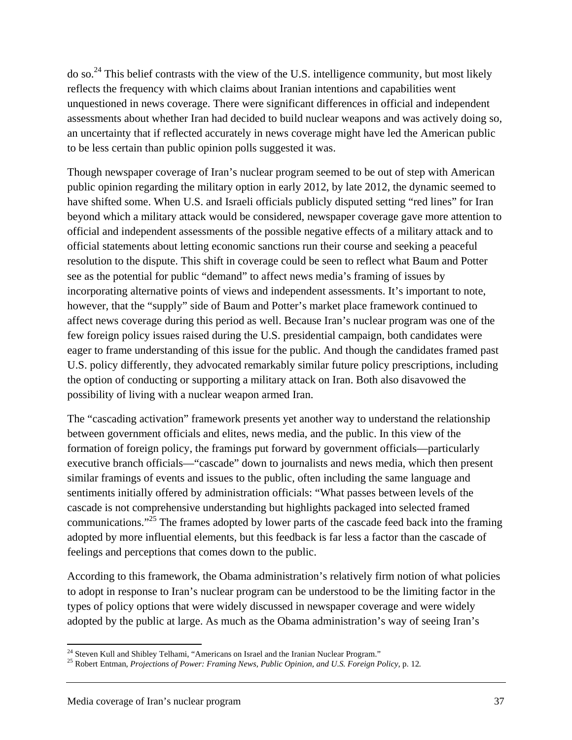do so.[24] This belief contrasts with the view of the U.S. intelligence community, but most likely reflects the frequency with which claims about Iranian intentions and capabilities went unquestioned in news coverage. There were significant differences in official and independent assessments about whether Iran had decided to build nuclear weapons and was actively doing so, an uncertainty that if reflected accurately in news coverage might have led the American public to be less certain than public opinion polls suggested it was.

Though newspaper coverage of Iran's nuclear program seemed to be out of step with American public opinion regarding the military option in early 2012, by late 2012, the dynamic seemed to have shifted some. When U.S. and Israeli officials publicly disputed setting "red lines" for Iran beyond which a military attack would be considered, newspaper coverage gave more attention to official and independent assessments of the possible negative effects of a military attack and to official statements about letting economic sanctions run their course and seeking a peaceful resolution to the dispute. This shift in coverage could be seen to reflect what Baum and Potter see as the potential for public "demand" to affect news media's framing of issues by incorporating alternative points of views and independent assessments. It's important to note, however, that the "supply" side of Baum and Potter's market place framework continued to affect news coverage during this period as well. Because Iran's nuclear program was one of the few foreign policy issues raised during the U.S. presidential campaign, both candidates were eager to frame understanding of this issue for the public. And though the candidates framed past U.S. policy differently, they advocated remarkably similar future policy prescriptions, including the option of conducting or supporting a military attack on Iran. Both also disavowed the possibility of living with a nuclear weapon armed Iran.

The "cascading activation" framework presents yet another way to understand the relationship between government officials and elites, news media, and the public. In this view of the formation of foreign policy, the framings put forward by government officials—particularly executive branch officials—"cascade" down to journalists and news media, which then present similar framings of events and issues to the public, often including the same language and sentiments initially offered by administration officials: "What passes between levels of the cascade is not comprehensive understanding but highlights packaged into selected framed communications."[25] The frames adopted by lower parts of the cascade feed back into the framing adopted by more influential elements, but this feedback is far less a factor than the cascade of feelings and perceptions that comes down to the public.

According to this framework, the Obama administration's relatively firm notion of what policies to adopt in response to Iran's nuclear program can be understood to be the limiting factor in the types of policy options that were widely discussed in newspaper coverage and were widely adopted by the public at large. As much as the Obama administration's way of seeing Iran's

[24] Steven Kull and Shibley Telhami, "Americans on Israel and the Iranian Nuclear Program."

[25] Robert Entman, *Projections of Power: Framing News, Public Opinion, and U.S. Foreign Policy*, p. 12.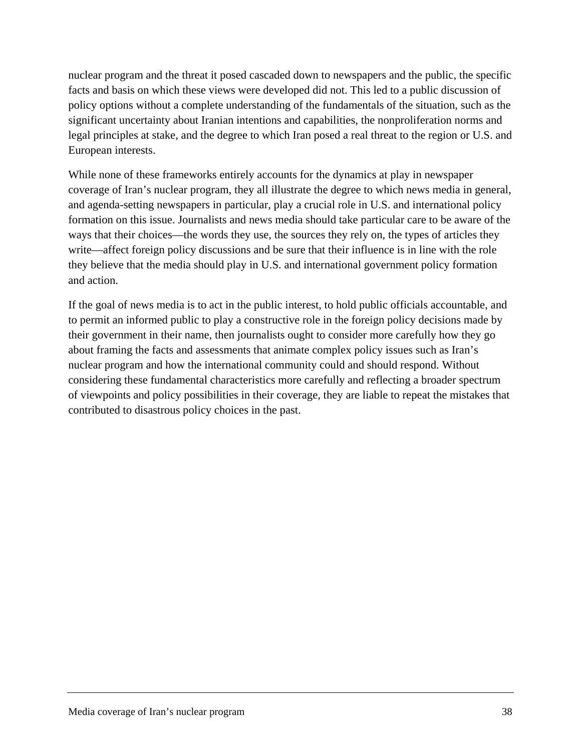nuclear program and the threat it posed cascaded down to newspapers and the public, the specific facts and basis on which these views were developed did not. This led to a public discussion of policy options without a complete understanding of the fundamentals of the situation, such as the significant uncertainty about Iranian intentions and capabilities, the nonproliferation norms and legal principles at stake, and the degree to which Iran posed a real threat to the region or U.S. and European interests.

While none of these frameworks entirely accounts for the dynamics at play in newspaper coverage of Iran's nuclear program, they all illustrate the degree to which news media in general, and agenda-setting newspapers in particular, play a crucial role in U.S. and international policy formation on this issue. Journalists and news media should take particular care to be aware of the ways that their choices—the words they use, the sources they rely on, the types of articles they write—affect foreign policy discussions and be sure that their influence is in line with the role they believe that the media should play in U.S. and international government policy formation and action.

If the goal of news media is to act in the public interest, to hold public officials accountable, and to permit an informed public to play a constructive role in the foreign policy decisions made by their government in their name, then journalists ought to consider more carefully how they go about framing the facts and assessments that animate complex policy issues such as Iran's nuclear program and how the international community could and should respond. Without considering these fundamental characteristics more carefully and reflecting a broader spectrum of viewpoints and policy possibilities in their coverage, they are liable to repeat the mistakes that contributed to disastrous policy choices in the past.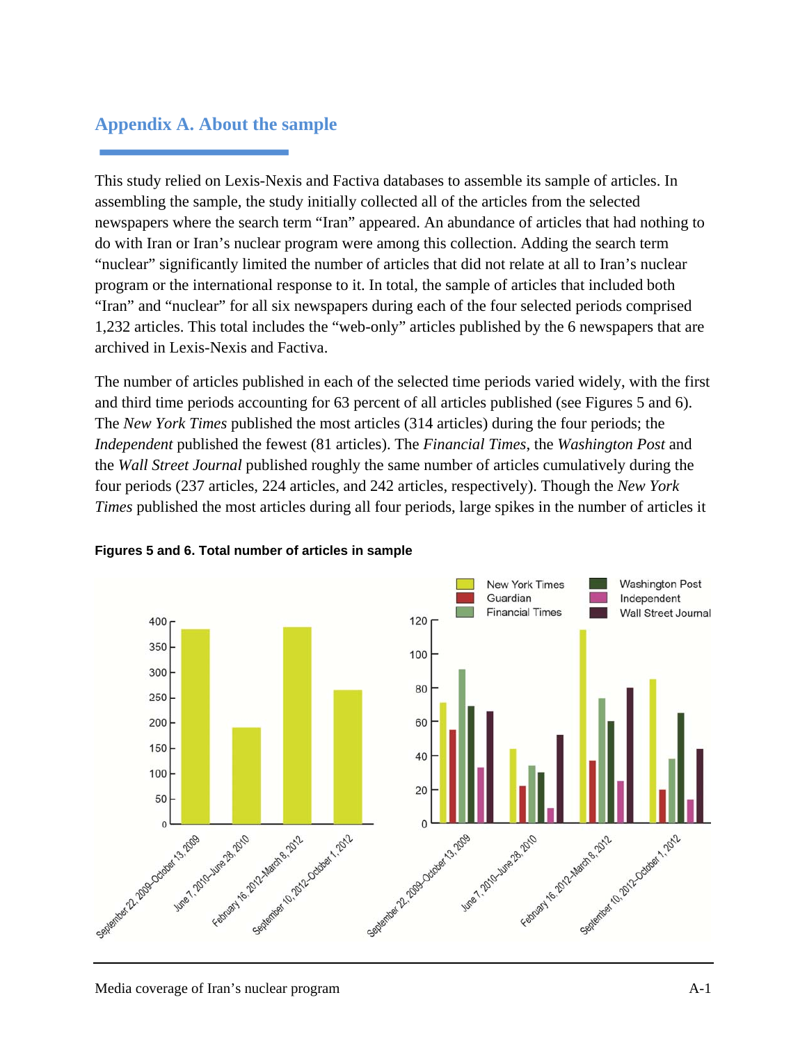## Appendix A. About the sample

This study relied on Lexis-Nexis and Factiva databases to assemble its sample of articles. In assembling the sample, the study initially collected all of the articles from the selected newspapers where the search term "Iran" appeared. An abundance of articles that had nothing to do with Iran or Iran's nuclear program were among this collection. Adding the search term "nuclear" significantly limited the number of articles that did not relate at all to Iran's nuclear program or the international response to it. In total, the sample of articles that included both "Iran" and "nuclear" for all six newspapers during each of the four selected periods comprised 1,232 articles. This total includes the "web-only" articles published by the 6 newspapers that are archived in Lexis-Nexis and Factiva.

The number of articles published in each of the selected time periods varied widely, with the first and third time periods accounting for 63 percent of all articles published (see Figures 5 and 6). The *New York Times* published the most articles (314 articles) during the four periods; the *Independent* published the fewest (81 articles). The *Financial Times*, the *Washington Post* and the *Wall Street Journal* published roughly the same number of articles cumulatively during the four periods (237 articles, 224 articles, and 242 articles, respectively). Though the *New York Times* published the most articles during all four periods, large spikes in the number of articles it

**Figures 5 and 6. Total number of articles in sample**

400
350
300
250
200
150
100
50
0

September 22, 2009–October 13, 2009
June 7, 2010–June 28, 2010
February 16, 2012–March 8, 2012
September 10, 2012–October 1, 2012

New York Times
Guardian
Financial Times
Washington Post
Independent
Wall Street Journal

120
100
80
60
40
20
0

September 22, 2009–October 13, 2009
June 7, 2010–June 28, 2010
February 16, 2012–March 8, 2012
September 10, 2012–October 1, 2012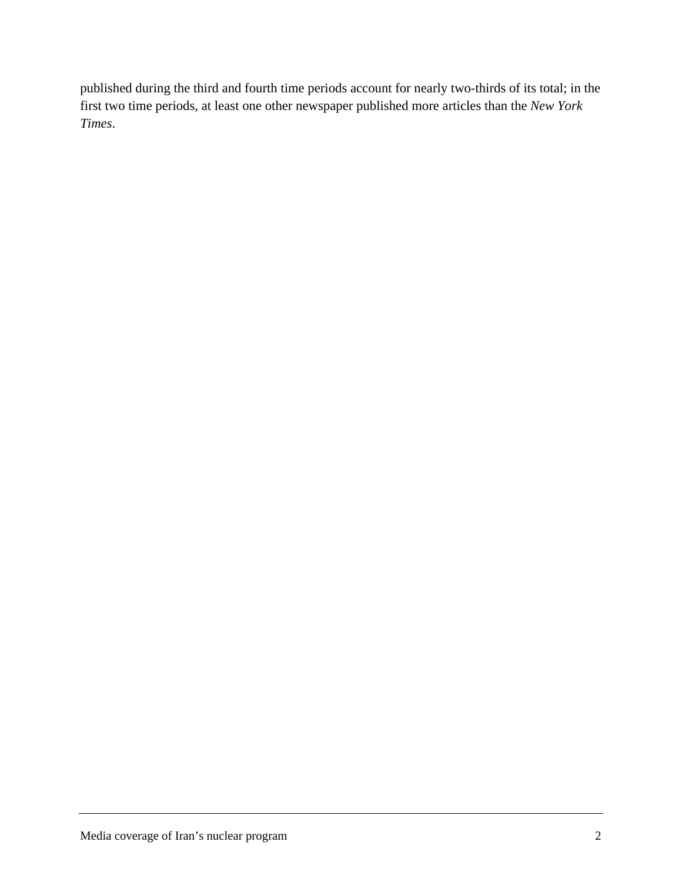published during the third and fourth time periods account for nearly two-thirds of its total; in the first two time periods, at least one other newspaper published more articles than the *New York Times*.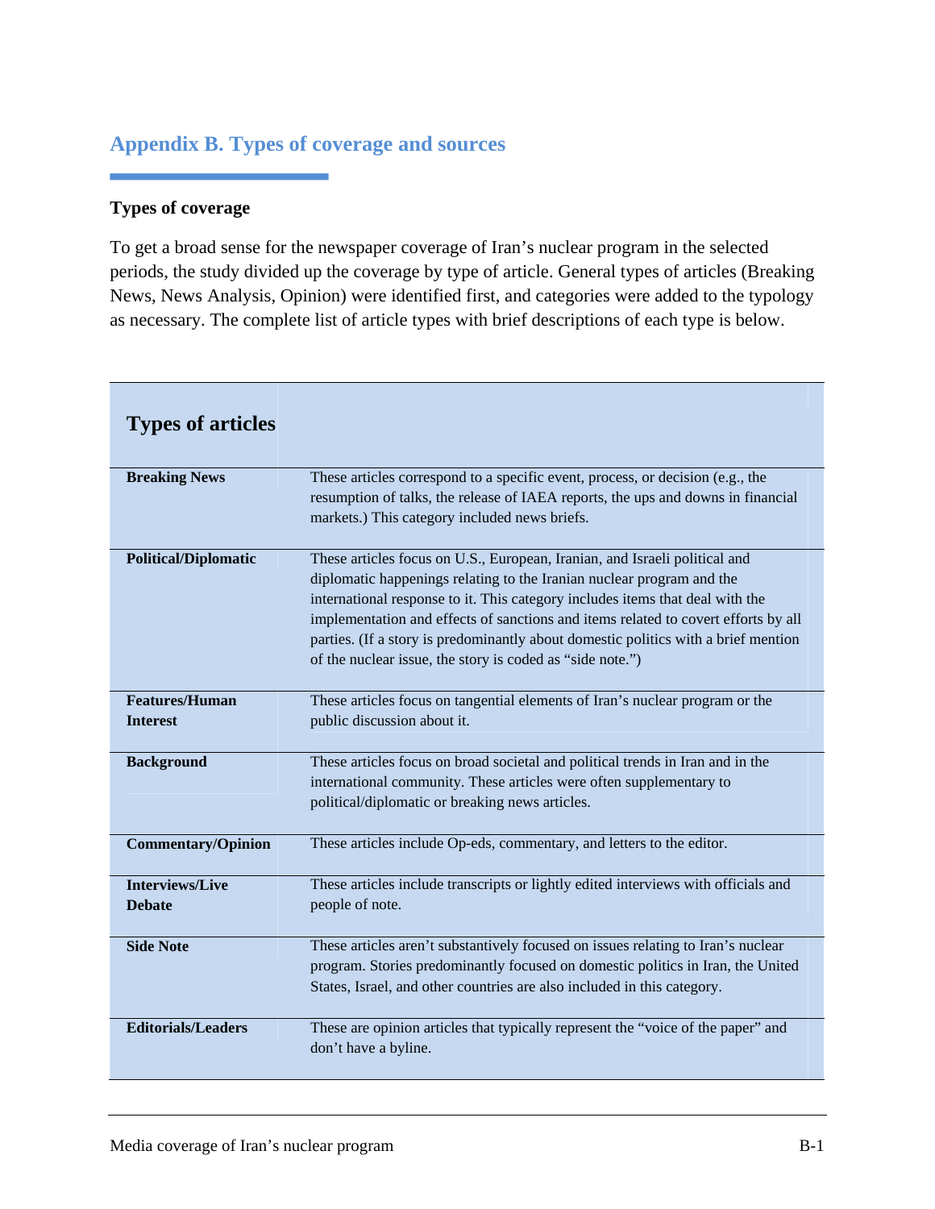## Appendix B. Types of coverage and sources

### Types of coverage

To get a broad sense for the newspaper coverage of Iran's nuclear program in the selected periods, the study divided up the coverage by type of article. General types of articles (Breaking News, News Analysis, Opinion) were identified first, and categories were added to the typology as necessary. The complete list of article types with brief descriptions of each type is below.

| Types of articles | |
|---|---|
| **Breaking News** | These articles correspond to a specific event, process, or decision (e.g., the resumption of talks, the release of IAEA reports, the ups and downs in financial markets.) This category included news briefs. |
| **Political/Diplomatic** | These articles focus on U.S., European, Iranian, and Israeli political and diplomatic happenings relating to the Iranian nuclear program and the international response to it. This category includes items that deal with the implementation and effects of sanctions and items related to covert efforts by all parties. (If a story is predominantly about domestic politics with a brief mention of the nuclear issue, the story is coded as "side note.") |
| **Features/Human Interest** | These articles focus on tangential elements of Iran's nuclear program or the public discussion about it. |
| **Background** | These articles focus on broad societal and political trends in Iran and in the international community. These articles were often supplementary to political/diplomatic or breaking news articles. |
| **Commentary/Opinion** | These articles include Op-eds, commentary, and letters to the editor. |
| **Interviews/Live Debate** | These articles include transcripts or lightly edited interviews with officials and people of note. |
| **Side Note** | These articles aren't substantively focused on issues relating to Iran's nuclear program. Stories predominantly focused on domestic politics in Iran, the United States, Israel, and other countries are also included in this category. |
| **Editorials/Leaders** | These are opinion articles that typically represent the "voice of the paper" and don't have a byline. |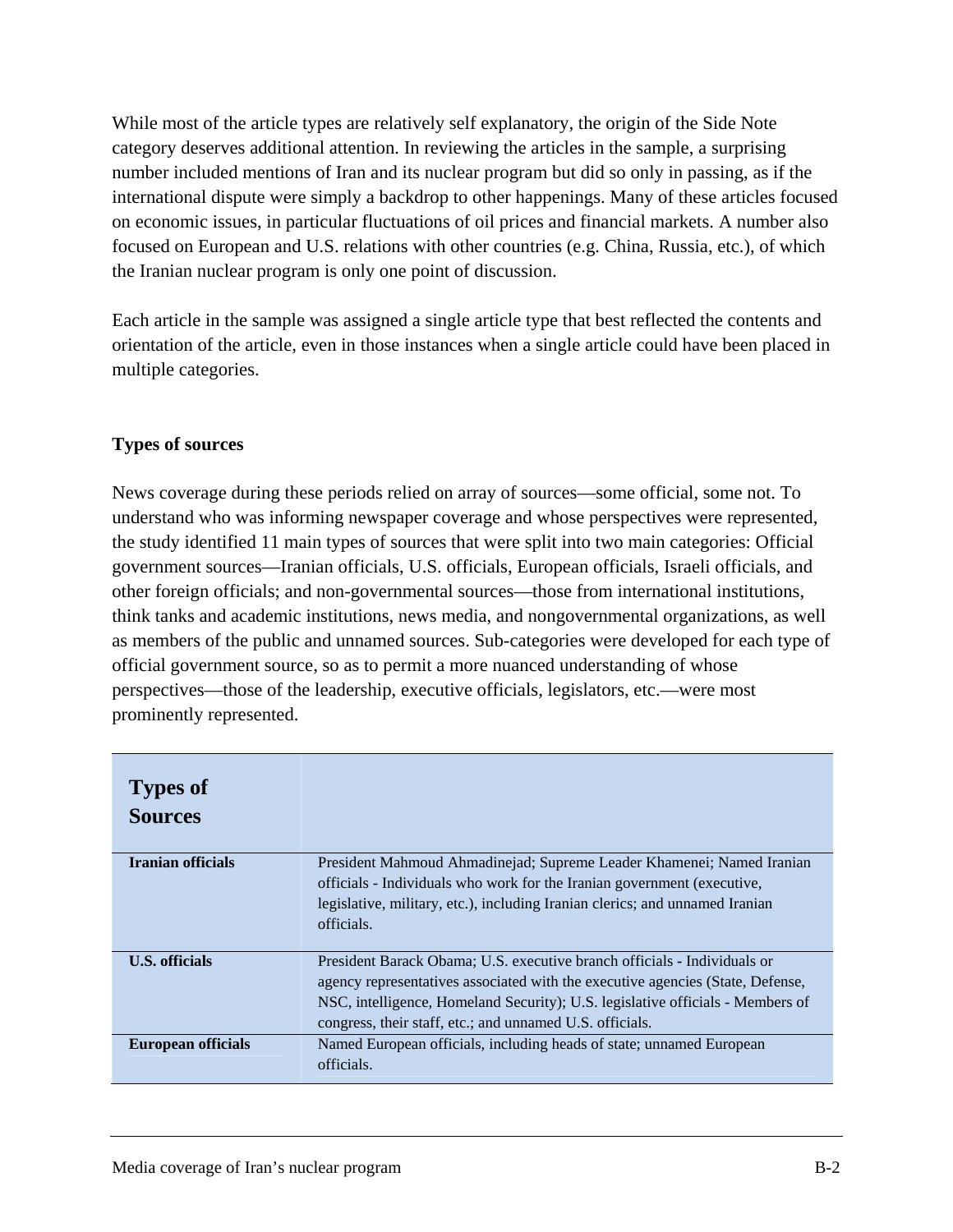While most of the article types are relatively self explanatory, the origin of the Side Note category deserves additional attention. In reviewing the articles in the sample, a surprising number included mentions of Iran and its nuclear program but did so only in passing, as if the international dispute were simply a backdrop to other happenings. Many of these articles focused on economic issues, in particular fluctuations of oil prices and financial markets. A number also focused on European and U.S. relations with other countries (e.g. China, Russia, etc.), of which the Iranian nuclear program is only one point of discussion.

Each article in the sample was assigned a single article type that best reflected the contents and orientation of the article, even in those instances when a single article could have been placed in multiple categories.

**Types of sources**

News coverage during these periods relied on array of sources—some official, some not. To understand who was informing newspaper coverage and whose perspectives were represented, the study identified 11 main types of sources that were split into two main categories: Official government sources—Iranian officials, U.S. officials, European officials, Israeli officials, and other foreign officials; and non-governmental sources—those from international institutions, think tanks and academic institutions, news media, and nongovernmental organizations, as well as members of the public and unnamed sources. Sub-categories were developed for each type of official government source, so as to permit a more nuanced understanding of whose perspectives—those of the leadership, executive officials, legislators, etc.—were most prominently represented.

| **Types of Sources** | |
|---|---|
| **Iranian officials** | President Mahmoud Ahmadinejad; Supreme Leader Khamenei; Named Iranian officials - Individuals who work for the Iranian government (executive, legislative, military, etc.), including Iranian clerics; and unnamed Iranian officials. |
| **U.S. officials** | President Barack Obama; U.S. executive branch officials - Individuals or agency representatives associated with the executive agencies (State, Defense, NSC, intelligence, Homeland Security); U.S. legislative officials - Members of congress, their staff, etc.; and unnamed U.S. officials. |
| **European officials** | Named European officials, including heads of state; unnamed European officials. |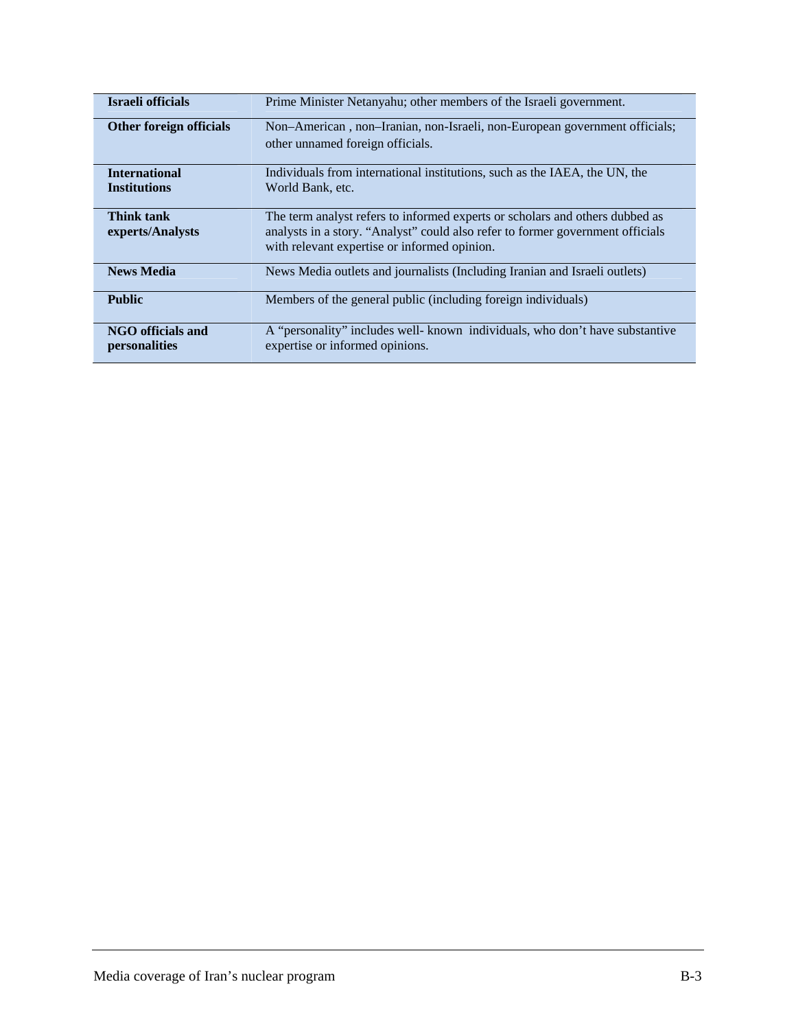| | |
|---|---|
| **Israeli officials** | Prime Minister Netanyahu; other members of the Israeli government. |
| **Other foreign officials** | Non–American , non–Iranian, non-Israeli, non-European government officials; other unnamed foreign officials. |
| **International Institutions** | Individuals from international institutions, such as the IAEA, the UN, the World Bank, etc. |
| **Think tank experts/Analysts** | The term analyst refers to informed experts or scholars and others dubbed as analysts in a story. "Analyst" could also refer to former government officials with relevant expertise or informed opinion. |
| **News Media** | News Media outlets and journalists (Including Iranian and Israeli outlets) |
| **Public** | Members of the general public (including foreign individuals) |
| **NGO officials and personalities** | A "personality" includes well- known individuals, who don't have substantive expertise or informed opinions. |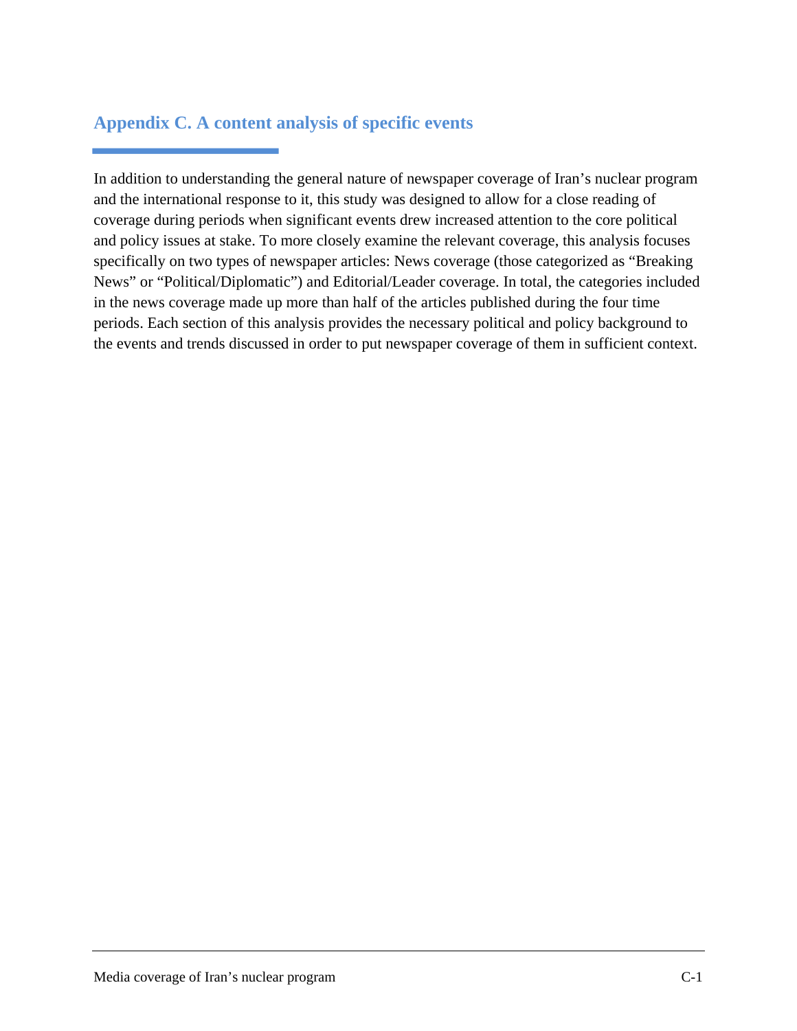## Appendix C. A content analysis of specific events

In addition to understanding the general nature of newspaper coverage of Iran's nuclear program and the international response to it, this study was designed to allow for a close reading of coverage during periods when significant events drew increased attention to the core political and policy issues at stake. To more closely examine the relevant coverage, this analysis focuses specifically on two types of newspaper articles: News coverage (those categorized as "Breaking News" or "Political/Diplomatic") and Editorial/Leader coverage. In total, the categories included in the news coverage made up more than half of the articles published during the four time periods. Each section of this analysis provides the necessary political and policy background to the events and trends discussed in order to put newspaper coverage of them in sufficient context.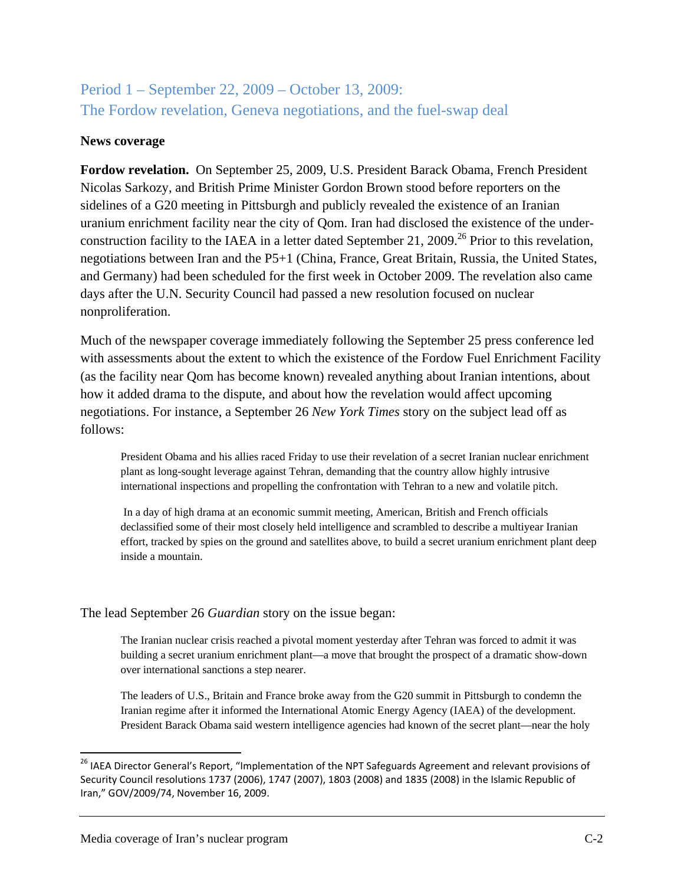## Period 1 – September 22, 2009 – October 13, 2009: The Fordow revelation, Geneva negotiations, and the fuel-swap deal

**News coverage**

**Fordow revelation.** On September 25, 2009, U.S. President Barack Obama, French President Nicolas Sarkozy, and British Prime Minister Gordon Brown stood before reporters on the sidelines of a G20 meeting in Pittsburgh and publicly revealed the existence of an Iranian uranium enrichment facility near the city of Qom. Iran had disclosed the existence of the under-construction facility to the IAEA in a letter dated September 21, 2009.[26] Prior to this revelation, negotiations between Iran and the P5+1 (China, France, Great Britain, Russia, the United States, and Germany) had been scheduled for the first week in October 2009. The revelation also came days after the U.N. Security Council had passed a new resolution focused on nuclear nonproliferation.

Much of the newspaper coverage immediately following the September 25 press conference led with assessments about the extent to which the existence of the Fordow Fuel Enrichment Facility (as the facility near Qom has become known) revealed anything about Iranian intentions, about how it added drama to the dispute, and about how the revelation would affect upcoming negotiations. For instance, a September 26 *New York Times* story on the subject lead off as follows:

> President Obama and his allies raced Friday to use their revelation of a secret Iranian nuclear enrichment plant as long-sought leverage against Tehran, demanding that the country allow highly intrusive international inspections and propelling the confrontation with Tehran to a new and volatile pitch.
>
> In a day of high drama at an economic summit meeting, American, British and French officials declassified some of their most closely held intelligence and scrambled to describe a multiyear Iranian effort, tracked by spies on the ground and satellites above, to build a secret uranium enrichment plant deep inside a mountain.

The lead September 26 *Guardian* story on the issue began:

> The Iranian nuclear crisis reached a pivotal moment yesterday after Tehran was forced to admit it was building a secret uranium enrichment plant—a move that brought the prospect of a dramatic show-down over international sanctions a step nearer.
>
> The leaders of U.S., Britain and France broke away from the G20 summit in Pittsburgh to condemn the Iranian regime after it informed the International Atomic Energy Agency (IAEA) of the development. President Barack Obama said western intelligence agencies had known of the secret plant—near the holy

[26] IAEA Director General's Report, "Implementation of the NPT Safeguards Agreement and relevant provisions of Security Council resolutions 1737 (2006), 1747 (2007), 1803 (2008) and 1835 (2008) in the Islamic Republic of Iran," GOV/2009/74, November 16, 2009.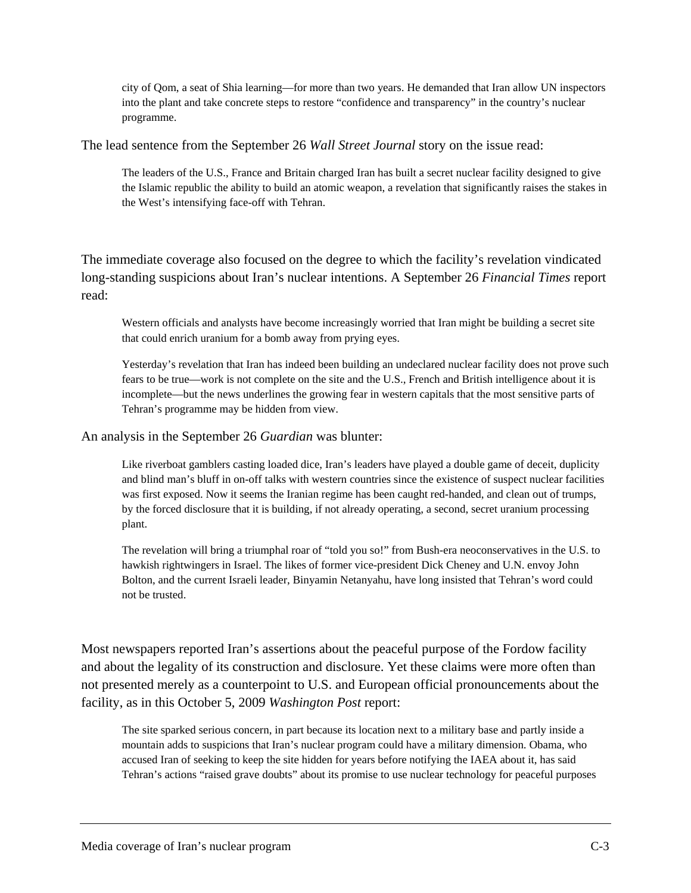> city of Qom, a seat of Shia learning—for more than two years. He demanded that Iran allow UN inspectors into the plant and take concrete steps to restore "confidence and transparency" in the country's nuclear programme.

The lead sentence from the September 26 *Wall Street Journal* story on the issue read:

> The leaders of the U.S., France and Britain charged Iran has built a secret nuclear facility designed to give the Islamic republic the ability to build an atomic weapon, a revelation that significantly raises the stakes in the West's intensifying face-off with Tehran.

The immediate coverage also focused on the degree to which the facility's revelation vindicated long-standing suspicions about Iran's nuclear intentions. A September 26 *Financial Times* report read:

> Western officials and analysts have become increasingly worried that Iran might be building a secret site that could enrich uranium for a bomb away from prying eyes.
>
> Yesterday's revelation that Iran has indeed been building an undeclared nuclear facility does not prove such fears to be true—work is not complete on the site and the U.S., French and British intelligence about it is incomplete—but the news underlines the growing fear in western capitals that the most sensitive parts of Tehran's programme may be hidden from view.

An analysis in the September 26 *Guardian* was blunter:

> Like riverboat gamblers casting loaded dice, Iran's leaders have played a double game of deceit, duplicity and blind man's bluff in on-off talks with western countries since the existence of suspect nuclear facilities was first exposed. Now it seems the Iranian regime has been caught red-handed, and clean out of trumps, by the forced disclosure that it is building, if not already operating, a second, secret uranium processing plant.
>
> The revelation will bring a triumphal roar of "told you so!" from Bush-era neoconservatives in the U.S. to hawkish rightwingers in Israel. The likes of former vice-president Dick Cheney and U.N. envoy John Bolton, and the current Israeli leader, Binyamin Netanyahu, have long insisted that Tehran's word could not be trusted.

Most newspapers reported Iran's assertions about the peaceful purpose of the Fordow facility and about the legality of its construction and disclosure. Yet these claims were more often than not presented merely as a counterpoint to U.S. and European official pronouncements about the facility, as in this October 5, 2009 *Washington Post* report:

> The site sparked serious concern, in part because its location next to a military base and partly inside a mountain adds to suspicions that Iran's nuclear program could have a military dimension. Obama, who accused Iran of seeking to keep the site hidden for years before notifying the IAEA about it, has said Tehran's actions "raised grave doubts" about its promise to use nuclear technology for peaceful purposes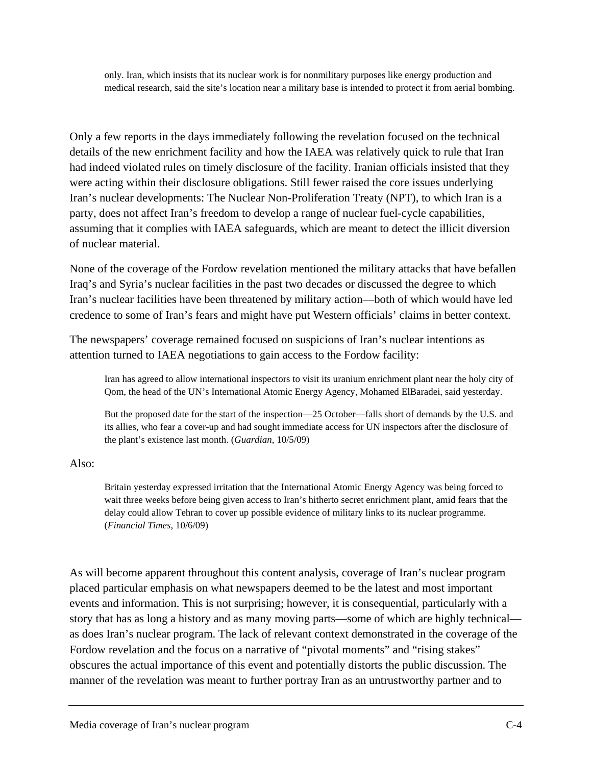> only. Iran, which insists that its nuclear work is for nonmilitary purposes like energy production and medical research, said the site's location near a military base is intended to protect it from aerial bombing.

Only a few reports in the days immediately following the revelation focused on the technical details of the new enrichment facility and how the IAEA was relatively quick to rule that Iran had indeed violated rules on timely disclosure of the facility. Iranian officials insisted that they were acting within their disclosure obligations. Still fewer raised the core issues underlying Iran's nuclear developments: The Nuclear Non-Proliferation Treaty (NPT), to which Iran is a party, does not affect Iran's freedom to develop a range of nuclear fuel-cycle capabilities, assuming that it complies with IAEA safeguards, which are meant to detect the illicit diversion of nuclear material.

None of the coverage of the Fordow revelation mentioned the military attacks that have befallen Iraq's and Syria's nuclear facilities in the past two decades or discussed the degree to which Iran's nuclear facilities have been threatened by military action—both of which would have led credence to some of Iran's fears and might have put Western officials' claims in better context.

The newspapers' coverage remained focused on suspicions of Iran's nuclear intentions as attention turned to IAEA negotiations to gain access to the Fordow facility:

> Iran has agreed to allow international inspectors to visit its uranium enrichment plant near the holy city of Qom, the head of the UN's International Atomic Energy Agency, Mohamed ElBaradei, said yesterday.
>
> But the proposed date for the start of the inspection—25 October—falls short of demands by the U.S. and its allies, who fear a cover-up and had sought immediate access for UN inspectors after the disclosure of the plant's existence last month. (*Guardian*, 10/5/09)

Also:

> Britain yesterday expressed irritation that the International Atomic Energy Agency was being forced to wait three weeks before being given access to Iran's hitherto secret enrichment plant, amid fears that the delay could allow Tehran to cover up possible evidence of military links to its nuclear programme. (*Financial Times*, 10/6/09)

As will become apparent throughout this content analysis, coverage of Iran's nuclear program placed particular emphasis on what newspapers deemed to be the latest and most important events and information. This is not surprising; however, it is consequential, particularly with a story that has as long a history and as many moving parts—some of which are highly technical—as does Iran's nuclear program. The lack of relevant context demonstrated in the coverage of the Fordow revelation and the focus on a narrative of "pivotal moments" and "rising stakes" obscures the actual importance of this event and potentially distorts the public discussion. The manner of the revelation was meant to further portray Iran as an untrustworthy partner and to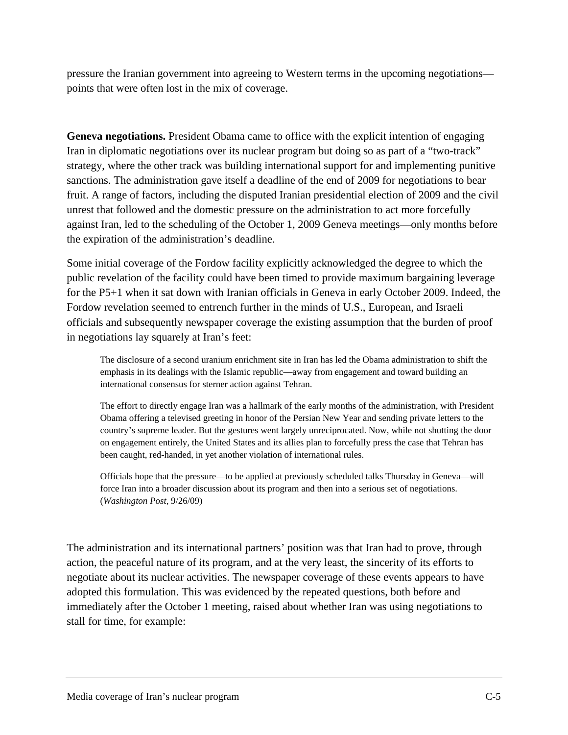pressure the Iranian government into agreeing to Western terms in the upcoming negotiations—points that were often lost in the mix of coverage.

**Geneva negotiations.** President Obama came to office with the explicit intention of engaging Iran in diplomatic negotiations over its nuclear program but doing so as part of a "two-track" strategy, where the other track was building international support for and implementing punitive sanctions. The administration gave itself a deadline of the end of 2009 for negotiations to bear fruit. A range of factors, including the disputed Iranian presidential election of 2009 and the civil unrest that followed and the domestic pressure on the administration to act more forcefully against Iran, led to the scheduling of the October 1, 2009 Geneva meetings—only months before the expiration of the administration's deadline.

Some initial coverage of the Fordow facility explicitly acknowledged the degree to which the public revelation of the facility could have been timed to provide maximum bargaining leverage for the P5+1 when it sat down with Iranian officials in Geneva in early October 2009. Indeed, the Fordow revelation seemed to entrench further in the minds of U.S., European, and Israeli officials and subsequently newspaper coverage the existing assumption that the burden of proof in negotiations lay squarely at Iran's feet:

> The disclosure of a second uranium enrichment site in Iran has led the Obama administration to shift the emphasis in its dealings with the Islamic republic—away from engagement and toward building an international consensus for sterner action against Tehran.
>
> The effort to directly engage Iran was a hallmark of the early months of the administration, with President Obama offering a televised greeting in honor of the Persian New Year and sending private letters to the country's supreme leader. But the gestures went largely unreciprocated. Now, while not shutting the door on engagement entirely, the United States and its allies plan to forcefully press the case that Tehran has been caught, red-handed, in yet another violation of international rules.
>
> Officials hope that the pressure—to be applied at previously scheduled talks Thursday in Geneva—will force Iran into a broader discussion about its program and then into a serious set of negotiations. (*Washington Post*, 9/26/09)

The administration and its international partners' position was that Iran had to prove, through action, the peaceful nature of its program, and at the very least, the sincerity of its efforts to negotiate about its nuclear activities. The newspaper coverage of these events appears to have adopted this formulation. This was evidenced by the repeated questions, both before and immediately after the October 1 meeting, raised about whether Iran was using negotiations to stall for time, for example: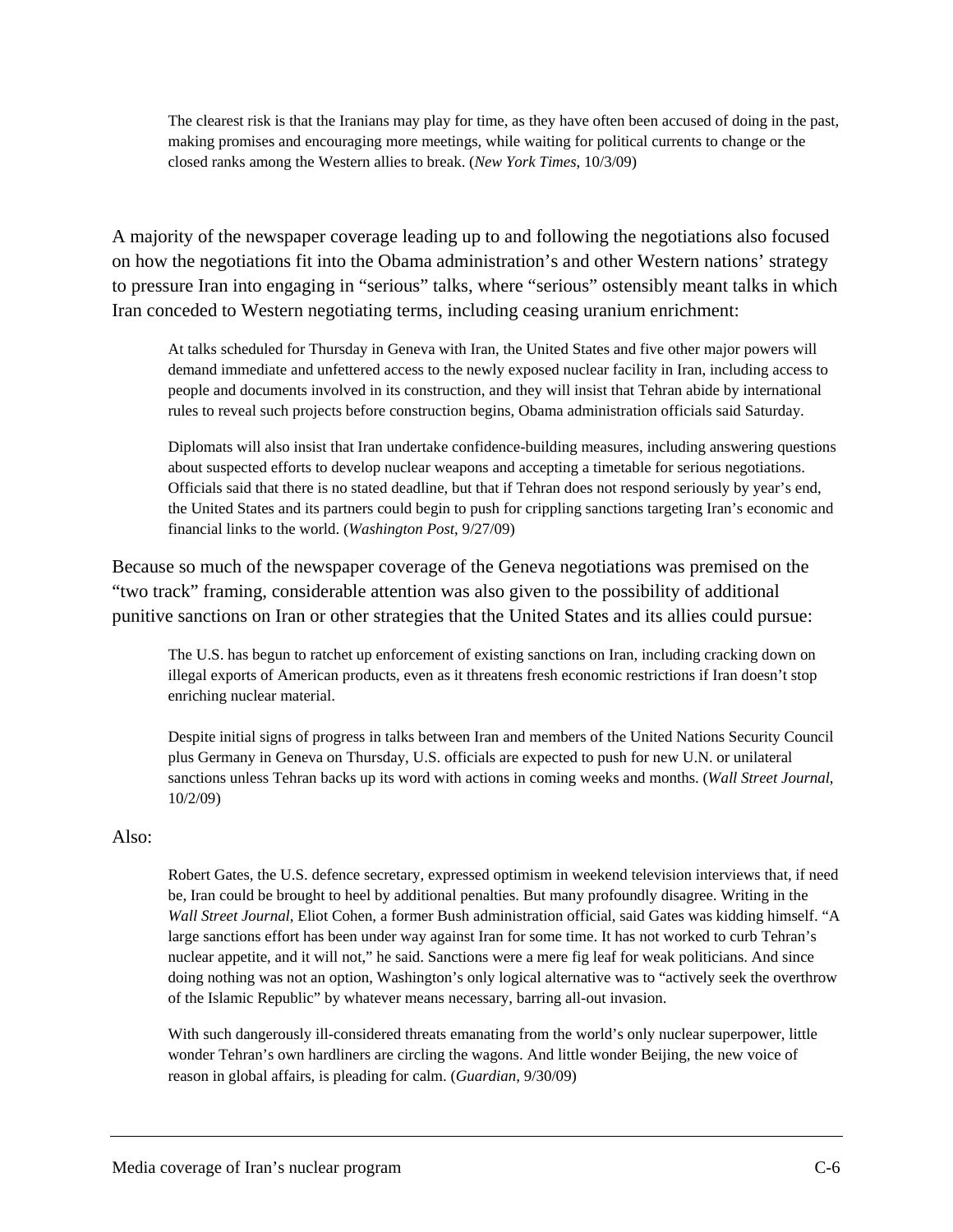> The clearest risk is that the Iranians may play for time, as they have often been accused of doing in the past, making promises and encouraging more meetings, while waiting for political currents to change or the closed ranks among the Western allies to break. (*New York Times*, 10/3/09)

A majority of the newspaper coverage leading up to and following the negotiations also focused on how the negotiations fit into the Obama administration's and other Western nations' strategy to pressure Iran into engaging in "serious" talks, where "serious" ostensibly meant talks in which Iran conceded to Western negotiating terms, including ceasing uranium enrichment:

> At talks scheduled for Thursday in Geneva with Iran, the United States and five other major powers will demand immediate and unfettered access to the newly exposed nuclear facility in Iran, including access to people and documents involved in its construction, and they will insist that Tehran abide by international rules to reveal such projects before construction begins, Obama administration officials said Saturday.
>
> Diplomats will also insist that Iran undertake confidence-building measures, including answering questions about suspected efforts to develop nuclear weapons and accepting a timetable for serious negotiations. Officials said that there is no stated deadline, but that if Tehran does not respond seriously by year's end, the United States and its partners could begin to push for crippling sanctions targeting Iran's economic and financial links to the world. (*Washington Post*, 9/27/09)

Because so much of the newspaper coverage of the Geneva negotiations was premised on the "two track" framing, considerable attention was also given to the possibility of additional punitive sanctions on Iran or other strategies that the United States and its allies could pursue:

> The U.S. has begun to ratchet up enforcement of existing sanctions on Iran, including cracking down on illegal exports of American products, even as it threatens fresh economic restrictions if Iran doesn't stop enriching nuclear material.
>
> Despite initial signs of progress in talks between Iran and members of the United Nations Security Council plus Germany in Geneva on Thursday, U.S. officials are expected to push for new U.N. or unilateral sanctions unless Tehran backs up its word with actions in coming weeks and months. (*Wall Street Journal*, 10/2/09)

Also:

> Robert Gates, the U.S. defence secretary, expressed optimism in weekend television interviews that, if need be, Iran could be brought to heel by additional penalties. But many profoundly disagree. Writing in the *Wall Street Journal*, Eliot Cohen, a former Bush administration official, said Gates was kidding himself. "A large sanctions effort has been under way against Iran for some time. It has not worked to curb Tehran's nuclear appetite, and it will not," he said. Sanctions were a mere fig leaf for weak politicians. And since doing nothing was not an option, Washington's only logical alternative was to "actively seek the overthrow of the Islamic Republic" by whatever means necessary, barring all-out invasion.
>
> With such dangerously ill-considered threats emanating from the world's only nuclear superpower, little wonder Tehran's own hardliners are circling the wagons. And little wonder Beijing, the new voice of reason in global affairs, is pleading for calm. (*Guardian*, 9/30/09)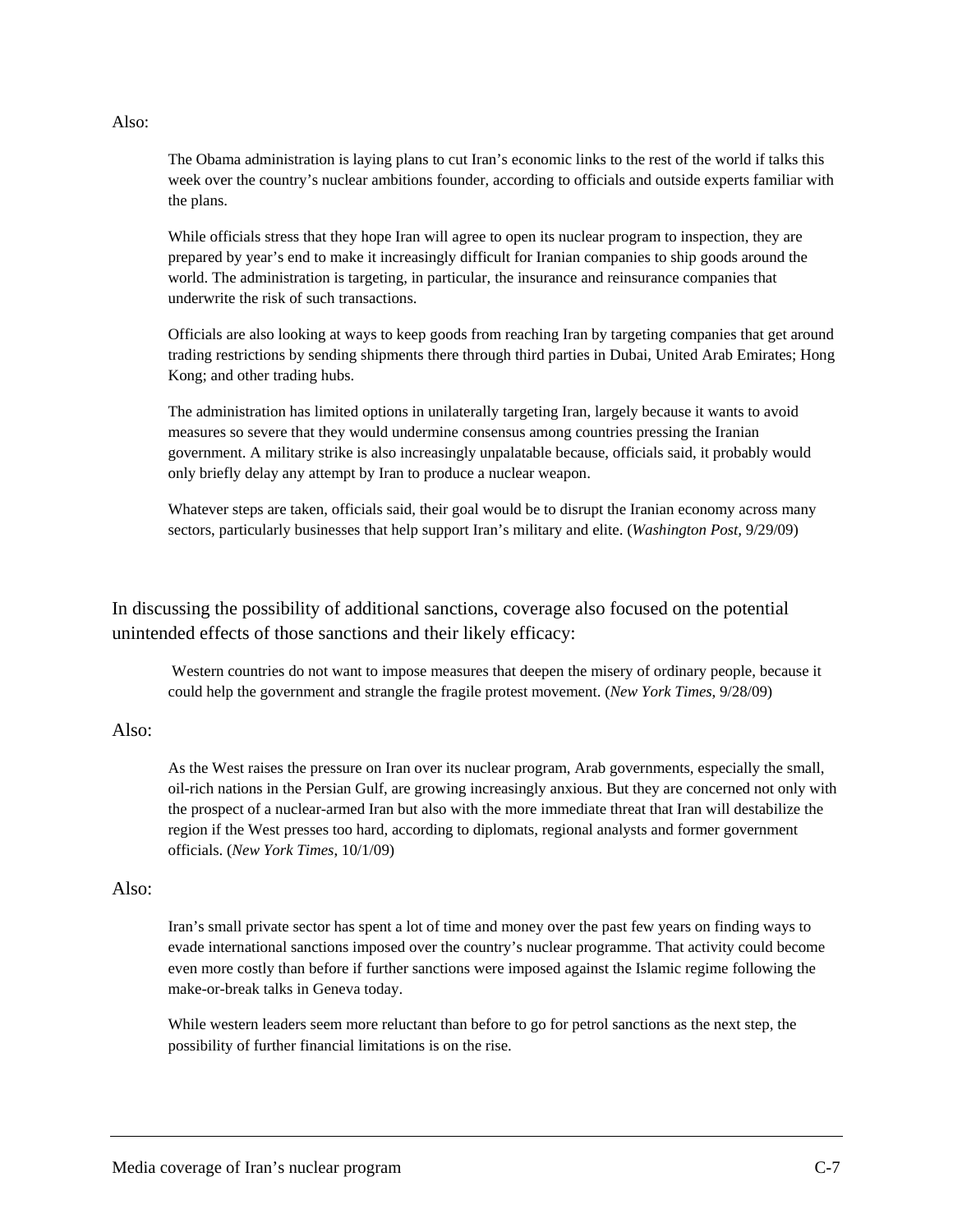Also:

> The Obama administration is laying plans to cut Iran's economic links to the rest of the world if talks this week over the country's nuclear ambitions founder, according to officials and outside experts familiar with the plans.
>
> While officials stress that they hope Iran will agree to open its nuclear program to inspection, they are prepared by year's end to make it increasingly difficult for Iranian companies to ship goods around the world. The administration is targeting, in particular, the insurance and reinsurance companies that underwrite the risk of such transactions.
>
> Officials are also looking at ways to keep goods from reaching Iran by targeting companies that get around trading restrictions by sending shipments there through third parties in Dubai, United Arab Emirates; Hong Kong; and other trading hubs.
>
> The administration has limited options in unilaterally targeting Iran, largely because it wants to avoid measures so severe that they would undermine consensus among countries pressing the Iranian government. A military strike is also increasingly unpalatable because, officials said, it probably would only briefly delay any attempt by Iran to produce a nuclear weapon.
>
> Whatever steps are taken, officials said, their goal would be to disrupt the Iranian economy across many sectors, particularly businesses that help support Iran's military and elite. (*Washington Post*, 9/29/09)

In discussing the possibility of additional sanctions, coverage also focused on the potential unintended effects of those sanctions and their likely efficacy:

> Western countries do not want to impose measures that deepen the misery of ordinary people, because it could help the government and strangle the fragile protest movement. (*New York Times*, 9/28/09)

Also:

> As the West raises the pressure on Iran over its nuclear program, Arab governments, especially the small, oil-rich nations in the Persian Gulf, are growing increasingly anxious. But they are concerned not only with the prospect of a nuclear-armed Iran but also with the more immediate threat that Iran will destabilize the region if the West presses too hard, according to diplomats, regional analysts and former government officials. (*New York Times*, 10/1/09)

Also:

> Iran's small private sector has spent a lot of time and money over the past few years on finding ways to evade international sanctions imposed over the country's nuclear programme. That activity could become even more costly than before if further sanctions were imposed against the Islamic regime following the make-or-break talks in Geneva today.
>
> While western leaders seem more reluctant than before to go for petrol sanctions as the next step, the possibility of further financial limitations is on the rise.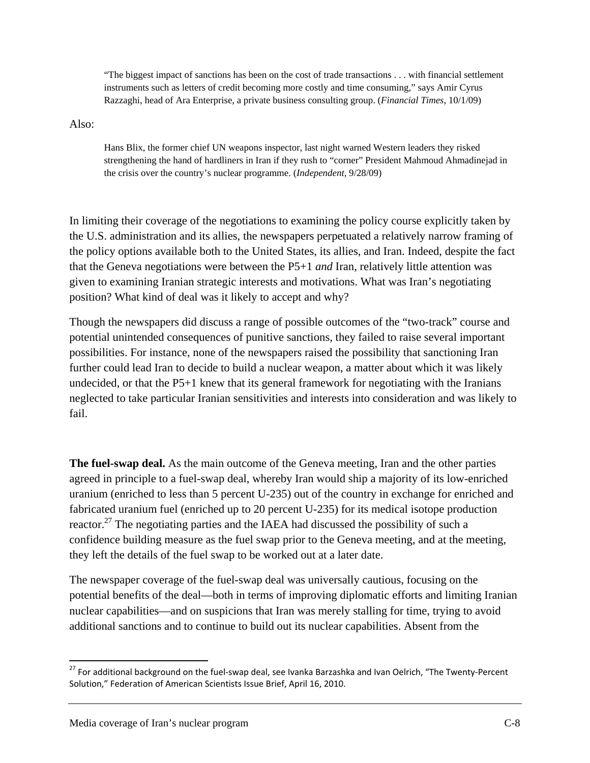> "The biggest impact of sanctions has been on the cost of trade transactions . . . with financial settlement instruments such as letters of credit becoming more costly and time consuming," says Amir Cyrus Razzaghi, head of Ara Enterprise, a private business consulting group. (*Financial Times*, 10/1/09)

Also:

> Hans Blix, the former chief UN weapons inspector, last night warned Western leaders they risked strengthening the hand of hardliners in Iran if they rush to "corner" President Mahmoud Ahmadinejad in the crisis over the country's nuclear programme. (*Independent*, 9/28/09)

In limiting their coverage of the negotiations to examining the policy course explicitly taken by the U.S. administration and its allies, the newspapers perpetuated a relatively narrow framing of the policy options available both to the United States, its allies, and Iran. Indeed, despite the fact that the Geneva negotiations were between the P5+1 *and* Iran, relatively little attention was given to examining Iranian strategic interests and motivations. What was Iran's negotiating position? What kind of deal was it likely to accept and why?

Though the newspapers did discuss a range of possible outcomes of the "two-track" course and potential unintended consequences of punitive sanctions, they failed to raise several important possibilities. For instance, none of the newspapers raised the possibility that sanctioning Iran further could lead Iran to decide to build a nuclear weapon, a matter about which it was likely undecided, or that the P5+1 knew that its general framework for negotiating with the Iranians neglected to take particular Iranian sensitivities and interests into consideration and was likely to fail.

**The fuel-swap deal.** As the main outcome of the Geneva meeting, Iran and the other parties agreed in principle to a fuel-swap deal, whereby Iran would ship a majority of its low-enriched uranium (enriched to less than 5 percent U-235) out of the country in exchange for enriched and fabricated uranium fuel (enriched up to 20 percent U-235) for its medical isotope production reactor.[27] The negotiating parties and the IAEA had discussed the possibility of such a confidence building measure as the fuel swap prior to the Geneva meeting, and at the meeting, they left the details of the fuel swap to be worked out at a later date.

The newspaper coverage of the fuel-swap deal was universally cautious, focusing on the potential benefits of the deal—both in terms of improving diplomatic efforts and limiting Iranian nuclear capabilities—and on suspicions that Iran was merely stalling for time, trying to avoid additional sanctions and to continue to build out its nuclear capabilities. Absent from the

[27] For additional background on the fuel-swap deal, see Ivanka Barzashka and Ivan Oelrich, "The Twenty-Percent Solution," Federation of American Scientists Issue Brief, April 16, 2010.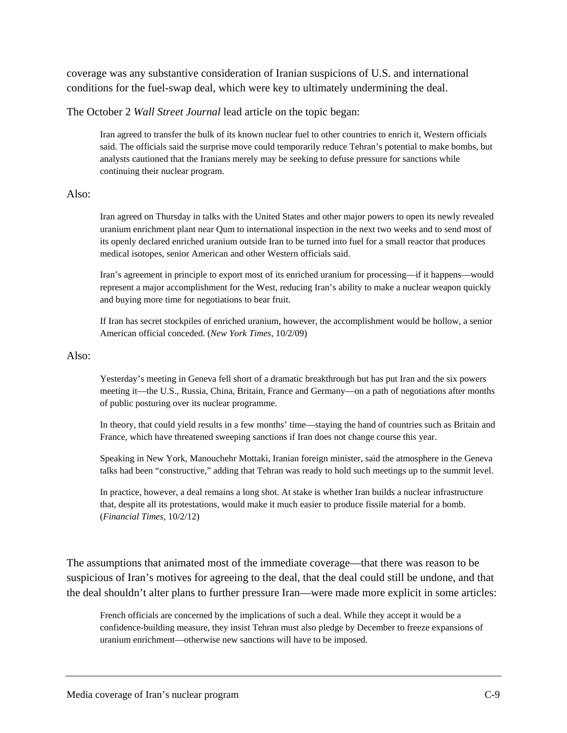coverage was any substantive consideration of Iranian suspicions of U.S. and international conditions for the fuel-swap deal, which were key to ultimately undermining the deal.

The October 2 *Wall Street Journal* lead article on the topic began:

> Iran agreed to transfer the bulk of its known nuclear fuel to other countries to enrich it, Western officials said. The officials said the surprise move could temporarily reduce Tehran's potential to make bombs, but analysts cautioned that the Iranians merely may be seeking to defuse pressure for sanctions while continuing their nuclear program.

Also:

> Iran agreed on Thursday in talks with the United States and other major powers to open its newly revealed uranium enrichment plant near Qum to international inspection in the next two weeks and to send most of its openly declared enriched uranium outside Iran to be turned into fuel for a small reactor that produces medical isotopes, senior American and other Western officials said.
>
> Iran's agreement in principle to export most of its enriched uranium for processing—if it happens—would represent a major accomplishment for the West, reducing Iran's ability to make a nuclear weapon quickly and buying more time for negotiations to bear fruit.
>
> If Iran has secret stockpiles of enriched uranium, however, the accomplishment would be hollow, a senior American official conceded. (*New York Times*, 10/2/09)

Also:

> Yesterday's meeting in Geneva fell short of a dramatic breakthrough but has put Iran and the six powers meeting it—the U.S., Russia, China, Britain, France and Germany—on a path of negotiations after months of public posturing over its nuclear programme.
>
> In theory, that could yield results in a few months' time—staying the hand of countries such as Britain and France, which have threatened sweeping sanctions if Iran does not change course this year.
>
> Speaking in New York, Manouchehr Mottaki, Iranian foreign minister, said the atmosphere in the Geneva talks had been "constructive," adding that Tehran was ready to hold such meetings up to the summit level.
>
> In practice, however, a deal remains a long shot. At stake is whether Iran builds a nuclear infrastructure that, despite all its protestations, would make it much easier to produce fissile material for a bomb. (*Financial Times*, 10/2/12)

The assumptions that animated most of the immediate coverage—that there was reason to be suspicious of Iran's motives for agreeing to the deal, that the deal could still be undone, and that the deal shouldn't alter plans to further pressure Iran—were made more explicit in some articles:

> French officials are concerned by the implications of such a deal. While they accept it would be a confidence-building measure, they insist Tehran must also pledge by December to freeze expansions of uranium enrichment—otherwise new sanctions will have to be imposed.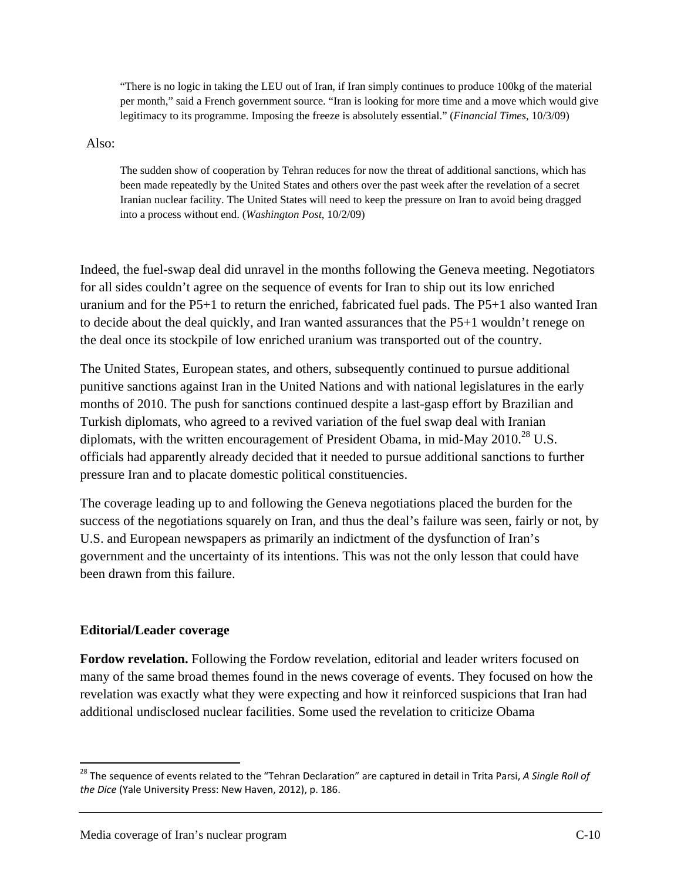> "There is no logic in taking the LEU out of Iran, if Iran simply continues to produce 100kg of the material per month," said a French government source. "Iran is looking for more time and a move which would give legitimacy to its programme. Imposing the freeze is absolutely essential." (*Financial Times*, 10/3/09)

Also:

> The sudden show of cooperation by Tehran reduces for now the threat of additional sanctions, which has been made repeatedly by the United States and others over the past week after the revelation of a secret Iranian nuclear facility. The United States will need to keep the pressure on Iran to avoid being dragged into a process without end. (*Washington Post*, 10/2/09)

Indeed, the fuel-swap deal did unravel in the months following the Geneva meeting. Negotiators for all sides couldn't agree on the sequence of events for Iran to ship out its low enriched uranium and for the P5+1 to return the enriched, fabricated fuel pads. The P5+1 also wanted Iran to decide about the deal quickly, and Iran wanted assurances that the P5+1 wouldn't renege on the deal once its stockpile of low enriched uranium was transported out of the country.

The United States, European states, and others, subsequently continued to pursue additional punitive sanctions against Iran in the United Nations and with national legislatures in the early months of 2010. The push for sanctions continued despite a last-gasp effort by Brazilian and Turkish diplomats, who agreed to a revived variation of the fuel swap deal with Iranian diplomats, with the written encouragement of President Obama, in mid-May 2010.[28] U.S. officials had apparently already decided that it needed to pursue additional sanctions to further pressure Iran and to placate domestic political constituencies.

The coverage leading up to and following the Geneva negotiations placed the burden for the success of the negotiations squarely on Iran, and thus the deal's failure was seen, fairly or not, by U.S. and European newspapers as primarily an indictment of the dysfunction of Iran's government and the uncertainty of its intentions. This was not the only lesson that could have been drawn from this failure.

### Editorial/Leader coverage

**Fordow revelation.** Following the Fordow revelation, editorial and leader writers focused on many of the same broad themes found in the news coverage of events. They focused on how the revelation was exactly what they were expecting and how it reinforced suspicions that Iran had additional undisclosed nuclear facilities. Some used the revelation to criticize Obama

---

[28] The sequence of events related to the "Tehran Declaration" are captured in detail in Trita Parsi, *A Single Roll of the Dice* (Yale University Press: New Haven, 2012), p. 186.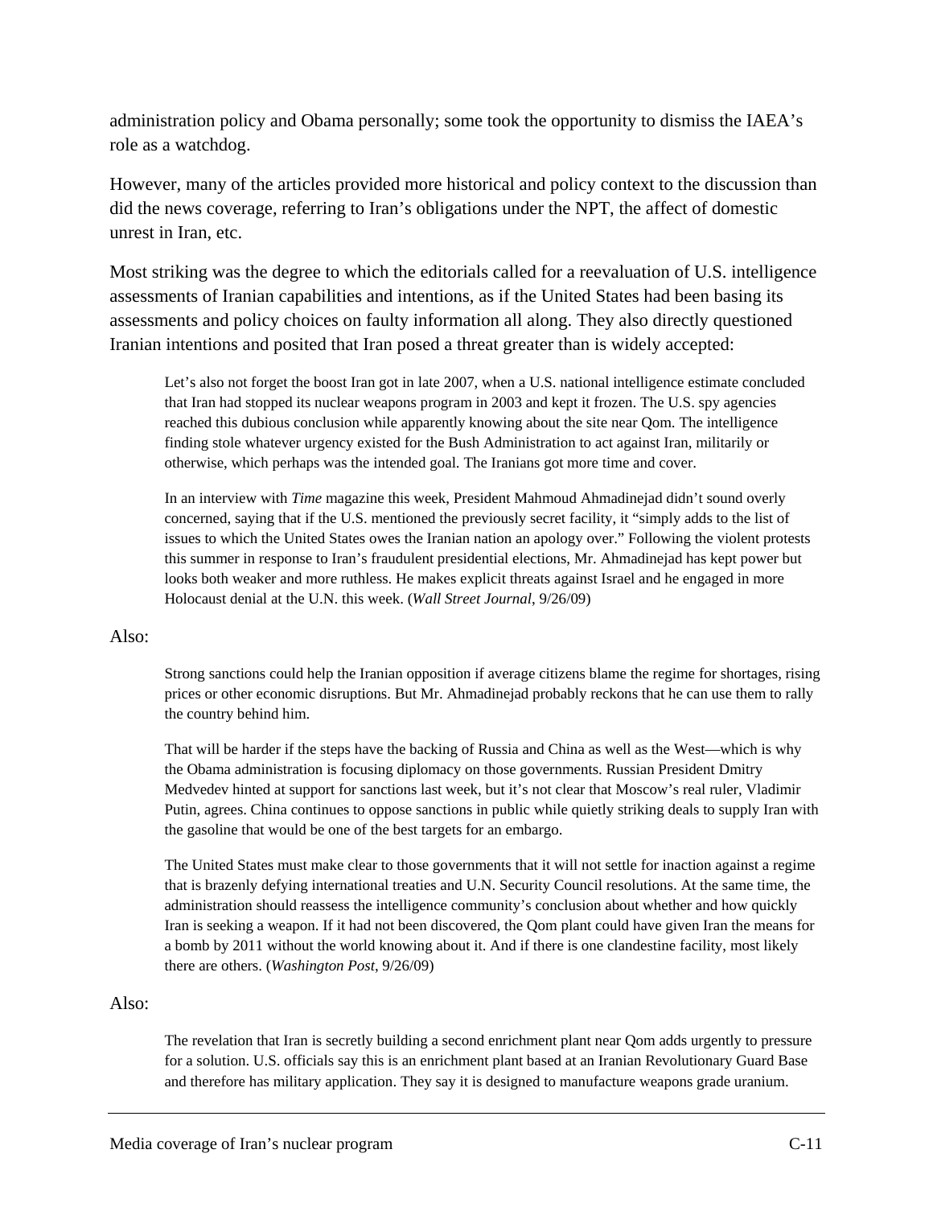administration policy and Obama personally; some took the opportunity to dismiss the IAEA's role as a watchdog.

However, many of the articles provided more historical and policy context to the discussion than did the news coverage, referring to Iran's obligations under the NPT, the affect of domestic unrest in Iran, etc.

Most striking was the degree to which the editorials called for a reevaluation of U.S. intelligence assessments of Iranian capabilities and intentions, as if the United States had been basing its assessments and policy choices on faulty information all along. They also directly questioned Iranian intentions and posited that Iran posed a threat greater than is widely accepted:

> Let's also not forget the boost Iran got in late 2007, when a U.S. national intelligence estimate concluded that Iran had stopped its nuclear weapons program in 2003 and kept it frozen. The U.S. spy agencies reached this dubious conclusion while apparently knowing about the site near Qom. The intelligence finding stole whatever urgency existed for the Bush Administration to act against Iran, militarily or otherwise, which perhaps was the intended goal. The Iranians got more time and cover.
>
> In an interview with *Time* magazine this week, President Mahmoud Ahmadinejad didn't sound overly concerned, saying that if the U.S. mentioned the previously secret facility, it "simply adds to the list of issues to which the United States owes the Iranian nation an apology over." Following the violent protests this summer in response to Iran's fraudulent presidential elections, Mr. Ahmadinejad has kept power but looks both weaker and more ruthless. He makes explicit threats against Israel and he engaged in more Holocaust denial at the U.N. this week. (*Wall Street Journal*, 9/26/09)

Also:

> Strong sanctions could help the Iranian opposition if average citizens blame the regime for shortages, rising prices or other economic disruptions. But Mr. Ahmadinejad probably reckons that he can use them to rally the country behind him.
>
> That will be harder if the steps have the backing of Russia and China as well as the West—which is why the Obama administration is focusing diplomacy on those governments. Russian President Dmitry Medvedev hinted at support for sanctions last week, but it's not clear that Moscow's real ruler, Vladimir Putin, agrees. China continues to oppose sanctions in public while quietly striking deals to supply Iran with the gasoline that would be one of the best targets for an embargo.
>
> The United States must make clear to those governments that it will not settle for inaction against a regime that is brazenly defying international treaties and U.N. Security Council resolutions. At the same time, the administration should reassess the intelligence community's conclusion about whether and how quickly Iran is seeking a weapon. If it had not been discovered, the Qom plant could have given Iran the means for a bomb by 2011 without the world knowing about it. And if there is one clandestine facility, most likely there are others. (*Washington Post*, 9/26/09)

Also:

> The revelation that Iran is secretly building a second enrichment plant near Qom adds urgently to pressure for a solution. U.S. officials say this is an enrichment plant based at an Iranian Revolutionary Guard Base and therefore has military application. They say it is designed to manufacture weapons grade uranium.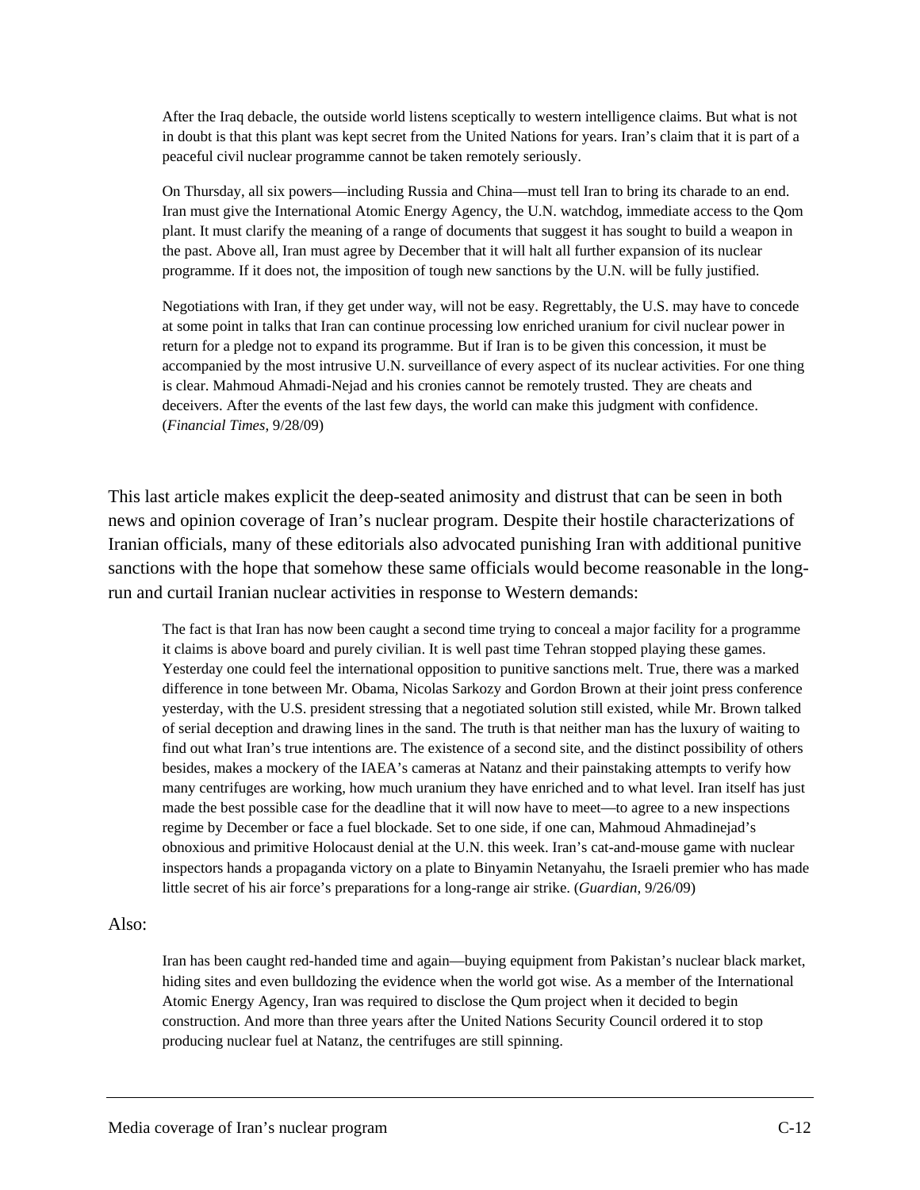> After the Iraq debacle, the outside world listens sceptically to western intelligence claims. But what is not in doubt is that this plant was kept secret from the United Nations for years. Iran's claim that it is part of a peaceful civil nuclear programme cannot be taken remotely seriously.
>
> On Thursday, all six powers—including Russia and China—must tell Iran to bring its charade to an end. Iran must give the International Atomic Energy Agency, the U.N. watchdog, immediate access to the Qom plant. It must clarify the meaning of a range of documents that suggest it has sought to build a weapon in the past. Above all, Iran must agree by December that it will halt all further expansion of its nuclear programme. If it does not, the imposition of tough new sanctions by the U.N. will be fully justified.
>
> Negotiations with Iran, if they get under way, will not be easy. Regrettably, the U.S. may have to concede at some point in talks that Iran can continue processing low enriched uranium for civil nuclear power in return for a pledge not to expand its programme. But if Iran is to be given this concession, it must be accompanied by the most intrusive U.N. surveillance of every aspect of its nuclear activities. For one thing is clear. Mahmoud Ahmadi-Nejad and his cronies cannot be remotely trusted. They are cheats and deceivers. After the events of the last few days, the world can make this judgment with confidence. (*Financial Times*, 9/28/09)

This last article makes explicit the deep-seated animosity and distrust that can be seen in both news and opinion coverage of Iran's nuclear program. Despite their hostile characterizations of Iranian officials, many of these editorials also advocated punishing Iran with additional punitive sanctions with the hope that somehow these same officials would become reasonable in the long-run and curtail Iranian nuclear activities in response to Western demands:

> The fact is that Iran has now been caught a second time trying to conceal a major facility for a programme it claims is above board and purely civilian. It is well past time Tehran stopped playing these games. Yesterday one could feel the international opposition to punitive sanctions melt. True, there was a marked difference in tone between Mr. Obama, Nicolas Sarkozy and Gordon Brown at their joint press conference yesterday, with the U.S. president stressing that a negotiated solution still existed, while Mr. Brown talked of serial deception and drawing lines in the sand. The truth is that neither man has the luxury of waiting to find out what Iran's true intentions are. The existence of a second site, and the distinct possibility of others besides, makes a mockery of the IAEA's cameras at Natanz and their painstaking attempts to verify how many centrifuges are working, how much uranium they have enriched and to what level. Iran itself has just made the best possible case for the deadline that it will now have to meet—to agree to a new inspections regime by December or face a fuel blockade. Set to one side, if one can, Mahmoud Ahmadinejad's obnoxious and primitive Holocaust denial at the U.N. this week. Iran's cat-and-mouse game with nuclear inspectors hands a propaganda victory on a plate to Binyamin Netanyahu, the Israeli premier who has made little secret of his air force's preparations for a long-range air strike. (*Guardian*, 9/26/09)

Also:

> Iran has been caught red-handed time and again—buying equipment from Pakistan's nuclear black market, hiding sites and even bulldozing the evidence when the world got wise. As a member of the International Atomic Energy Agency, Iran was required to disclose the Qum project when it decided to begin construction. And more than three years after the United Nations Security Council ordered it to stop producing nuclear fuel at Natanz, the centrifuges are still spinning.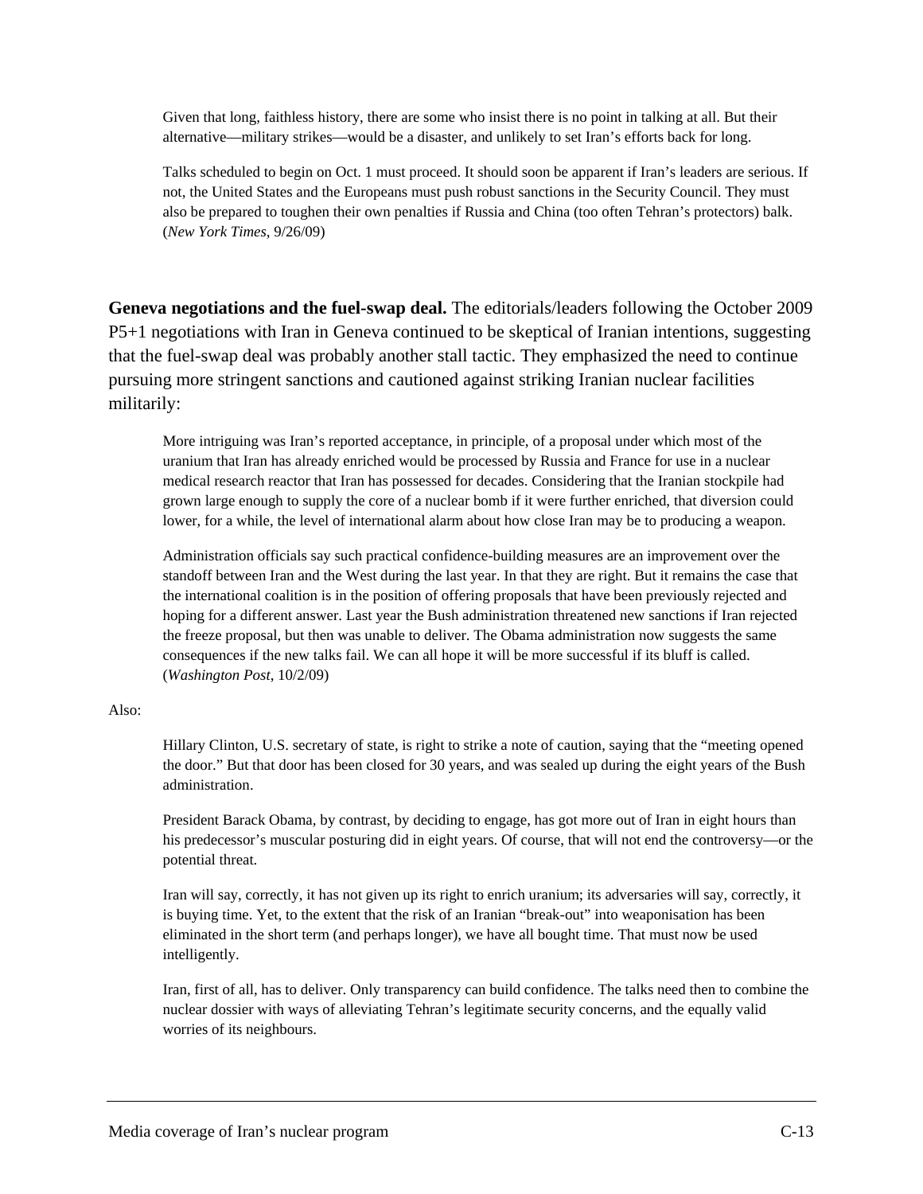> Given that long, faithless history, there are some who insist there is no point in talking at all. But their alternative—military strikes—would be a disaster, and unlikely to set Iran's efforts back for long.
>
> Talks scheduled to begin on Oct. 1 must proceed. It should soon be apparent if Iran's leaders are serious. If not, the United States and the Europeans must push robust sanctions in the Security Council. They must also be prepared to toughen their own penalties if Russia and China (too often Tehran's protectors) balk. (*New York Times*, 9/26/09)

**Geneva negotiations and the fuel-swap deal.** The editorials/leaders following the October 2009 P5+1 negotiations with Iran in Geneva continued to be skeptical of Iranian intentions, suggesting that the fuel-swap deal was probably another stall tactic. They emphasized the need to continue pursuing more stringent sanctions and cautioned against striking Iranian nuclear facilities militarily:

> More intriguing was Iran's reported acceptance, in principle, of a proposal under which most of the uranium that Iran has already enriched would be processed by Russia and France for use in a nuclear medical research reactor that Iran has possessed for decades. Considering that the Iranian stockpile had grown large enough to supply the core of a nuclear bomb if it were further enriched, that diversion could lower, for a while, the level of international alarm about how close Iran may be to producing a weapon.
>
> Administration officials say such practical confidence-building measures are an improvement over the standoff between Iran and the West during the last year. In that they are right. But it remains the case that the international coalition is in the position of offering proposals that have been previously rejected and hoping for a different answer. Last year the Bush administration threatened new sanctions if Iran rejected the freeze proposal, but then was unable to deliver. The Obama administration now suggests the same consequences if the new talks fail. We can all hope it will be more successful if its bluff is called. (*Washington Post*, 10/2/09)

Also:

> Hillary Clinton, U.S. secretary of state, is right to strike a note of caution, saying that the "meeting opened the door." But that door has been closed for 30 years, and was sealed up during the eight years of the Bush administration.
>
> President Barack Obama, by contrast, by deciding to engage, has got more out of Iran in eight hours than his predecessor's muscular posturing did in eight years. Of course, that will not end the controversy—or the potential threat.
>
> Iran will say, correctly, it has not given up its right to enrich uranium; its adversaries will say, correctly, it is buying time. Yet, to the extent that the risk of an Iranian "break-out" into weaponisation has been eliminated in the short term (and perhaps longer), we have all bought time. That must now be used intelligently.
>
> Iran, first of all, has to deliver. Only transparency can build confidence. The talks need then to combine the nuclear dossier with ways of alleviating Tehran's legitimate security concerns, and the equally valid worries of its neighbours.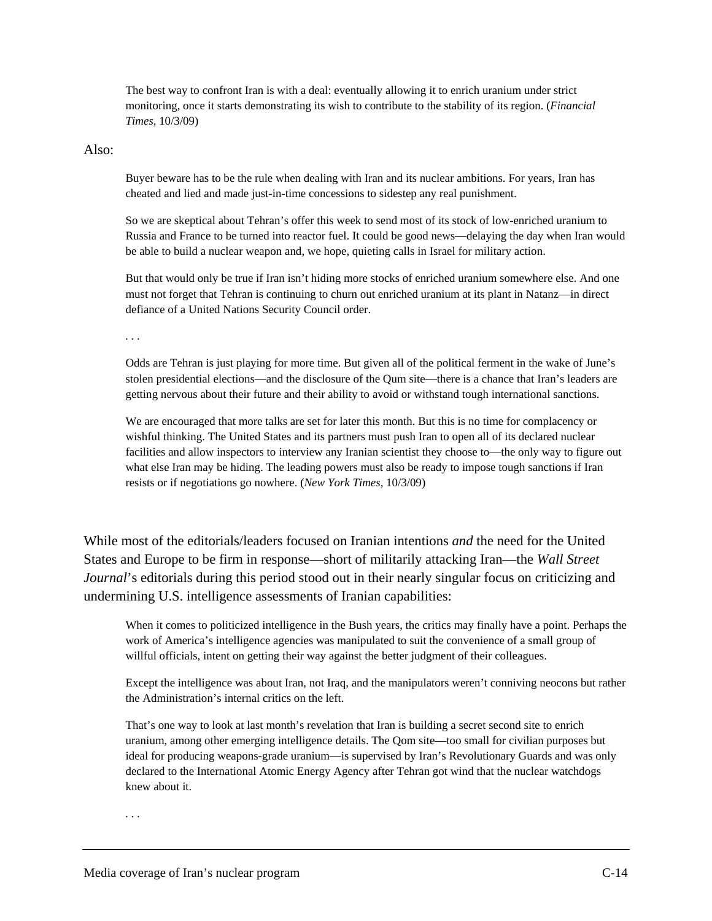> The best way to confront Iran is with a deal: eventually allowing it to enrich uranium under strict monitoring, once it starts demonstrating its wish to contribute to the stability of its region. (*Financial Times*, 10/3/09)

Also:

> Buyer beware has to be the rule when dealing with Iran and its nuclear ambitions. For years, Iran has cheated and lied and made just-in-time concessions to sidestep any real punishment.
>
> So we are skeptical about Tehran's offer this week to send most of its stock of low-enriched uranium to Russia and France to be turned into reactor fuel. It could be good news—delaying the day when Iran would be able to build a nuclear weapon and, we hope, quieting calls in Israel for military action.
>
> But that would only be true if Iran isn't hiding more stocks of enriched uranium somewhere else. And one must not forget that Tehran is continuing to churn out enriched uranium at its plant in Natanz—in direct defiance of a United Nations Security Council order.
>
> . . .
>
> Odds are Tehran is just playing for more time. But given all of the political ferment in the wake of June's stolen presidential elections—and the disclosure of the Qum site—there is a chance that Iran's leaders are getting nervous about their future and their ability to avoid or withstand tough international sanctions.
>
> We are encouraged that more talks are set for later this month. But this is no time for complacency or wishful thinking. The United States and its partners must push Iran to open all of its declared nuclear facilities and allow inspectors to interview any Iranian scientist they choose to—the only way to figure out what else Iran may be hiding. The leading powers must also be ready to impose tough sanctions if Iran resists or if negotiations go nowhere. (*New York Times*, 10/3/09)

While most of the editorials/leaders focused on Iranian intentions *and* the need for the United States and Europe to be firm in response—short of militarily attacking Iran—the *Wall Street Journal*'s editorials during this period stood out in their nearly singular focus on criticizing and undermining U.S. intelligence assessments of Iranian capabilities:

> When it comes to politicized intelligence in the Bush years, the critics may finally have a point. Perhaps the work of America's intelligence agencies was manipulated to suit the convenience of a small group of willful officials, intent on getting their way against the better judgment of their colleagues.
>
> Except the intelligence was about Iran, not Iraq, and the manipulators weren't conniving neocons but rather the Administration's internal critics on the left.
>
> That's one way to look at last month's revelation that Iran is building a secret second site to enrich uranium, among other emerging intelligence details. The Qom site—too small for civilian purposes but ideal for producing weapons-grade uranium—is supervised by Iran's Revolutionary Guards and was only declared to the International Atomic Energy Agency after Tehran got wind that the nuclear watchdogs knew about it.
>
> . . .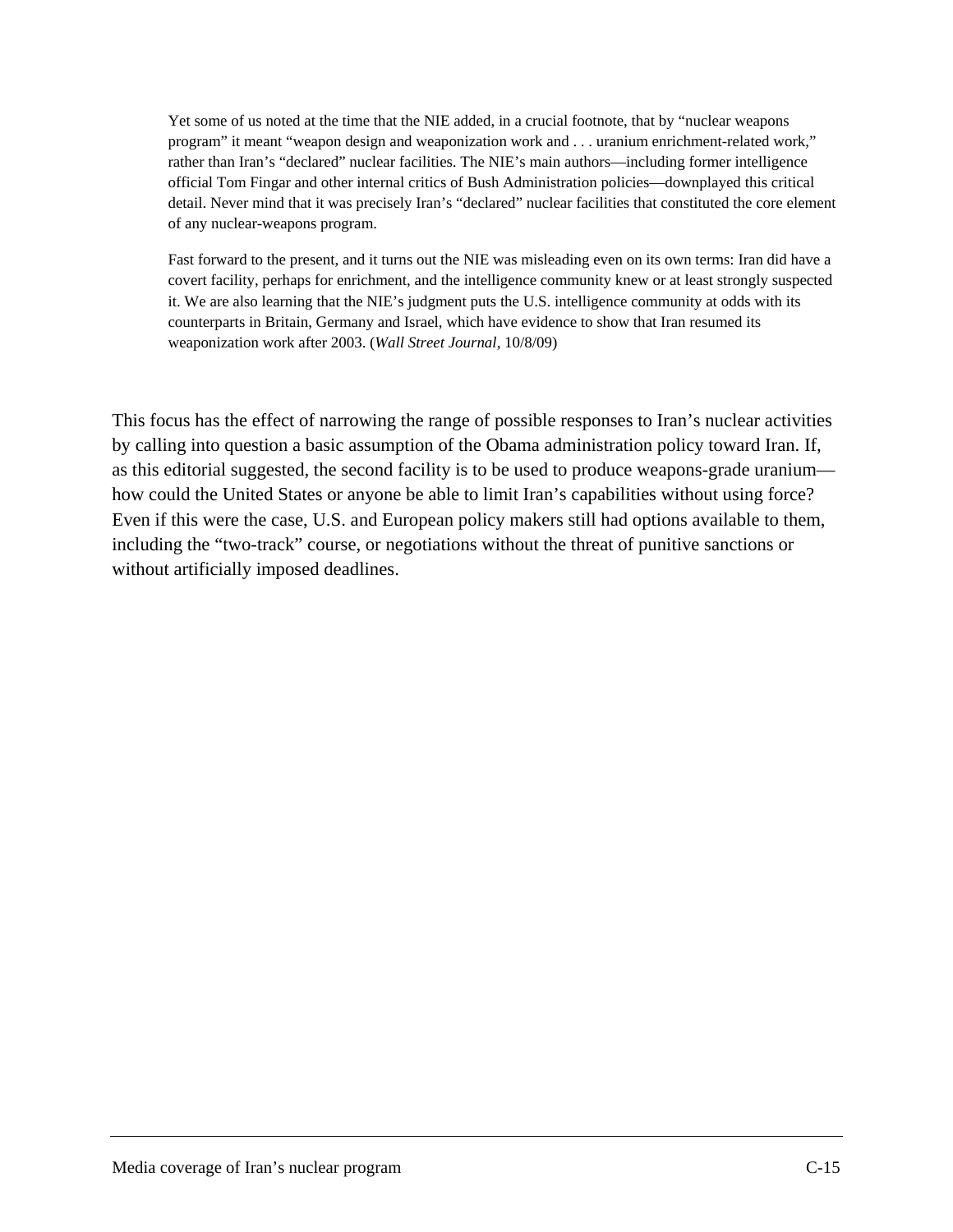> Yet some of us noted at the time that the NIE added, in a crucial footnote, that by "nuclear weapons program" it meant "weapon design and weaponization work and . . . uranium enrichment-related work," rather than Iran's "declared" nuclear facilities. The NIE's main authors—including former intelligence official Tom Fingar and other internal critics of Bush Administration policies—downplayed this critical detail. Never mind that it was precisely Iran's "declared" nuclear facilities that constituted the core element of any nuclear-weapons program.
>
> Fast forward to the present, and it turns out the NIE was misleading even on its own terms: Iran did have a covert facility, perhaps for enrichment, and the intelligence community knew or at least strongly suspected it. We are also learning that the NIE's judgment puts the U.S. intelligence community at odds with its counterparts in Britain, Germany and Israel, which have evidence to show that Iran resumed its weaponization work after 2003. (*Wall Street Journal*, 10/8/09)

This focus has the effect of narrowing the range of possible responses to Iran's nuclear activities by calling into question a basic assumption of the Obama administration policy toward Iran. If, as this editorial suggested, the second facility is to be used to produce weapons-grade uranium—how could the United States or anyone be able to limit Iran's capabilities without using force? Even if this were the case, U.S. and European policy makers still had options available to them, including the "two-track" course, or negotiations without the threat of punitive sanctions or without artificially imposed deadlines.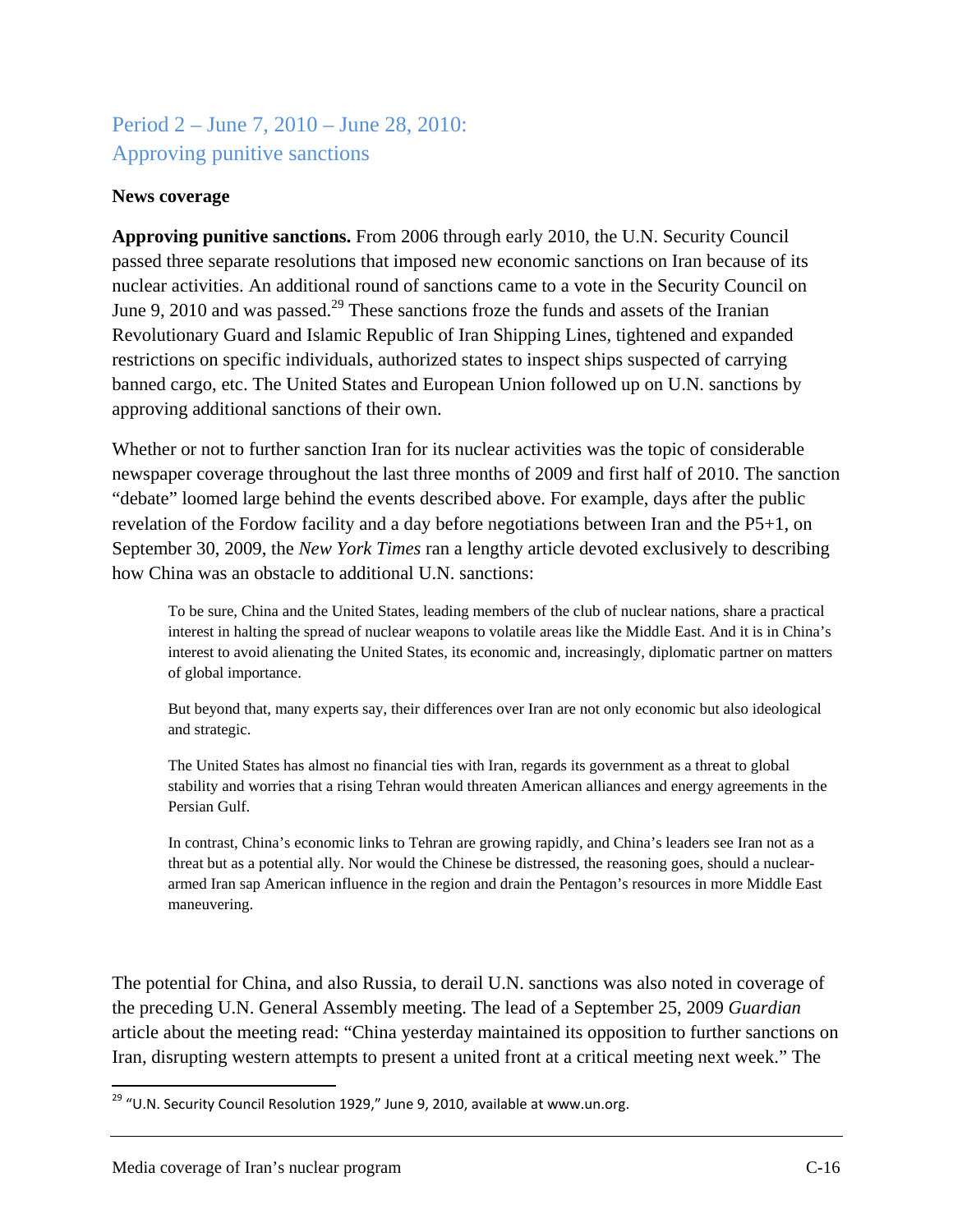## Period 2 – June 7, 2010 – June 28, 2010: Approving punitive sanctions

**News coverage**

**Approving punitive sanctions.** From 2006 through early 2010, the U.N. Security Council passed three separate resolutions that imposed new economic sanctions on Iran because of its nuclear activities. An additional round of sanctions came to a vote in the Security Council on June 9, 2010 and was passed.[29] These sanctions froze the funds and assets of the Iranian Revolutionary Guard and Islamic Republic of Iran Shipping Lines, tightened and expanded restrictions on specific individuals, authorized states to inspect ships suspected of carrying banned cargo, etc. The United States and European Union followed up on U.N. sanctions by approving additional sanctions of their own.

Whether or not to further sanction Iran for its nuclear activities was the topic of considerable newspaper coverage throughout the last three months of 2009 and first half of 2010. The sanction "debate" loomed large behind the events described above. For example, days after the public revelation of the Fordow facility and a day before negotiations between Iran and the P5+1, on September 30, 2009, the *New York Times* ran a lengthy article devoted exclusively to describing how China was an obstacle to additional U.N. sanctions:

> To be sure, China and the United States, leading members of the club of nuclear nations, share a practical interest in halting the spread of nuclear weapons to volatile areas like the Middle East. And it is in China's interest to avoid alienating the United States, its economic and, increasingly, diplomatic partner on matters of global importance.
>
> But beyond that, many experts say, their differences over Iran are not only economic but also ideological and strategic.
>
> The United States has almost no financial ties with Iran, regards its government as a threat to global stability and worries that a rising Tehran would threaten American alliances and energy agreements in the Persian Gulf.
>
> In contrast, China's economic links to Tehran are growing rapidly, and China's leaders see Iran not as a threat but as a potential ally. Nor would the Chinese be distressed, the reasoning goes, should a nuclear-armed Iran sap American influence in the region and drain the Pentagon's resources in more Middle East maneuvering.

The potential for China, and also Russia, to derail U.N. sanctions was also noted in coverage of the preceding U.N. General Assembly meeting. The lead of a September 25, 2009 *Guardian* article about the meeting read: "China yesterday maintained its opposition to further sanctions on Iran, disrupting western attempts to present a united front at a critical meeting next week." The

---

[29] "U.N. Security Council Resolution 1929," June 9, 2010, available at www.un.org.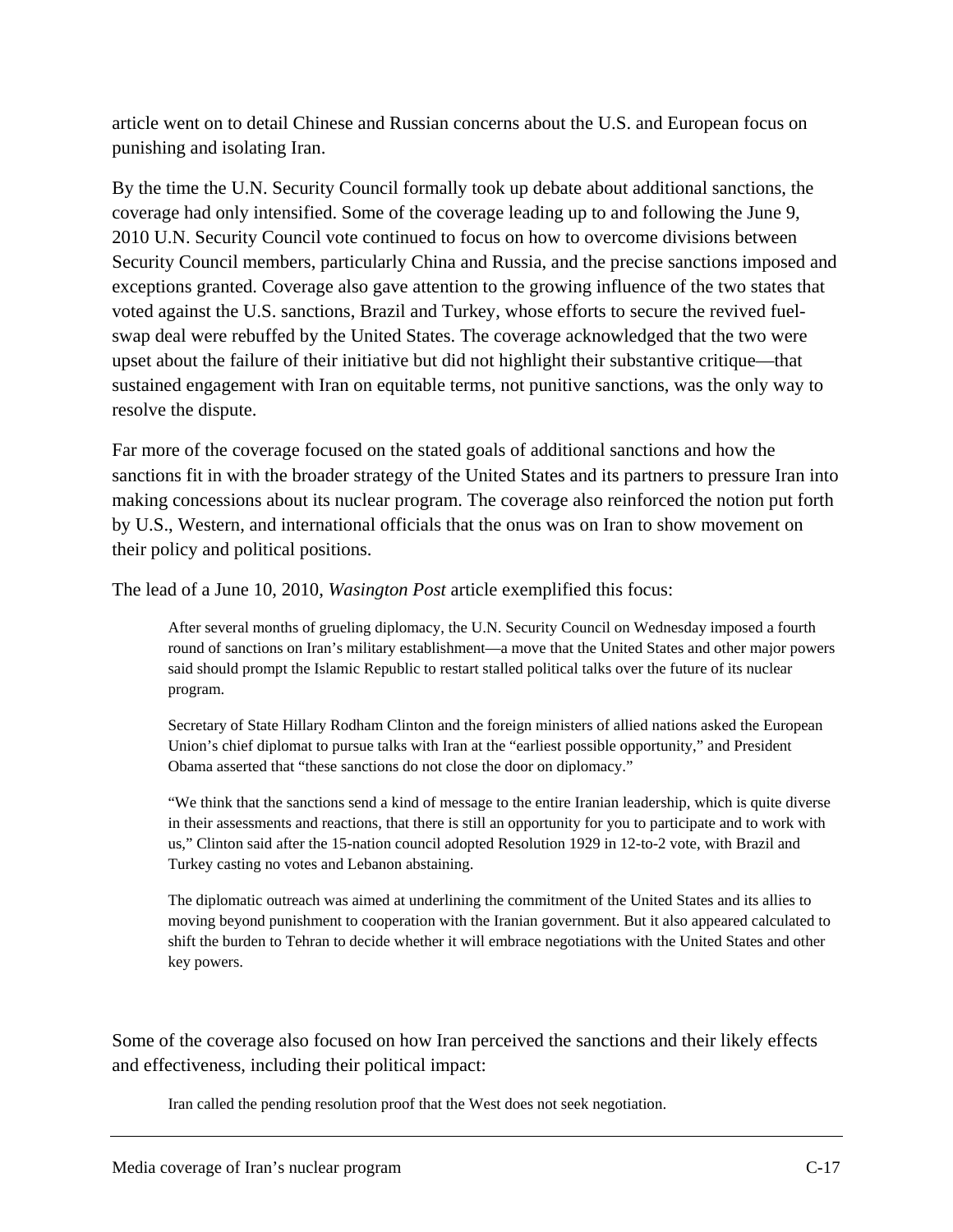article went on to detail Chinese and Russian concerns about the U.S. and European focus on punishing and isolating Iran.

By the time the U.N. Security Council formally took up debate about additional sanctions, the coverage had only intensified. Some of the coverage leading up to and following the June 9, 2010 U.N. Security Council vote continued to focus on how to overcome divisions between Security Council members, particularly China and Russia, and the precise sanctions imposed and exceptions granted. Coverage also gave attention to the growing influence of the two states that voted against the U.S. sanctions, Brazil and Turkey, whose efforts to secure the revived fuel-swap deal were rebuffed by the United States. The coverage acknowledged that the two were upset about the failure of their initiative but did not highlight their substantive critique—that sustained engagement with Iran on equitable terms, not punitive sanctions, was the only way to resolve the dispute.

Far more of the coverage focused on the stated goals of additional sanctions and how the sanctions fit in with the broader strategy of the United States and its partners to pressure Iran into making concessions about its nuclear program. The coverage also reinforced the notion put forth by U.S., Western, and international officials that the onus was on Iran to show movement on their policy and political positions.

The lead of a June 10, 2010, *Wasington Post* article exemplified this focus:

> After several months of grueling diplomacy, the U.N. Security Council on Wednesday imposed a fourth round of sanctions on Iran's military establishment—a move that the United States and other major powers said should prompt the Islamic Republic to restart stalled political talks over the future of its nuclear program.
>
> Secretary of State Hillary Rodham Clinton and the foreign ministers of allied nations asked the European Union's chief diplomat to pursue talks with Iran at the "earliest possible opportunity," and President Obama asserted that "these sanctions do not close the door on diplomacy."
>
> "We think that the sanctions send a kind of message to the entire Iranian leadership, which is quite diverse in their assessments and reactions, that there is still an opportunity for you to participate and to work with us," Clinton said after the 15-nation council adopted Resolution 1929 in 12-to-2 vote, with Brazil and Turkey casting no votes and Lebanon abstaining.
>
> The diplomatic outreach was aimed at underlining the commitment of the United States and its allies to moving beyond punishment to cooperation with the Iranian government. But it also appeared calculated to shift the burden to Tehran to decide whether it will embrace negotiations with the United States and other key powers.

Some of the coverage also focused on how Iran perceived the sanctions and their likely effects and effectiveness, including their political impact:

> Iran called the pending resolution proof that the West does not seek negotiation.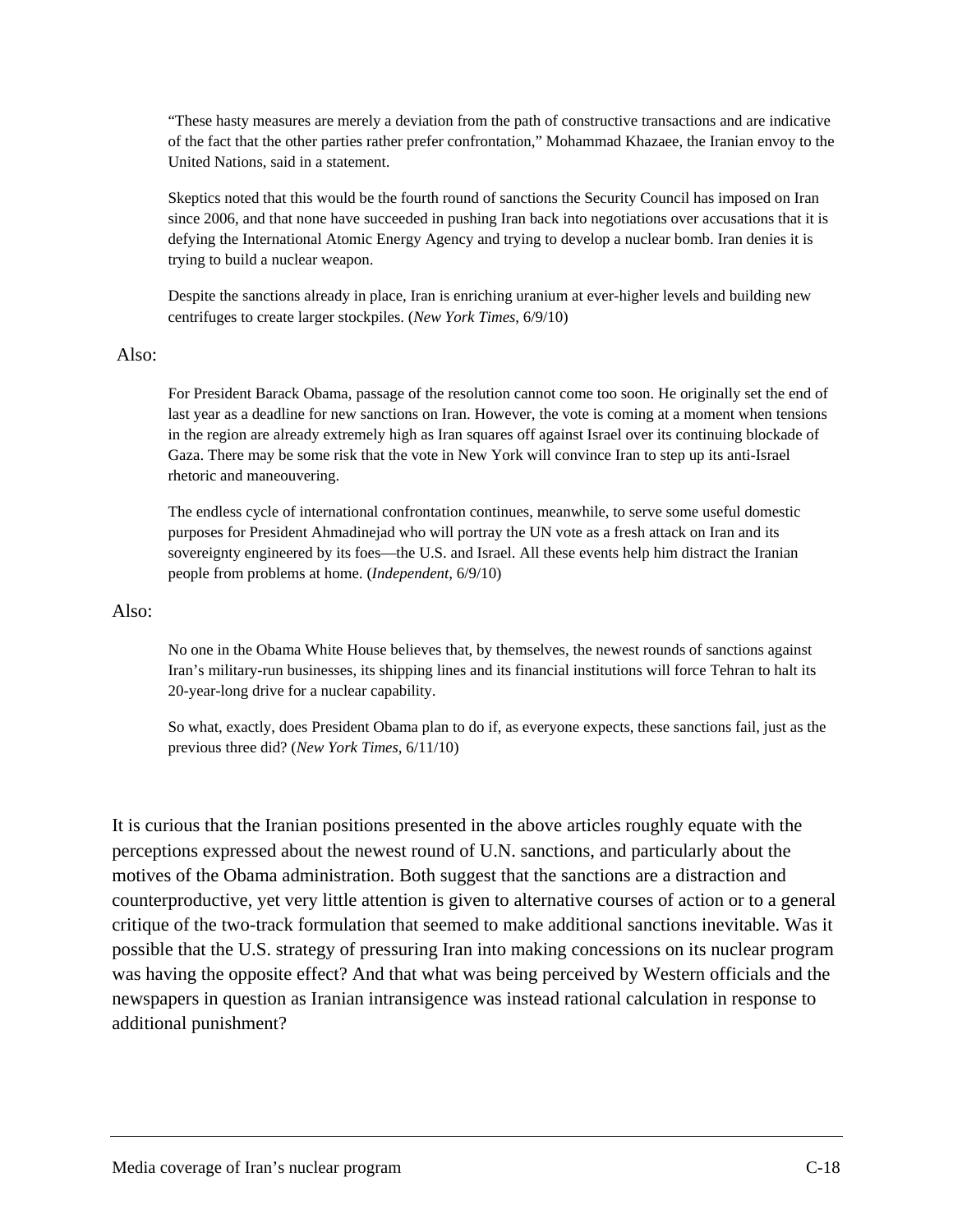> "These hasty measures are merely a deviation from the path of constructive transactions and are indicative of the fact that the other parties rather prefer confrontation," Mohammad Khazaee, the Iranian envoy to the United Nations, said in a statement.
>
> Skeptics noted that this would be the fourth round of sanctions the Security Council has imposed on Iran since 2006, and that none have succeeded in pushing Iran back into negotiations over accusations that it is defying the International Atomic Energy Agency and trying to develop a nuclear bomb. Iran denies it is trying to build a nuclear weapon.
>
> Despite the sanctions already in place, Iran is enriching uranium at ever-higher levels and building new centrifuges to create larger stockpiles. (*New York Times*, 6/9/10)

Also:

> For President Barack Obama, passage of the resolution cannot come too soon. He originally set the end of last year as a deadline for new sanctions on Iran. However, the vote is coming at a moment when tensions in the region are already extremely high as Iran squares off against Israel over its continuing blockade of Gaza. There may be some risk that the vote in New York will convince Iran to step up its anti-Israel rhetoric and maneouvering.
>
> The endless cycle of international confrontation continues, meanwhile, to serve some useful domestic purposes for President Ahmadinejad who will portray the UN vote as a fresh attack on Iran and its sovereignty engineered by its foes—the U.S. and Israel. All these events help him distract the Iranian people from problems at home. (*Independent,* 6/9/10)

Also:

> No one in the Obama White House believes that, by themselves, the newest rounds of sanctions against Iran's military-run businesses, its shipping lines and its financial institutions will force Tehran to halt its 20-year-long drive for a nuclear capability.
>
> So what, exactly, does President Obama plan to do if, as everyone expects, these sanctions fail, just as the previous three did? (*New York Times*, 6/11/10)

It is curious that the Iranian positions presented in the above articles roughly equate with the perceptions expressed about the newest round of U.N. sanctions, and particularly about the motives of the Obama administration. Both suggest that the sanctions are a distraction and counterproductive, yet very little attention is given to alternative courses of action or to a general critique of the two-track formulation that seemed to make additional sanctions inevitable. Was it possible that the U.S. strategy of pressuring Iran into making concessions on its nuclear program was having the opposite effect? And that what was being perceived by Western officials and the newspapers in question as Iranian intransigence was instead rational calculation in response to additional punishment?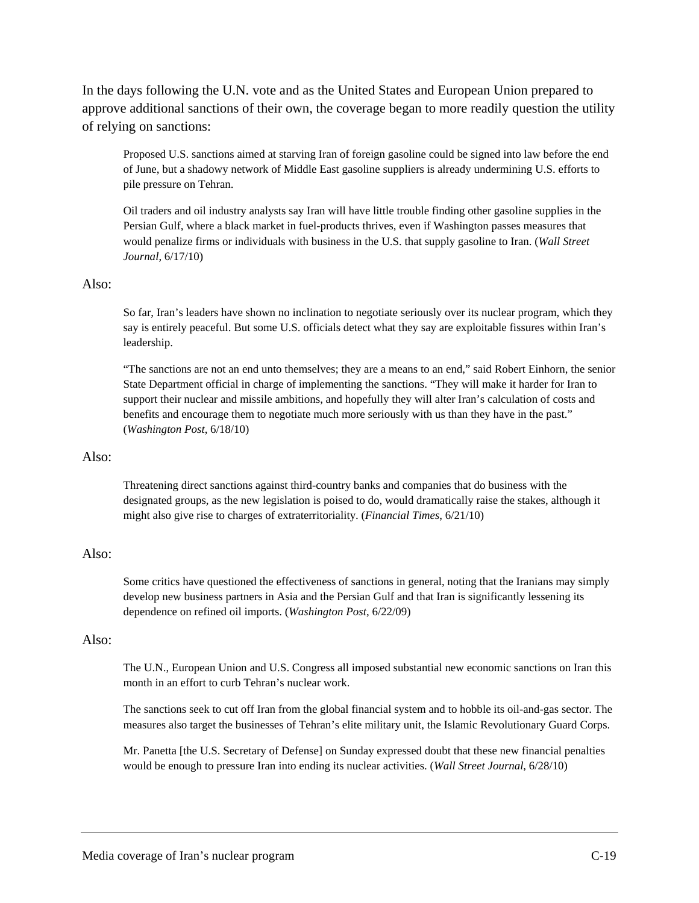In the days following the U.N. vote and as the United States and European Union prepared to approve additional sanctions of their own, the coverage began to more readily question the utility of relying on sanctions:

> Proposed U.S. sanctions aimed at starving Iran of foreign gasoline could be signed into law before the end of June, but a shadowy network of Middle East gasoline suppliers is already undermining U.S. efforts to pile pressure on Tehran.
>
> Oil traders and oil industry analysts say Iran will have little trouble finding other gasoline supplies in the Persian Gulf, where a black market in fuel-products thrives, even if Washington passes measures that would penalize firms or individuals with business in the U.S. that supply gasoline to Iran. (*Wall Street Journal*, 6/17/10)

Also:

> So far, Iran's leaders have shown no inclination to negotiate seriously over its nuclear program, which they say is entirely peaceful. But some U.S. officials detect what they say are exploitable fissures within Iran's leadership.
>
> "The sanctions are not an end unto themselves; they are a means to an end," said Robert Einhorn, the senior State Department official in charge of implementing the sanctions. "They will make it harder for Iran to support their nuclear and missile ambitions, and hopefully they will alter Iran's calculation of costs and benefits and encourage them to negotiate much more seriously with us than they have in the past." (*Washington Post*, 6/18/10)

Also:

> Threatening direct sanctions against third-country banks and companies that do business with the designated groups, as the new legislation is poised to do, would dramatically raise the stakes, although it might also give rise to charges of extraterritoriality. (*Financial Times*, 6/21/10)

Also:

> Some critics have questioned the effectiveness of sanctions in general, noting that the Iranians may simply develop new business partners in Asia and the Persian Gulf and that Iran is significantly lessening its dependence on refined oil imports. (*Washington Post*, 6/22/09)

Also:

> The U.N., European Union and U.S. Congress all imposed substantial new economic sanctions on Iran this month in an effort to curb Tehran's nuclear work.
>
> The sanctions seek to cut off Iran from the global financial system and to hobble its oil-and-gas sector. The measures also target the businesses of Tehran's elite military unit, the Islamic Revolutionary Guard Corps.
>
> Mr. Panetta [the U.S. Secretary of Defense] on Sunday expressed doubt that these new financial penalties would be enough to pressure Iran into ending its nuclear activities. (*Wall Street Journal*, 6/28/10)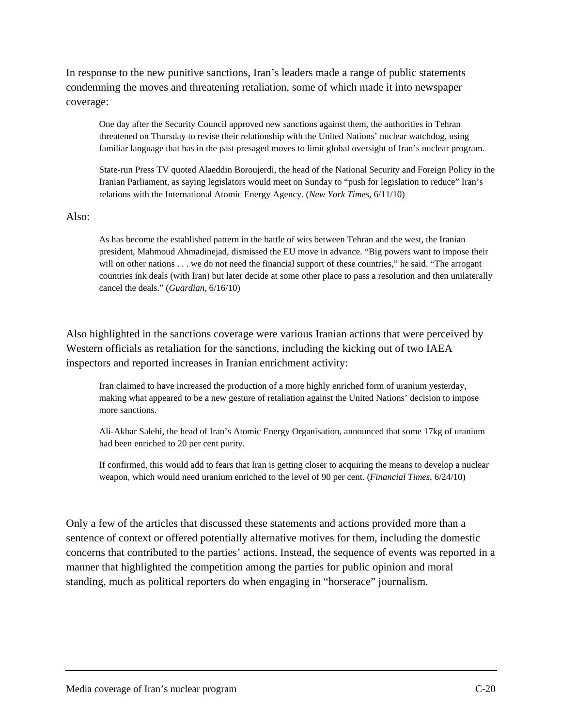In response to the new punitive sanctions, Iran's leaders made a range of public statements condemning the moves and threatening retaliation, some of which made it into newspaper coverage:

> One day after the Security Council approved new sanctions against them, the authorities in Tehran threatened on Thursday to revise their relationship with the United Nations' nuclear watchdog, using familiar language that has in the past presaged moves to limit global oversight of Iran's nuclear program.
>
> State-run Press TV quoted Alaeddin Boroujerdi, the head of the National Security and Foreign Policy in the Iranian Parliament, as saying legislators would meet on Sunday to "push for legislation to reduce" Iran's relations with the International Atomic Energy Agency. (*New York Times*, 6/11/10)

Also:

> As has become the established pattern in the battle of wits between Tehran and the west, the Iranian president, Mahmoud Ahmadinejad, dismissed the EU move in advance. "Big powers want to impose their will on other nations . . . we do not need the financial support of these countries," he said. "The arrogant countries ink deals (with Iran) but later decide at some other place to pass a resolution and then unilaterally cancel the deals." (*Guardian*, 6/16/10)

Also highlighted in the sanctions coverage were various Iranian actions that were perceived by Western officials as retaliation for the sanctions, including the kicking out of two IAEA inspectors and reported increases in Iranian enrichment activity:

> Iran claimed to have increased the production of a more highly enriched form of uranium yesterday, making what appeared to be a new gesture of retaliation against the United Nations' decision to impose more sanctions.
>
> Ali-Akbar Salehi, the head of Iran's Atomic Energy Organisation, announced that some 17kg of uranium had been enriched to 20 per cent purity.
>
> If confirmed, this would add to fears that Iran is getting closer to acquiring the means to develop a nuclear weapon, which would need uranium enriched to the level of 90 per cent. (*Financial Times*, 6/24/10)

Only a few of the articles that discussed these statements and actions provided more than a sentence of context or offered potentially alternative motives for them, including the domestic concerns that contributed to the parties' actions. Instead, the sequence of events was reported in a manner that highlighted the competition among the parties for public opinion and moral standing, much as political reporters do when engaging in "horserace" journalism.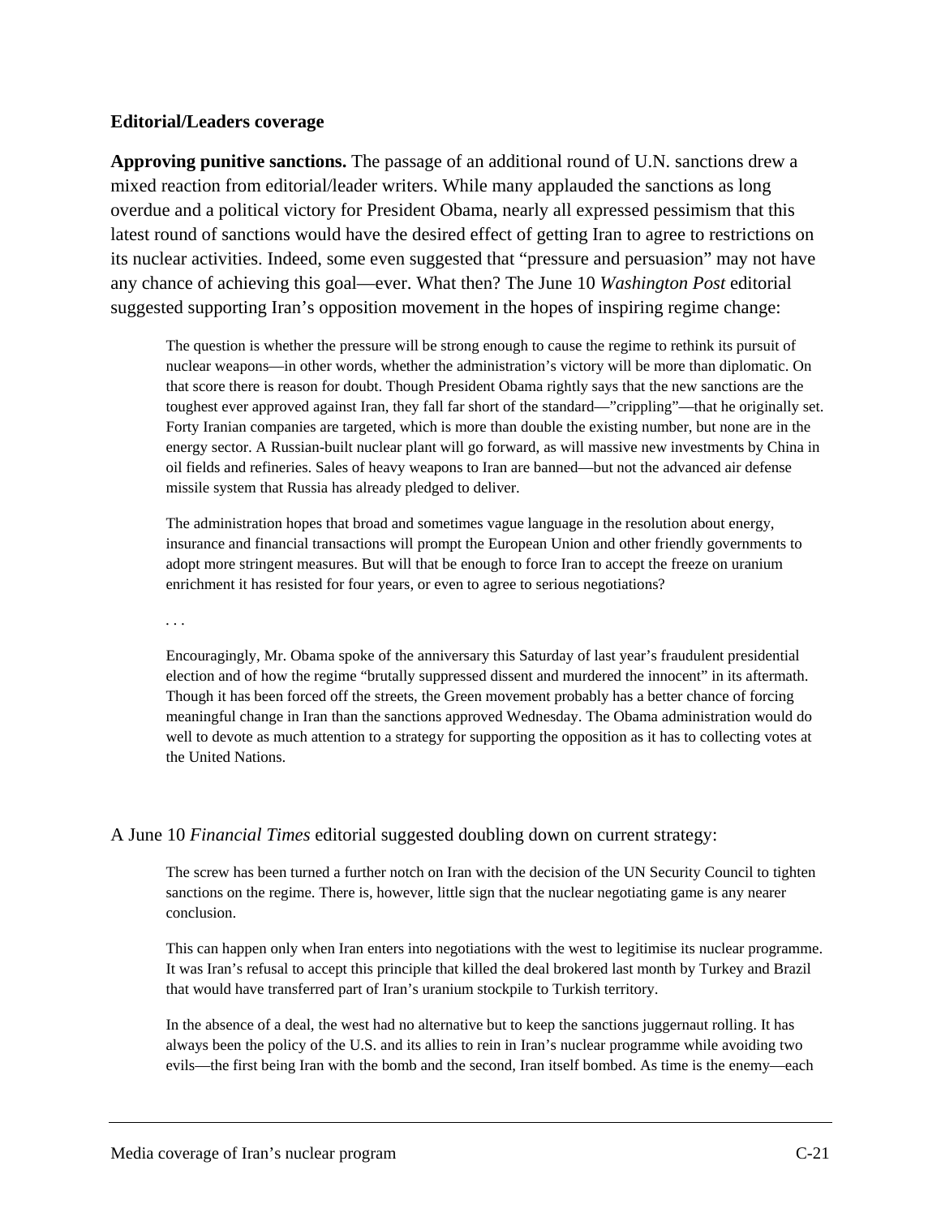**Editorial/Leaders coverage**

**Approving punitive sanctions.** The passage of an additional round of U.N. sanctions drew a mixed reaction from editorial/leader writers. While many applauded the sanctions as long overdue and a political victory for President Obama, nearly all expressed pessimism that this latest round of sanctions would have the desired effect of getting Iran to agree to restrictions on its nuclear activities. Indeed, some even suggested that "pressure and persuasion" may not have any chance of achieving this goal—ever. What then? The June 10 *Washington Post* editorial suggested supporting Iran's opposition movement in the hopes of inspiring regime change:

> The question is whether the pressure will be strong enough to cause the regime to rethink its pursuit of nuclear weapons—in other words, whether the administration's victory will be more than diplomatic. On that score there is reason for doubt. Though President Obama rightly says that the new sanctions are the toughest ever approved against Iran, they fall far short of the standard—"crippling"—that he originally set. Forty Iranian companies are targeted, which is more than double the existing number, but none are in the energy sector. A Russian-built nuclear plant will go forward, as will massive new investments by China in oil fields and refineries. Sales of heavy weapons to Iran are banned—but not the advanced air defense missile system that Russia has already pledged to deliver.
>
> The administration hopes that broad and sometimes vague language in the resolution about energy, insurance and financial transactions will prompt the European Union and other friendly governments to adopt more stringent measures. But will that be enough to force Iran to accept the freeze on uranium enrichment it has resisted for four years, or even to agree to serious negotiations?
>
> . . .
>
> Encouragingly, Mr. Obama spoke of the anniversary this Saturday of last year's fraudulent presidential election and of how the regime "brutally suppressed dissent and murdered the innocent" in its aftermath. Though it has been forced off the streets, the Green movement probably has a better chance of forcing meaningful change in Iran than the sanctions approved Wednesday. The Obama administration would do well to devote as much attention to a strategy for supporting the opposition as it has to collecting votes at the United Nations.

A June 10 *Financial Times* editorial suggested doubling down on current strategy:

> The screw has been turned a further notch on Iran with the decision of the UN Security Council to tighten sanctions on the regime. There is, however, little sign that the nuclear negotiating game is any nearer conclusion.
>
> This can happen only when Iran enters into negotiations with the west to legitimise its nuclear programme. It was Iran's refusal to accept this principle that killed the deal brokered last month by Turkey and Brazil that would have transferred part of Iran's uranium stockpile to Turkish territory.
>
> In the absence of a deal, the west had no alternative but to keep the sanctions juggernaut rolling. It has always been the policy of the U.S. and its allies to rein in Iran's nuclear programme while avoiding two evils—the first being Iran with the bomb and the second, Iran itself bombed. As time is the enemy—each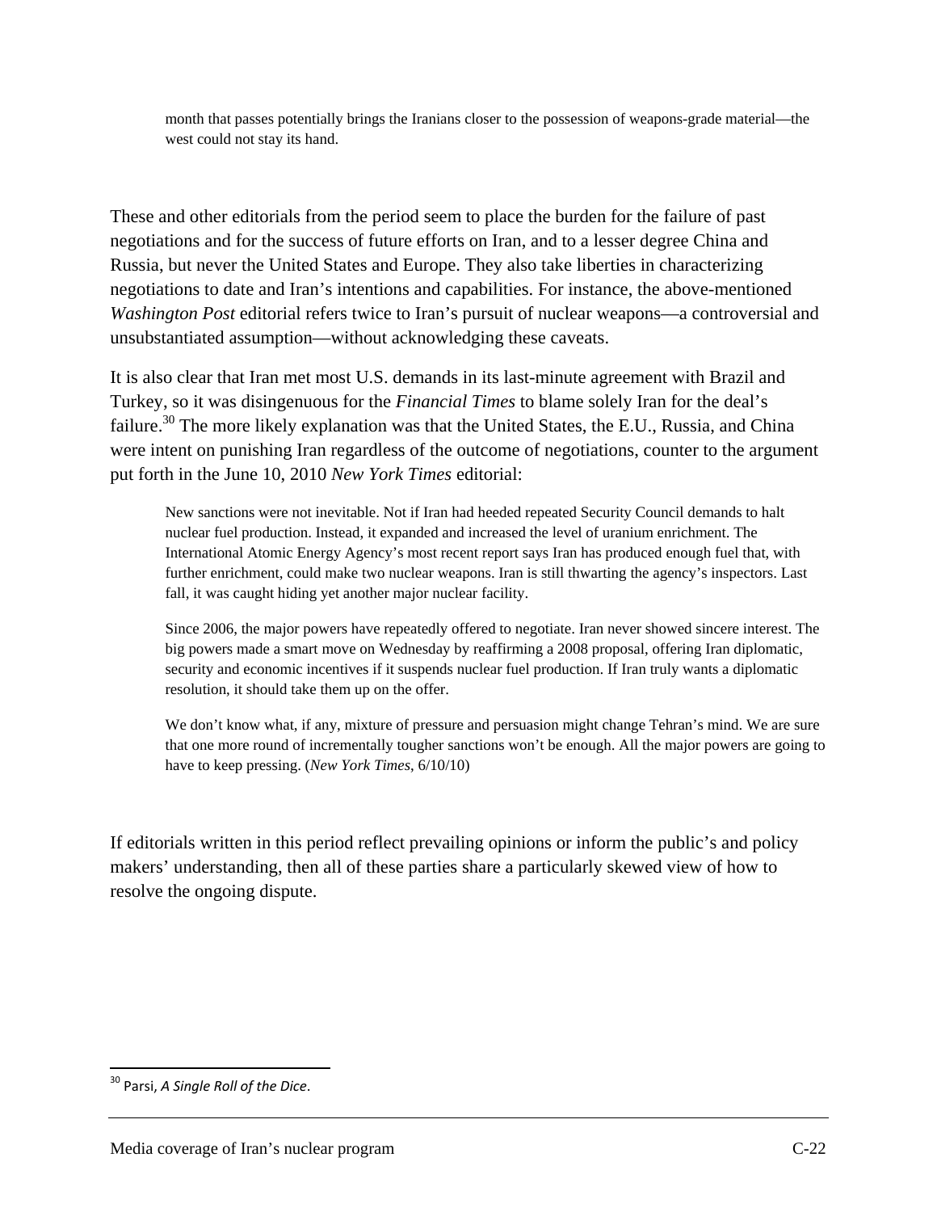> month that passes potentially brings the Iranians closer to the possession of weapons-grade material—the west could not stay its hand.

These and other editorials from the period seem to place the burden for the failure of past negotiations and for the success of future efforts on Iran, and to a lesser degree China and Russia, but never the United States and Europe. They also take liberties in characterizing negotiations to date and Iran's intentions and capabilities. For instance, the above-mentioned *Washington Post* editorial refers twice to Iran's pursuit of nuclear weapons—a controversial and unsubstantiated assumption—without acknowledging these caveats.

It is also clear that Iran met most U.S. demands in its last-minute agreement with Brazil and Turkey, so it was disingenuous for the *Financial Times* to blame solely Iran for the deal's failure.[30] The more likely explanation was that the United States, the E.U., Russia, and China were intent on punishing Iran regardless of the outcome of negotiations, counter to the argument put forth in the June 10, 2010 *New York Times* editorial:

> New sanctions were not inevitable. Not if Iran had heeded repeated Security Council demands to halt nuclear fuel production. Instead, it expanded and increased the level of uranium enrichment. The International Atomic Energy Agency's most recent report says Iran has produced enough fuel that, with further enrichment, could make two nuclear weapons. Iran is still thwarting the agency's inspectors. Last fall, it was caught hiding yet another major nuclear facility.
>
> Since 2006, the major powers have repeatedly offered to negotiate. Iran never showed sincere interest. The big powers made a smart move on Wednesday by reaffirming a 2008 proposal, offering Iran diplomatic, security and economic incentives if it suspends nuclear fuel production. If Iran truly wants a diplomatic resolution, it should take them up on the offer.
>
> We don't know what, if any, mixture of pressure and persuasion might change Tehran's mind. We are sure that one more round of incrementally tougher sanctions won't be enough. All the major powers are going to have to keep pressing. (*New York Times*, 6/10/10)

If editorials written in this period reflect prevailing opinions or inform the public's and policy makers' understanding, then all of these parties share a particularly skewed view of how to resolve the ongoing dispute.

---

[30] Parsi, *A Single Roll of the Dice*.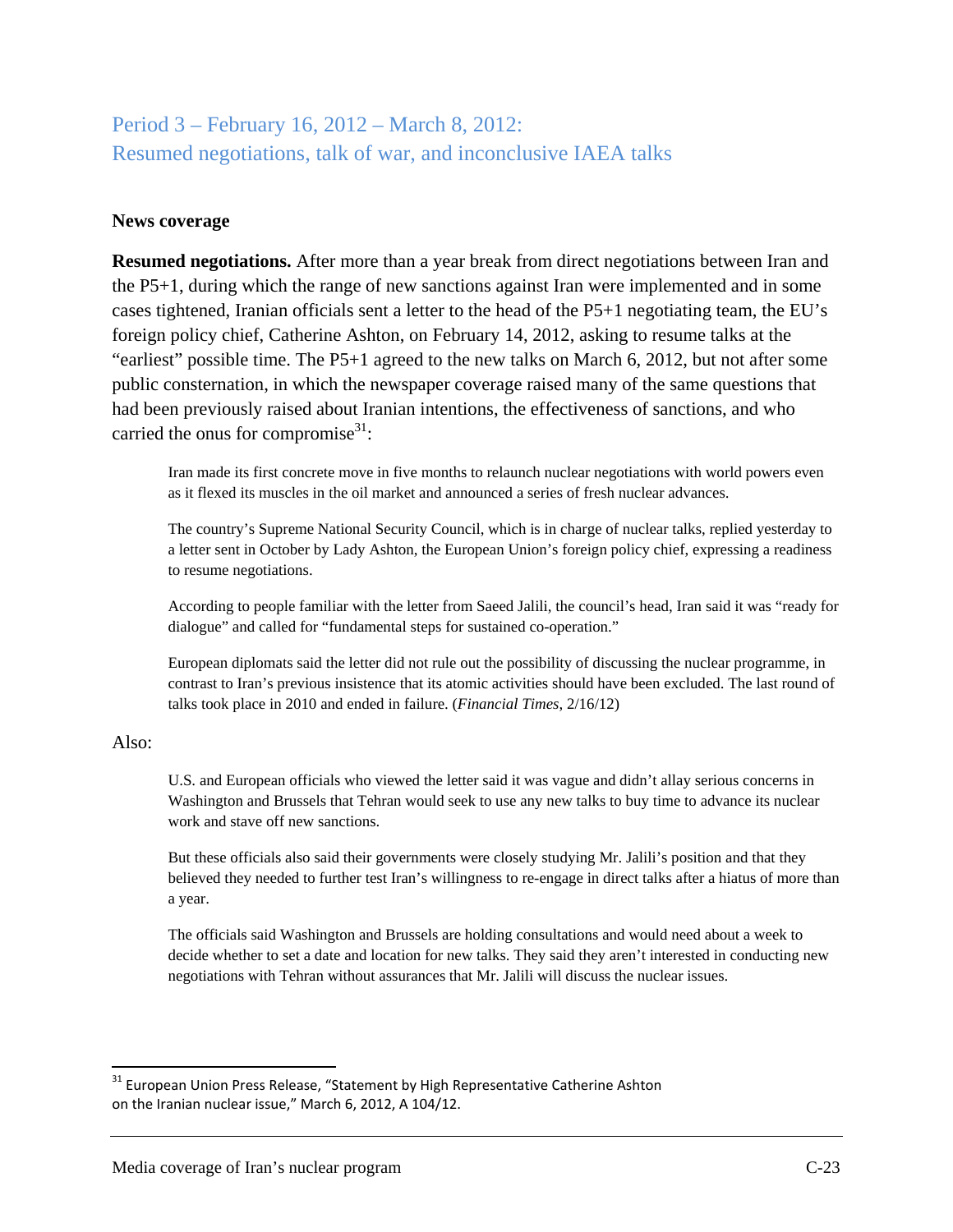## Period 3 – February 16, 2012 – March 8, 2012: Resumed negotiations, talk of war, and inconclusive IAEA talks

**News coverage**

**Resumed negotiations.** After more than a year break from direct negotiations between Iran and the P5+1, during which the range of new sanctions against Iran were implemented and in some cases tightened, Iranian officials sent a letter to the head of the P5+1 negotiating team, the EU's foreign policy chief, Catherine Ashton, on February 14, 2012, asking to resume talks at the "earliest" possible time. The P5+1 agreed to the new talks on March 6, 2012, but not after some public consternation, in which the newspaper coverage raised many of the same questions that had been previously raised about Iranian intentions, the effectiveness of sanctions, and who carried the onus for compromise[31]:

> Iran made its first concrete move in five months to relaunch nuclear negotiations with world powers even as it flexed its muscles in the oil market and announced a series of fresh nuclear advances.
>
> The country's Supreme National Security Council, which is in charge of nuclear talks, replied yesterday to a letter sent in October by Lady Ashton, the European Union's foreign policy chief, expressing a readiness to resume negotiations.
>
> According to people familiar with the letter from Saeed Jalili, the council's head, Iran said it was "ready for dialogue" and called for "fundamental steps for sustained co-operation."
>
> European diplomats said the letter did not rule out the possibility of discussing the nuclear programme, in contrast to Iran's previous insistence that its atomic activities should have been excluded. The last round of talks took place in 2010 and ended in failure. (*Financial Times*, 2/16/12)

Also:

> U.S. and European officials who viewed the letter said it was vague and didn't allay serious concerns in Washington and Brussels that Tehran would seek to use any new talks to buy time to advance its nuclear work and stave off new sanctions.
>
> But these officials also said their governments were closely studying Mr. Jalili's position and that they believed they needed to further test Iran's willingness to re-engage in direct talks after a hiatus of more than a year.
>
> The officials said Washington and Brussels are holding consultations and would need about a week to decide whether to set a date and location for new talks. They said they aren't interested in conducting new negotiations with Tehran without assurances that Mr. Jalili will discuss the nuclear issues.

---

[31] European Union Press Release, "Statement by High Representative Catherine Ashton on the Iranian nuclear issue," March 6, 2012, A 104/12.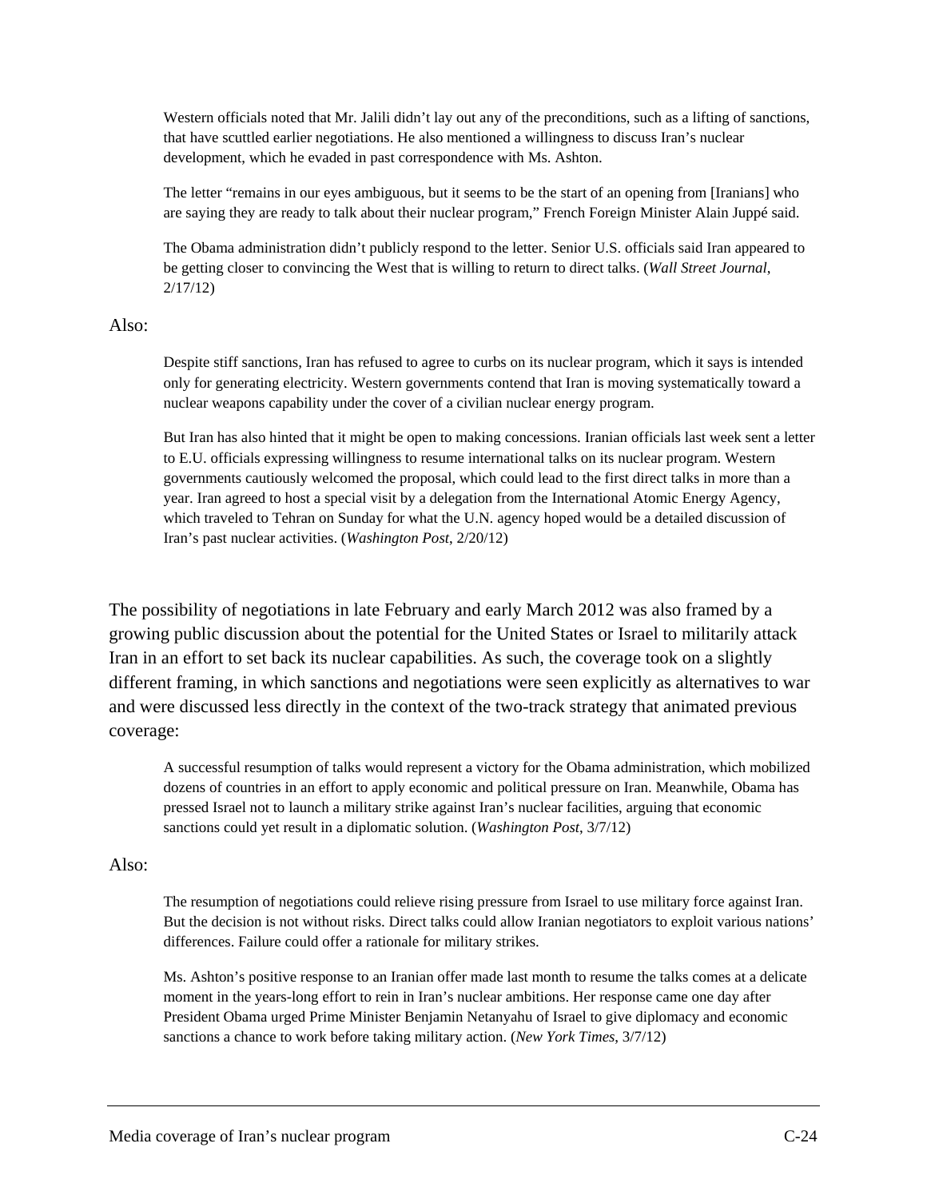> Western officials noted that Mr. Jalili didn't lay out any of the preconditions, such as a lifting of sanctions, that have scuttled earlier negotiations. He also mentioned a willingness to discuss Iran's nuclear development, which he evaded in past correspondence with Ms. Ashton.
>
> The letter "remains in our eyes ambiguous, but it seems to be the start of an opening from [Iranians] who are saying they are ready to talk about their nuclear program," French Foreign Minister Alain Juppé said.
>
> The Obama administration didn't publicly respond to the letter. Senior U.S. officials said Iran appeared to be getting closer to convincing the West that is willing to return to direct talks. (*Wall Street Journal*, 2/17/12)

Also:

> Despite stiff sanctions, Iran has refused to agree to curbs on its nuclear program, which it says is intended only for generating electricity. Western governments contend that Iran is moving systematically toward a nuclear weapons capability under the cover of a civilian nuclear energy program.
>
> But Iran has also hinted that it might be open to making concessions. Iranian officials last week sent a letter to E.U. officials expressing willingness to resume international talks on its nuclear program. Western governments cautiously welcomed the proposal, which could lead to the first direct talks in more than a year. Iran agreed to host a special visit by a delegation from the International Atomic Energy Agency, which traveled to Tehran on Sunday for what the U.N. agency hoped would be a detailed discussion of Iran's past nuclear activities. (*Washington Post*, 2/20/12)

The possibility of negotiations in late February and early March 2012 was also framed by a growing public discussion about the potential for the United States or Israel to militarily attack Iran in an effort to set back its nuclear capabilities. As such, the coverage took on a slightly different framing, in which sanctions and negotiations were seen explicitly as alternatives to war and were discussed less directly in the context of the two-track strategy that animated previous coverage:

> A successful resumption of talks would represent a victory for the Obama administration, which mobilized dozens of countries in an effort to apply economic and political pressure on Iran. Meanwhile, Obama has pressed Israel not to launch a military strike against Iran's nuclear facilities, arguing that economic sanctions could yet result in a diplomatic solution. (*Washington Post*, 3/7/12)

Also:

> The resumption of negotiations could relieve rising pressure from Israel to use military force against Iran. But the decision is not without risks. Direct talks could allow Iranian negotiators to exploit various nations' differences. Failure could offer a rationale for military strikes.
>
> Ms. Ashton's positive response to an Iranian offer made last month to resume the talks comes at a delicate moment in the years-long effort to rein in Iran's nuclear ambitions. Her response came one day after President Obama urged Prime Minister Benjamin Netanyahu of Israel to give diplomacy and economic sanctions a chance to work before taking military action. (*New York Times*, 3/7/12)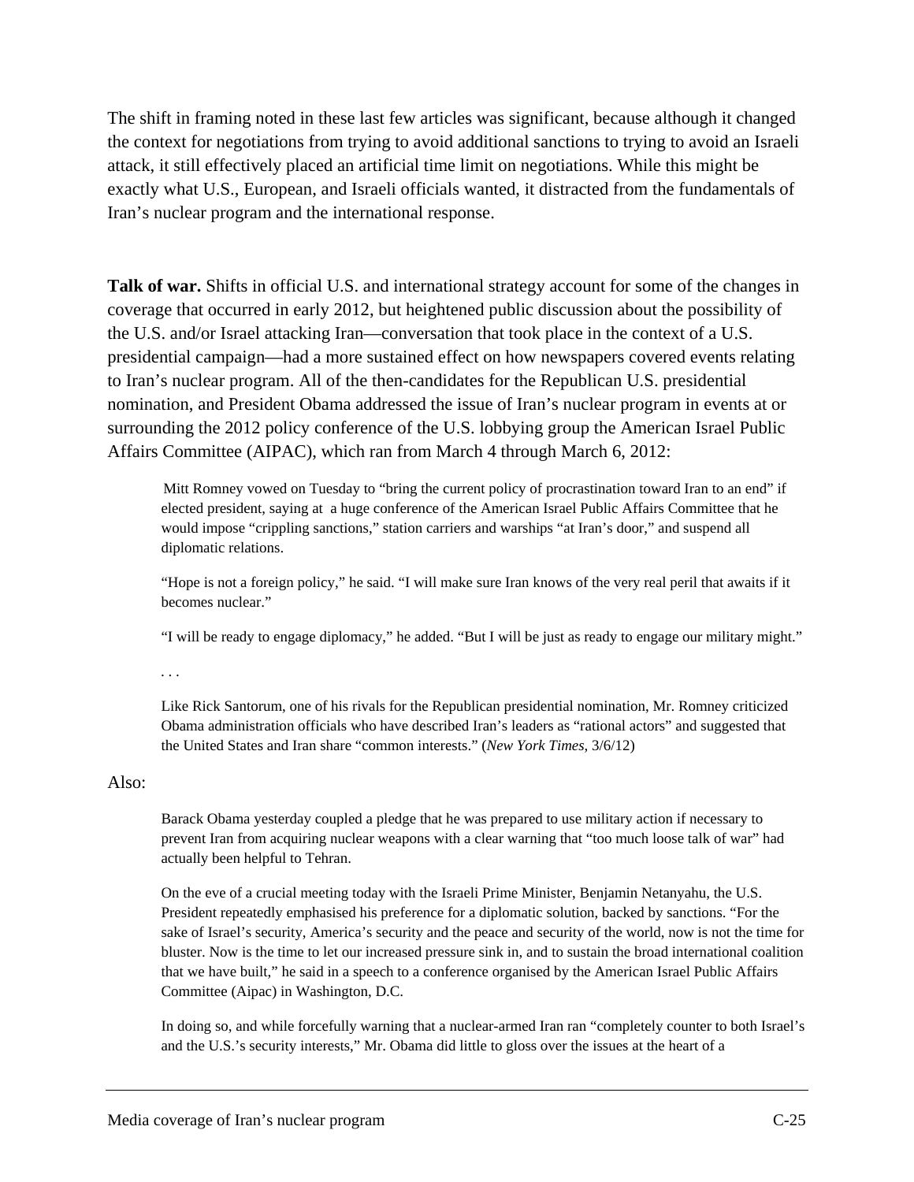The shift in framing noted in these last few articles was significant, because although it changed the context for negotiations from trying to avoid additional sanctions to trying to avoid an Israeli attack, it still effectively placed an artificial time limit on negotiations. While this might be exactly what U.S., European, and Israeli officials wanted, it distracted from the fundamentals of Iran's nuclear program and the international response.

**Talk of war.** Shifts in official U.S. and international strategy account for some of the changes in coverage that occurred in early 2012, but heightened public discussion about the possibility of the U.S. and/or Israel attacking Iran—conversation that took place in the context of a U.S. presidential campaign—had a more sustained effect on how newspapers covered events relating to Iran's nuclear program. All of the then-candidates for the Republican U.S. presidential nomination, and President Obama addressed the issue of Iran's nuclear program in events at or surrounding the 2012 policy conference of the U.S. lobbying group the American Israel Public Affairs Committee (AIPAC), which ran from March 4 through March 6, 2012:

> Mitt Romney vowed on Tuesday to "bring the current policy of procrastination toward Iran to an end" if elected president, saying at a huge conference of the American Israel Public Affairs Committee that he would impose "crippling sanctions," station carriers and warships "at Iran's door," and suspend all diplomatic relations.
>
> "Hope is not a foreign policy," he said. "I will make sure Iran knows of the very real peril that awaits if it becomes nuclear."
>
> "I will be ready to engage diplomacy," he added. "But I will be just as ready to engage our military might."
>
> . . .
>
> Like Rick Santorum, one of his rivals for the Republican presidential nomination, Mr. Romney criticized Obama administration officials who have described Iran's leaders as "rational actors" and suggested that the United States and Iran share "common interests." (*New York Times*, 3/6/12)

Also:

> Barack Obama yesterday coupled a pledge that he was prepared to use military action if necessary to prevent Iran from acquiring nuclear weapons with a clear warning that "too much loose talk of war" had actually been helpful to Tehran.
>
> On the eve of a crucial meeting today with the Israeli Prime Minister, Benjamin Netanyahu, the U.S. President repeatedly emphasised his preference for a diplomatic solution, backed by sanctions. "For the sake of Israel's security, America's security and the peace and security of the world, now is not the time for bluster. Now is the time to let our increased pressure sink in, and to sustain the broad international coalition that we have built," he said in a speech to a conference organised by the American Israel Public Affairs Committee (Aipac) in Washington, D.C.
>
> In doing so, and while forcefully warning that a nuclear-armed Iran ran "completely counter to both Israel's and the U.S.'s security interests," Mr. Obama did little to gloss over the issues at the heart of a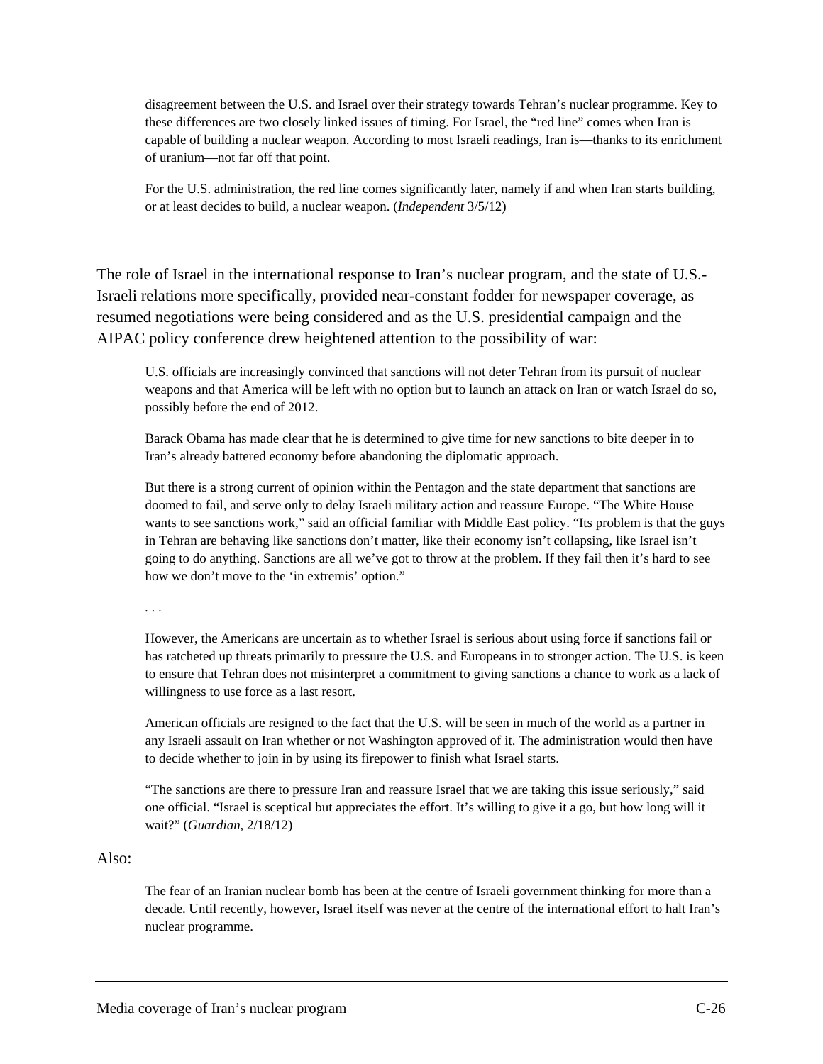> disagreement between the U.S. and Israel over their strategy towards Tehran's nuclear programme. Key to these differences are two closely linked issues of timing. For Israel, the "red line" comes when Iran is capable of building a nuclear weapon. According to most Israeli readings, Iran is—thanks to its enrichment of uranium—not far off that point.
>
> For the U.S. administration, the red line comes significantly later, namely if and when Iran starts building, or at least decides to build, a nuclear weapon. (*Independent* 3/5/12)

The role of Israel in the international response to Iran's nuclear program, and the state of U.S.-Israeli relations more specifically, provided near-constant fodder for newspaper coverage, as resumed negotiations were being considered and as the U.S. presidential campaign and the AIPAC policy conference drew heightened attention to the possibility of war:

> U.S. officials are increasingly convinced that sanctions will not deter Tehran from its pursuit of nuclear weapons and that America will be left with no option but to launch an attack on Iran or watch Israel do so, possibly before the end of 2012.
>
> Barack Obama has made clear that he is determined to give time for new sanctions to bite deeper in to Iran's already battered economy before abandoning the diplomatic approach.
>
> But there is a strong current of opinion within the Pentagon and the state department that sanctions are doomed to fail, and serve only to delay Israeli military action and reassure Europe. "The White House wants to see sanctions work," said an official familiar with Middle East policy. "Its problem is that the guys in Tehran are behaving like sanctions don't matter, like their economy isn't collapsing, like Israel isn't going to do anything. Sanctions are all we've got to throw at the problem. If they fail then it's hard to see how we don't move to the 'in extremis' option."
>
> . . .
>
> However, the Americans are uncertain as to whether Israel is serious about using force if sanctions fail or has ratcheted up threats primarily to pressure the U.S. and Europeans in to stronger action. The U.S. is keen to ensure that Tehran does not misinterpret a commitment to giving sanctions a chance to work as a lack of willingness to use force as a last resort.
>
> American officials are resigned to the fact that the U.S. will be seen in much of the world as a partner in any Israeli assault on Iran whether or not Washington approved of it. The administration would then have to decide whether to join in by using its firepower to finish what Israel starts.
>
> "The sanctions are there to pressure Iran and reassure Israel that we are taking this issue seriously," said one official. "Israel is sceptical but appreciates the effort. It's willing to give it a go, but how long will it wait?" (*Guardian*, 2/18/12)

Also:

> The fear of an Iranian nuclear bomb has been at the centre of Israeli government thinking for more than a decade. Until recently, however, Israel itself was never at the centre of the international effort to halt Iran's nuclear programme.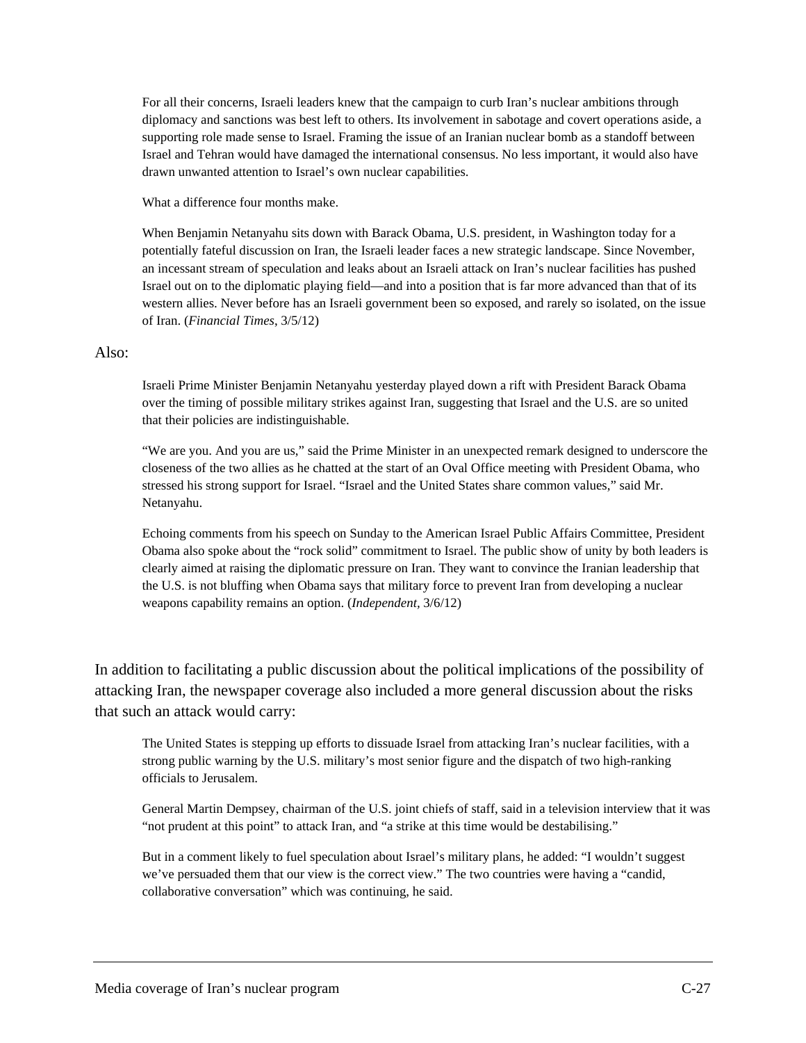> For all their concerns, Israeli leaders knew that the campaign to curb Iran's nuclear ambitions through diplomacy and sanctions was best left to others. Its involvement in sabotage and covert operations aside, a supporting role made sense to Israel. Framing the issue of an Iranian nuclear bomb as a standoff between Israel and Tehran would have damaged the international consensus. No less important, it would also have drawn unwanted attention to Israel's own nuclear capabilities.
>
> What a difference four months make.
>
> When Benjamin Netanyahu sits down with Barack Obama, U.S. president, in Washington today for a potentially fateful discussion on Iran, the Israeli leader faces a new strategic landscape. Since November, an incessant stream of speculation and leaks about an Israeli attack on Iran's nuclear facilities has pushed Israel out on to the diplomatic playing field—and into a position that is far more advanced than that of its western allies. Never before has an Israeli government been so exposed, and rarely so isolated, on the issue of Iran. (*Financial Times*, 3/5/12)

Also:

> Israeli Prime Minister Benjamin Netanyahu yesterday played down a rift with President Barack Obama over the timing of possible military strikes against Iran, suggesting that Israel and the U.S. are so united that their policies are indistinguishable.
>
> "We are you. And you are us," said the Prime Minister in an unexpected remark designed to underscore the closeness of the two allies as he chatted at the start of an Oval Office meeting with President Obama, who stressed his strong support for Israel. "Israel and the United States share common values," said Mr. Netanyahu.
>
> Echoing comments from his speech on Sunday to the American Israel Public Affairs Committee, President Obama also spoke about the "rock solid" commitment to Israel. The public show of unity by both leaders is clearly aimed at raising the diplomatic pressure on Iran. They want to convince the Iranian leadership that the U.S. is not bluffing when Obama says that military force to prevent Iran from developing a nuclear weapons capability remains an option. (*Independent*, 3/6/12)

In addition to facilitating a public discussion about the political implications of the possibility of attacking Iran, the newspaper coverage also included a more general discussion about the risks that such an attack would carry:

> The United States is stepping up efforts to dissuade Israel from attacking Iran's nuclear facilities, with a strong public warning by the U.S. military's most senior figure and the dispatch of two high-ranking officials to Jerusalem.
>
> General Martin Dempsey, chairman of the U.S. joint chiefs of staff, said in a television interview that it was "not prudent at this point" to attack Iran, and "a strike at this time would be destabilising."
>
> But in a comment likely to fuel speculation about Israel's military plans, he added: "I wouldn't suggest we've persuaded them that our view is the correct view." The two countries were having a "candid, collaborative conversation" which was continuing, he said.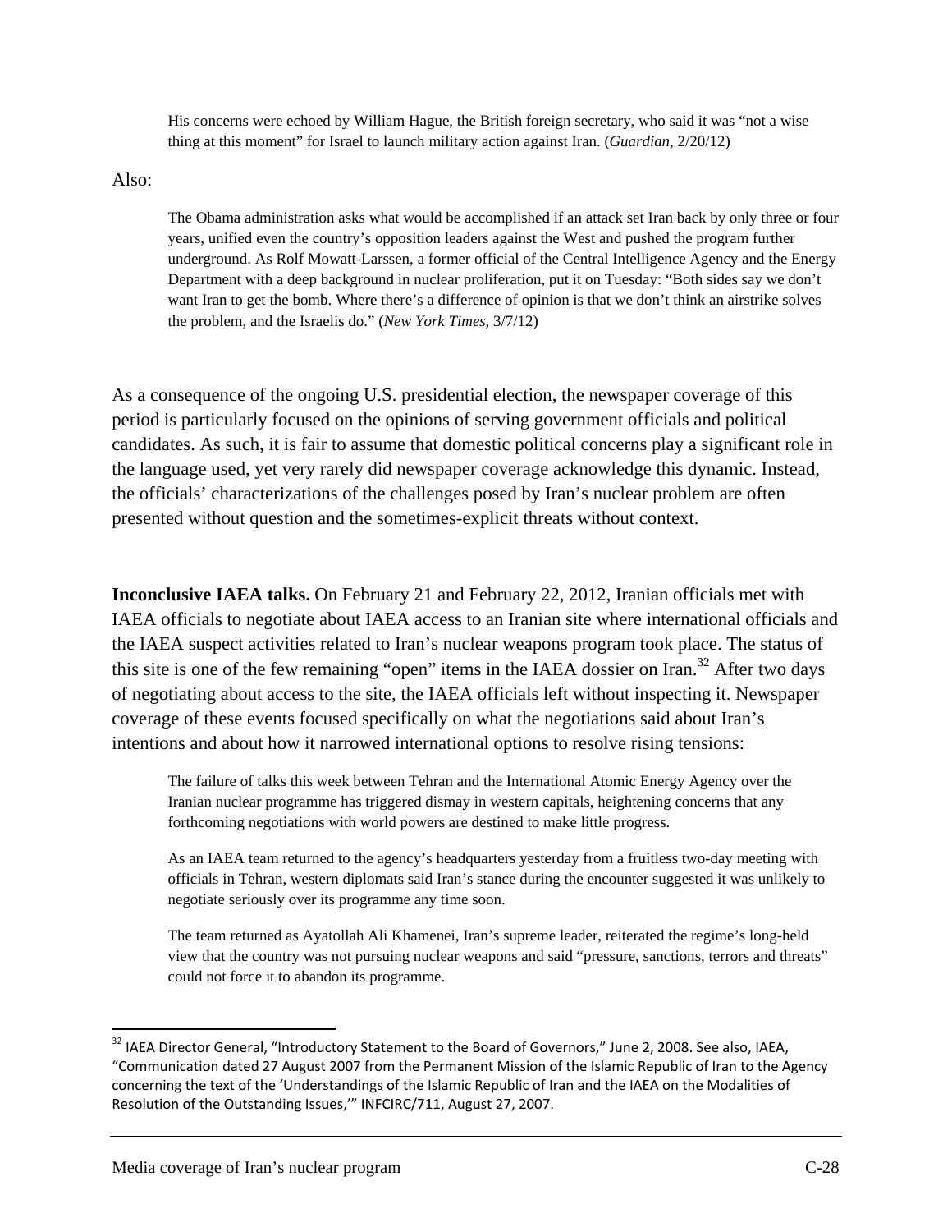> His concerns were echoed by William Hague, the British foreign secretary, who said it was "not a wise thing at this moment" for Israel to launch military action against Iran. (*Guardian*, 2/20/12)

Also:

> The Obama administration asks what would be accomplished if an attack set Iran back by only three or four years, unified even the country's opposition leaders against the West and pushed the program further underground. As Rolf Mowatt-Larssen, a former official of the Central Intelligence Agency and the Energy Department with a deep background in nuclear proliferation, put it on Tuesday: "Both sides say we don't want Iran to get the bomb. Where there's a difference of opinion is that we don't think an airstrike solves the problem, and the Israelis do." (*New York Times*, 3/7/12)

As a consequence of the ongoing U.S. presidential election, the newspaper coverage of this period is particularly focused on the opinions of serving government officials and political candidates. As such, it is fair to assume that domestic political concerns play a significant role in the language used, yet very rarely did newspaper coverage acknowledge this dynamic. Instead, the officials' characterizations of the challenges posed by Iran's nuclear problem are often presented without question and the sometimes-explicit threats without context.

**Inconclusive IAEA talks.** On February 21 and February 22, 2012, Iranian officials met with IAEA officials to negotiate about IAEA access to an Iranian site where international officials and the IAEA suspect activities related to Iran's nuclear weapons program took place. The status of this site is one of the few remaining "open" items in the IAEA dossier on Iran.[32] After two days of negotiating about access to the site, the IAEA officials left without inspecting it. Newspaper coverage of these events focused specifically on what the negotiations said about Iran's intentions and about how it narrowed international options to resolve rising tensions:

> The failure of talks this week between Tehran and the International Atomic Energy Agency over the Iranian nuclear programme has triggered dismay in western capitals, heightening concerns that any forthcoming negotiations with world powers are destined to make little progress.
>
> As an IAEA team returned to the agency's headquarters yesterday from a fruitless two-day meeting with officials in Tehran, western diplomats said Iran's stance during the encounter suggested it was unlikely to negotiate seriously over its programme any time soon.
>
> The team returned as Ayatollah Ali Khamenei, Iran's supreme leader, reiterated the regime's long-held view that the country was not pursuing nuclear weapons and said "pressure, sanctions, terrors and threats" could not force it to abandon its programme.

[32] IAEA Director General, "Introductory Statement to the Board of Governors," June 2, 2008. See also, IAEA, "Communication dated 27 August 2007 from the Permanent Mission of the Islamic Republic of Iran to the Agency concerning the text of the 'Understandings of the Islamic Republic of Iran and the IAEA on the Modalities of Resolution of the Outstanding Issues,'" INFCIRC/711, August 27, 2007.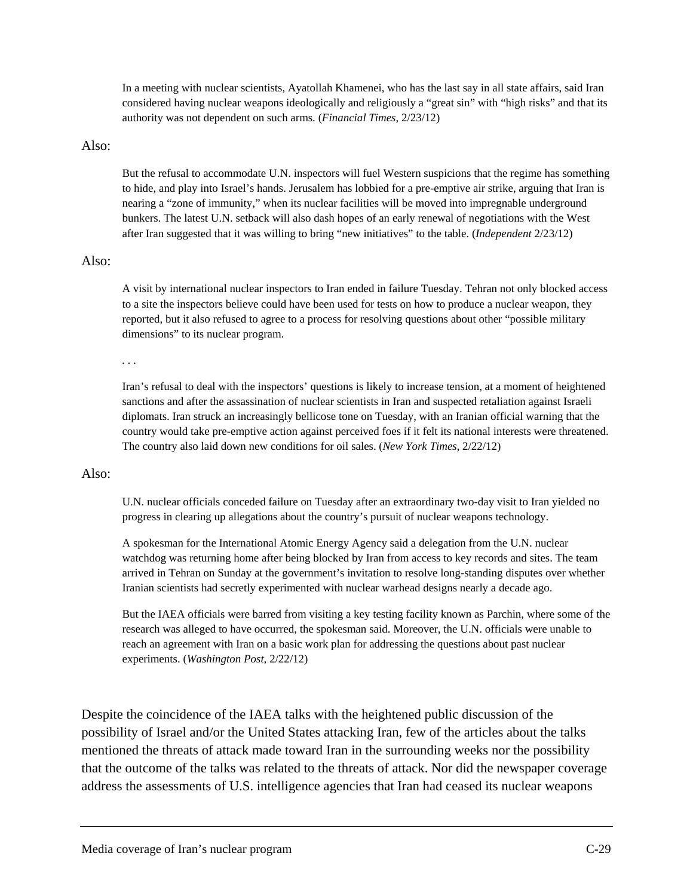> In a meeting with nuclear scientists, Ayatollah Khamenei, who has the last say in all state affairs, said Iran considered having nuclear weapons ideologically and religiously a "great sin" with "high risks" and that its authority was not dependent on such arms. (*Financial Times*, 2/23/12)

Also:

> But the refusal to accommodate U.N. inspectors will fuel Western suspicions that the regime has something to hide, and play into Israel's hands. Jerusalem has lobbied for a pre-emptive air strike, arguing that Iran is nearing a "zone of immunity," when its nuclear facilities will be moved into impregnable underground bunkers. The latest U.N. setback will also dash hopes of an early renewal of negotiations with the West after Iran suggested that it was willing to bring "new initiatives" to the table. (*Independent* 2/23/12)

Also:

> A visit by international nuclear inspectors to Iran ended in failure Tuesday. Tehran not only blocked access to a site the inspectors believe could have been used for tests on how to produce a nuclear weapon, they reported, but it also refused to agree to a process for resolving questions about other "possible military dimensions" to its nuclear program.
>
> . . .
>
> Iran's refusal to deal with the inspectors' questions is likely to increase tension, at a moment of heightened sanctions and after the assassination of nuclear scientists in Iran and suspected retaliation against Israeli diplomats. Iran struck an increasingly bellicose tone on Tuesday, with an Iranian official warning that the country would take pre-emptive action against perceived foes if it felt its national interests were threatened. The country also laid down new conditions for oil sales. (*New York Times*, 2/22/12)

Also:

> U.N. nuclear officials conceded failure on Tuesday after an extraordinary two-day visit to Iran yielded no progress in clearing up allegations about the country's pursuit of nuclear weapons technology.
>
> A spokesman for the International Atomic Energy Agency said a delegation from the U.N. nuclear watchdog was returning home after being blocked by Iran from access to key records and sites. The team arrived in Tehran on Sunday at the government's invitation to resolve long-standing disputes over whether Iranian scientists had secretly experimented with nuclear warhead designs nearly a decade ago.
>
> But the IAEA officials were barred from visiting a key testing facility known as Parchin, where some of the research was alleged to have occurred, the spokesman said. Moreover, the U.N. officials were unable to reach an agreement with Iran on a basic work plan for addressing the questions about past nuclear experiments. (*Washington Post*, 2/22/12)

Despite the coincidence of the IAEA talks with the heightened public discussion of the possibility of Israel and/or the United States attacking Iran, few of the articles about the talks mentioned the threats of attack made toward Iran in the surrounding weeks nor the possibility that the outcome of the talks was related to the threats of attack. Nor did the newspaper coverage address the assessments of U.S. intelligence agencies that Iran had ceased its nuclear weapons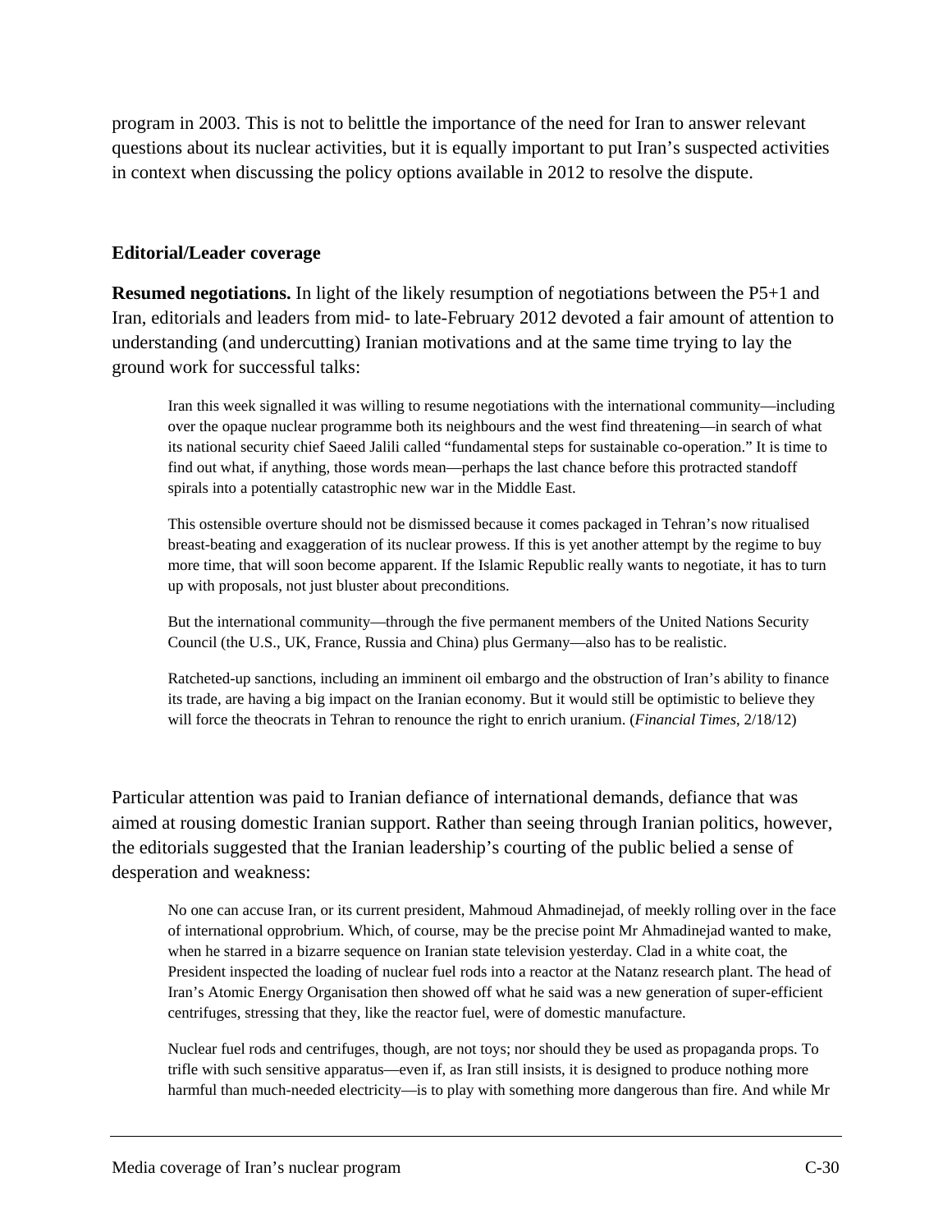program in 2003. This is not to belittle the importance of the need for Iran to answer relevant questions about its nuclear activities, but it is equally important to put Iran's suspected activities in context when discussing the policy options available in 2012 to resolve the dispute.

### Editorial/Leader coverage

**Resumed negotiations.** In light of the likely resumption of negotiations between the P5+1 and Iran, editorials and leaders from mid- to late-February 2012 devoted a fair amount of attention to understanding (and undercutting) Iranian motivations and at the same time trying to lay the ground work for successful talks:

> Iran this week signalled it was willing to resume negotiations with the international community—including over the opaque nuclear programme both its neighbours and the west find threatening—in search of what its national security chief Saeed Jalili called "fundamental steps for sustainable co-operation." It is time to find out what, if anything, those words mean—perhaps the last chance before this protracted standoff spirals into a potentially catastrophic new war in the Middle East.
>
> This ostensible overture should not be dismissed because it comes packaged in Tehran's now ritualised breast-beating and exaggeration of its nuclear prowess. If this is yet another attempt by the regime to buy more time, that will soon become apparent. If the Islamic Republic really wants to negotiate, it has to turn up with proposals, not just bluster about preconditions.
>
> But the international community—through the five permanent members of the United Nations Security Council (the U.S., UK, France, Russia and China) plus Germany—also has to be realistic.
>
> Ratcheted-up sanctions, including an imminent oil embargo and the obstruction of Iran's ability to finance its trade, are having a big impact on the Iranian economy. But it would still be optimistic to believe they will force the theocrats in Tehran to renounce the right to enrich uranium. (*Financial Times*, 2/18/12)

Particular attention was paid to Iranian defiance of international demands, defiance that was aimed at rousing domestic Iranian support. Rather than seeing through Iranian politics, however, the editorials suggested that the Iranian leadership's courting of the public belied a sense of desperation and weakness:

> No one can accuse Iran, or its current president, Mahmoud Ahmadinejad, of meekly rolling over in the face of international opprobrium. Which, of course, may be the precise point Mr Ahmadinejad wanted to make, when he starred in a bizarre sequence on Iranian state television yesterday. Clad in a white coat, the President inspected the loading of nuclear fuel rods into a reactor at the Natanz research plant. The head of Iran's Atomic Energy Organisation then showed off what he said was a new generation of super-efficient centrifuges, stressing that they, like the reactor fuel, were of domestic manufacture.
>
> Nuclear fuel rods and centrifuges, though, are not toys; nor should they be used as propaganda props. To trifle with such sensitive apparatus—even if, as Iran still insists, it is designed to produce nothing more harmful than much-needed electricity—is to play with something more dangerous than fire. And while Mr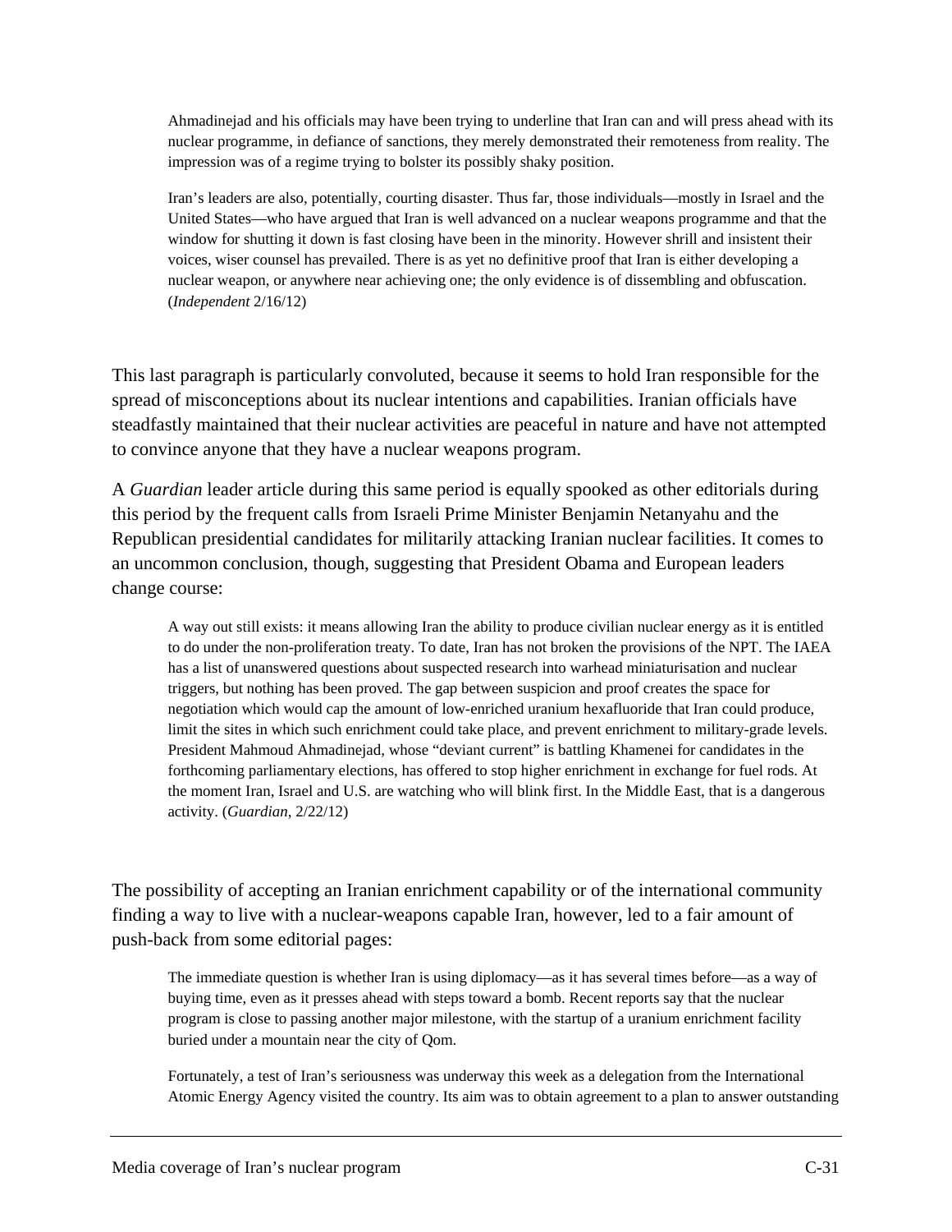Ahmadinejad and his officials may have been trying to underline that Iran can and will press ahead with its nuclear programme, in defiance of sanctions, they merely demonstrated their remoteness from reality. The impression was of a regime trying to bolster its possibly shaky position.

> Iran's leaders are also, potentially, courting disaster. Thus far, those individuals—mostly in Israel and the United States—who have argued that Iran is well advanced on a nuclear weapons programme and that the window for shutting it down is fast closing have been in the minority. However shrill and insistent their voices, wiser counsel has prevailed. There is as yet no definitive proof that Iran is either developing a nuclear weapon, or anywhere near achieving one; the only evidence is of dissembling and obfuscation. (*Independent* 2/16/12)

This last paragraph is particularly convoluted, because it seems to hold Iran responsible for the spread of misconceptions about its nuclear intentions and capabilities. Iranian officials have steadfastly maintained that their nuclear activities are peaceful in nature and have not attempted to convince anyone that they have a nuclear weapons program.

A *Guardian* leader article during this same period is equally spooked as other editorials during this period by the frequent calls from Israeli Prime Minister Benjamin Netanyahu and the Republican presidential candidates for militarily attacking Iranian nuclear facilities. It comes to an uncommon conclusion, though, suggesting that President Obama and European leaders change course:

> A way out still exists: it means allowing Iran the ability to produce civilian nuclear energy as it is entitled to do under the non-proliferation treaty. To date, Iran has not broken the provisions of the NPT. The IAEA has a list of unanswered questions about suspected research into warhead miniaturisation and nuclear triggers, but nothing has been proved. The gap between suspicion and proof creates the space for negotiation which would cap the amount of low-enriched uranium hexafluoride that Iran could produce, limit the sites in which such enrichment could take place, and prevent enrichment to military-grade levels. President Mahmoud Ahmadinejad, whose "deviant current" is battling Khamenei for candidates in the forthcoming parliamentary elections, has offered to stop higher enrichment in exchange for fuel rods. At the moment Iran, Israel and U.S. are watching who will blink first. In the Middle East, that is a dangerous activity. (*Guardian*, 2/22/12)

The possibility of accepting an Iranian enrichment capability or of the international community finding a way to live with a nuclear-weapons capable Iran, however, led to a fair amount of push-back from some editorial pages:

> The immediate question is whether Iran is using diplomacy—as it has several times before—as a way of buying time, even as it presses ahead with steps toward a bomb. Recent reports say that the nuclear program is close to passing another major milestone, with the startup of a uranium enrichment facility buried under a mountain near the city of Qom.
>
> Fortunately, a test of Iran's seriousness was underway this week as a delegation from the International Atomic Energy Agency visited the country. Its aim was to obtain agreement to a plan to answer outstanding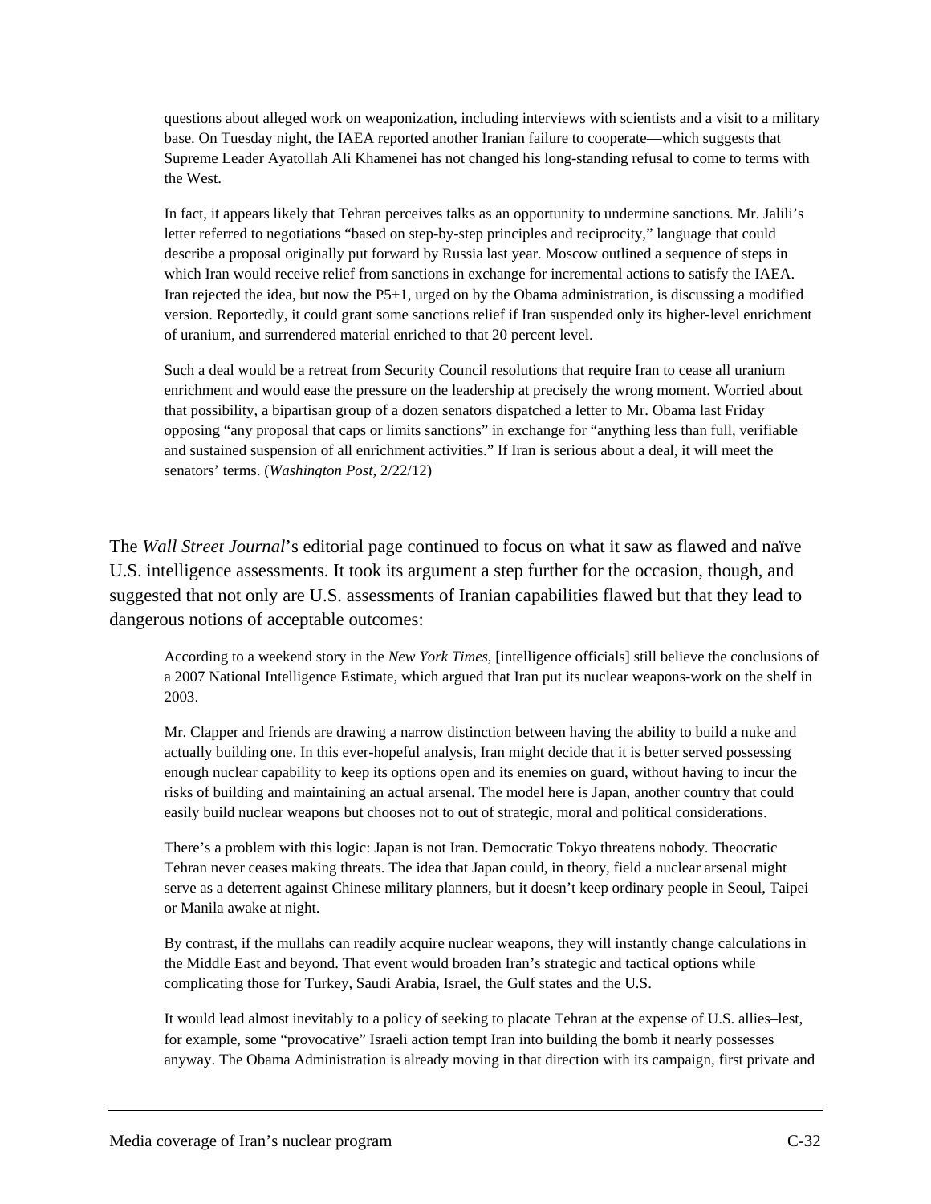> questions about alleged work on weaponization, including interviews with scientists and a visit to a military base. On Tuesday night, the IAEA reported another Iranian failure to cooperate—which suggests that Supreme Leader Ayatollah Ali Khamenei has not changed his long-standing refusal to come to terms with the West.
>
> In fact, it appears likely that Tehran perceives talks as an opportunity to undermine sanctions. Mr. Jalili's letter referred to negotiations "based on step-by-step principles and reciprocity," language that could describe a proposal originally put forward by Russia last year. Moscow outlined a sequence of steps in which Iran would receive relief from sanctions in exchange for incremental actions to satisfy the IAEA. Iran rejected the idea, but now the P5+1, urged on by the Obama administration, is discussing a modified version. Reportedly, it could grant some sanctions relief if Iran suspended only its higher-level enrichment of uranium, and surrendered material enriched to that 20 percent level.
>
> Such a deal would be a retreat from Security Council resolutions that require Iran to cease all uranium enrichment and would ease the pressure on the leadership at precisely the wrong moment. Worried about that possibility, a bipartisan group of a dozen senators dispatched a letter to Mr. Obama last Friday opposing "any proposal that caps or limits sanctions" in exchange for "anything less than full, verifiable and sustained suspension of all enrichment activities." If Iran is serious about a deal, it will meet the senators' terms. (*Washington Post*, 2/22/12)

The *Wall Street Journal*'s editorial page continued to focus on what it saw as flawed and naïve U.S. intelligence assessments. It took its argument a step further for the occasion, though, and suggested that not only are U.S. assessments of Iranian capabilities flawed but that they lead to dangerous notions of acceptable outcomes:

> According to a weekend story in the *New York Times*, [intelligence officials] still believe the conclusions of a 2007 National Intelligence Estimate, which argued that Iran put its nuclear weapons-work on the shelf in 2003.
>
> Mr. Clapper and friends are drawing a narrow distinction between having the ability to build a nuke and actually building one. In this ever-hopeful analysis, Iran might decide that it is better served possessing enough nuclear capability to keep its options open and its enemies on guard, without having to incur the risks of building and maintaining an actual arsenal. The model here is Japan, another country that could easily build nuclear weapons but chooses not to out of strategic, moral and political considerations.
>
> There's a problem with this logic: Japan is not Iran. Democratic Tokyo threatens nobody. Theocratic Tehran never ceases making threats. The idea that Japan could, in theory, field a nuclear arsenal might serve as a deterrent against Chinese military planners, but it doesn't keep ordinary people in Seoul, Taipei or Manila awake at night.
>
> By contrast, if the mullahs can readily acquire nuclear weapons, they will instantly change calculations in the Middle East and beyond. That event would broaden Iran's strategic and tactical options while complicating those for Turkey, Saudi Arabia, Israel, the Gulf states and the U.S.
>
> It would lead almost inevitably to a policy of seeking to placate Tehran at the expense of U.S. allies–lest, for example, some "provocative" Israeli action tempt Iran into building the bomb it nearly possesses anyway. The Obama Administration is already moving in that direction with its campaign, first private and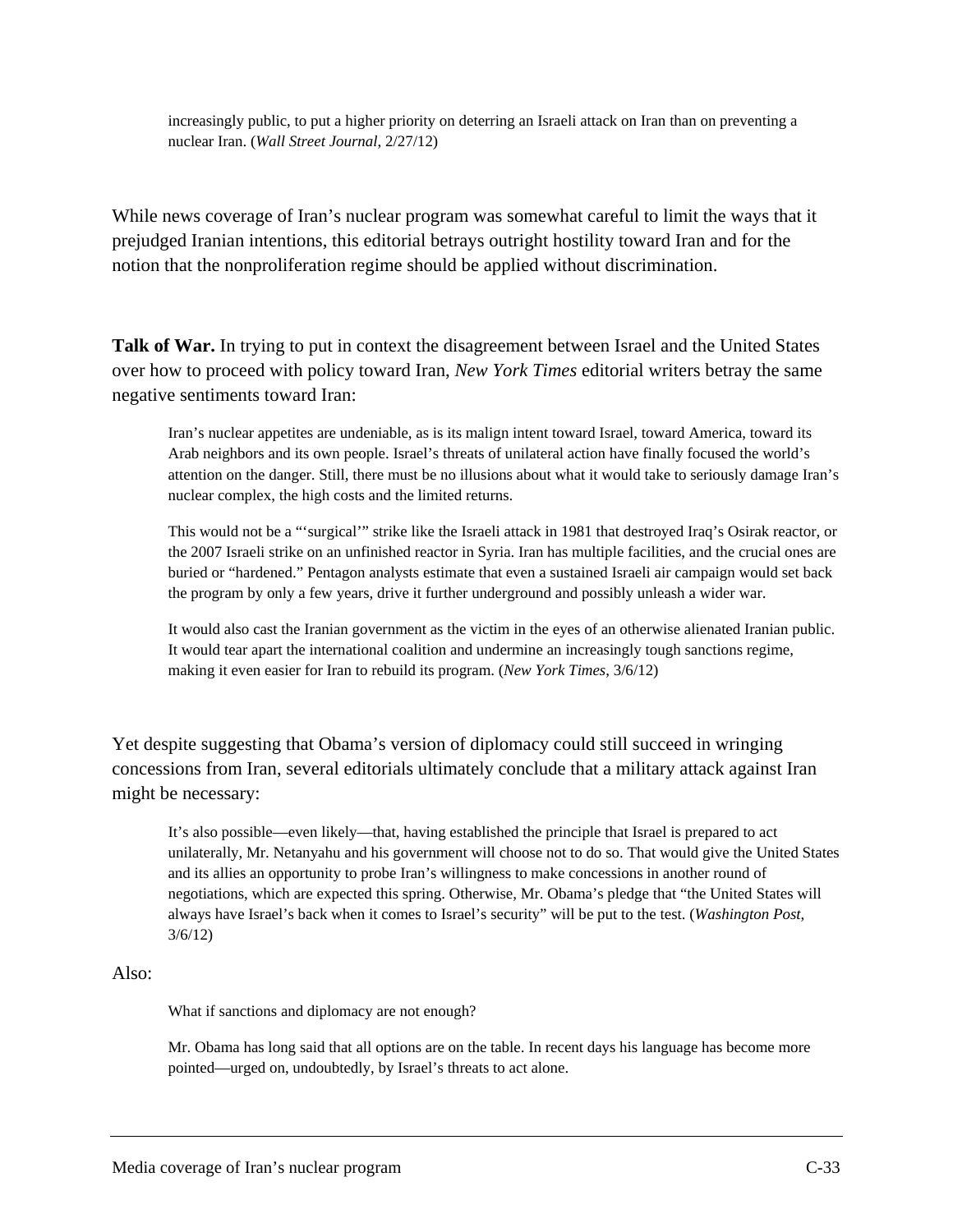> increasingly public, to put a higher priority on deterring an Israeli attack on Iran than on preventing a nuclear Iran. (*Wall Street Journal*, 2/27/12)

While news coverage of Iran's nuclear program was somewhat careful to limit the ways that it prejudged Iranian intentions, this editorial betrays outright hostility toward Iran and for the notion that the nonproliferation regime should be applied without discrimination.

**Talk of War.** In trying to put in context the disagreement between Israel and the United States over how to proceed with policy toward Iran, *New York Times* editorial writers betray the same negative sentiments toward Iran:

> Iran's nuclear appetites are undeniable, as is its malign intent toward Israel, toward America, toward its Arab neighbors and its own people. Israel's threats of unilateral action have finally focused the world's attention on the danger. Still, there must be no illusions about what it would take to seriously damage Iran's nuclear complex, the high costs and the limited returns.
>
> This would not be a "'surgical'" strike like the Israeli attack in 1981 that destroyed Iraq's Osirak reactor, or the 2007 Israeli strike on an unfinished reactor in Syria. Iran has multiple facilities, and the crucial ones are buried or "hardened." Pentagon analysts estimate that even a sustained Israeli air campaign would set back the program by only a few years, drive it further underground and possibly unleash a wider war.
>
> It would also cast the Iranian government as the victim in the eyes of an otherwise alienated Iranian public. It would tear apart the international coalition and undermine an increasingly tough sanctions regime, making it even easier for Iran to rebuild its program. (*New York Times*, 3/6/12)

Yet despite suggesting that Obama's version of diplomacy could still succeed in wringing concessions from Iran, several editorials ultimately conclude that a military attack against Iran might be necessary:

> It's also possible—even likely—that, having established the principle that Israel is prepared to act unilaterally, Mr. Netanyahu and his government will choose not to do so. That would give the United States and its allies an opportunity to probe Iran's willingness to make concessions in another round of negotiations, which are expected this spring. Otherwise, Mr. Obama's pledge that "the United States will always have Israel's back when it comes to Israel's security" will be put to the test. (*Washington Post*, 3/6/12)

Also:

> What if sanctions and diplomacy are not enough?
>
> Mr. Obama has long said that all options are on the table. In recent days his language has become more pointed—urged on, undoubtedly, by Israel's threats to act alone.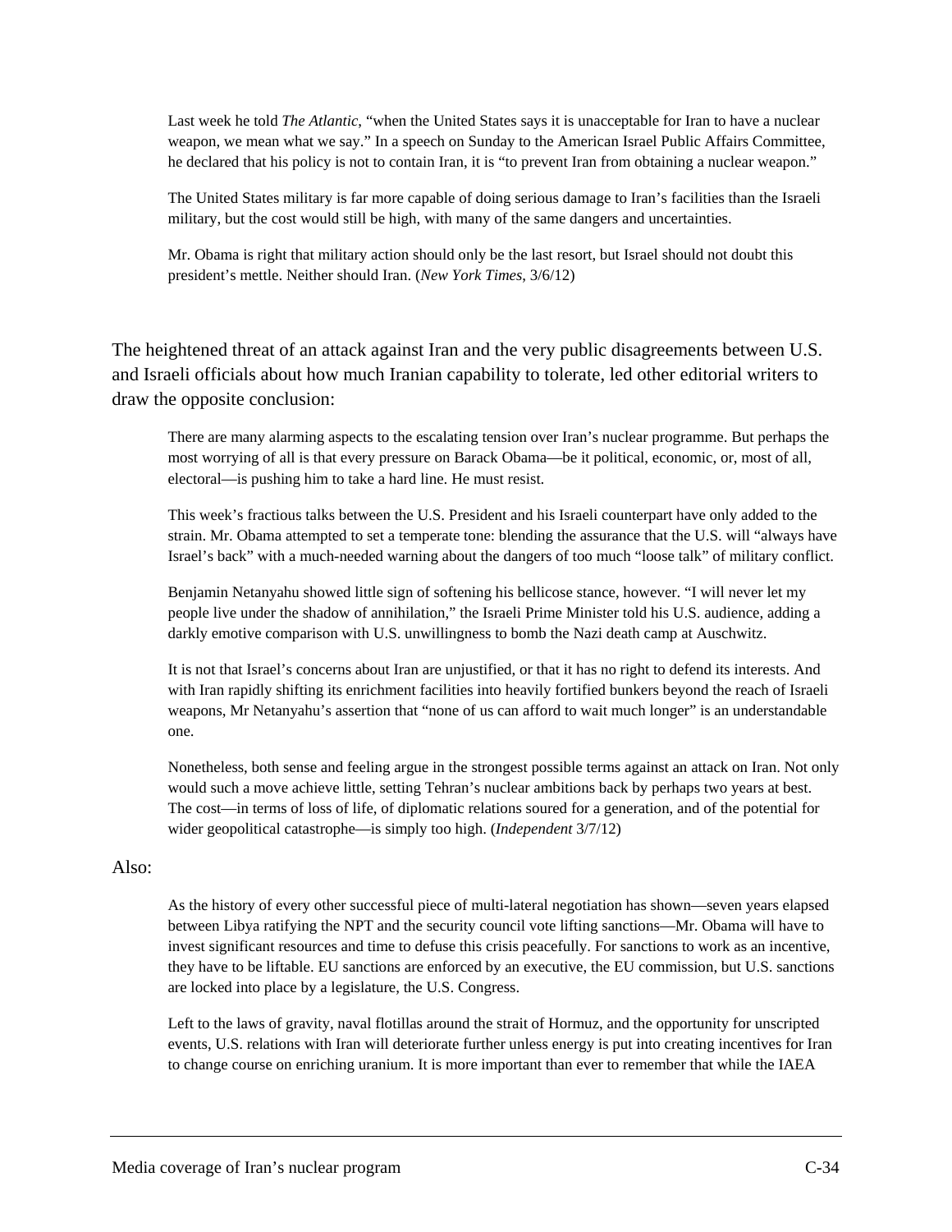> Last week he told *The Atlantic*, "when the United States says it is unacceptable for Iran to have a nuclear weapon, we mean what we say." In a speech on Sunday to the American Israel Public Affairs Committee, he declared that his policy is not to contain Iran, it is "to prevent Iran from obtaining a nuclear weapon."
>
> The United States military is far more capable of doing serious damage to Iran's facilities than the Israeli military, but the cost would still be high, with many of the same dangers and uncertainties.
>
> Mr. Obama is right that military action should only be the last resort, but Israel should not doubt this president's mettle. Neither should Iran. (*New York Times*, 3/6/12)

The heightened threat of an attack against Iran and the very public disagreements between U.S. and Israeli officials about how much Iranian capability to tolerate, led other editorial writers to draw the opposite conclusion:

> There are many alarming aspects to the escalating tension over Iran's nuclear programme. But perhaps the most worrying of all is that every pressure on Barack Obama—be it political, economic, or, most of all, electoral—is pushing him to take a hard line. He must resist.
>
> This week's fractious talks between the U.S. President and his Israeli counterpart have only added to the strain. Mr. Obama attempted to set a temperate tone: blending the assurance that the U.S. will "always have Israel's back" with a much-needed warning about the dangers of too much "loose talk" of military conflict.
>
> Benjamin Netanyahu showed little sign of softening his bellicose stance, however. "I will never let my people live under the shadow of annihilation," the Israeli Prime Minister told his U.S. audience, adding a darkly emotive comparison with U.S. unwillingness to bomb the Nazi death camp at Auschwitz.
>
> It is not that Israel's concerns about Iran are unjustified, or that it has no right to defend its interests. And with Iran rapidly shifting its enrichment facilities into heavily fortified bunkers beyond the reach of Israeli weapons, Mr Netanyahu's assertion that "none of us can afford to wait much longer" is an understandable one.
>
> Nonetheless, both sense and feeling argue in the strongest possible terms against an attack on Iran. Not only would such a move achieve little, setting Tehran's nuclear ambitions back by perhaps two years at best. The cost—in terms of loss of life, of diplomatic relations soured for a generation, and of the potential for wider geopolitical catastrophe—is simply too high. (*Independent* 3/7/12)

Also:

> As the history of every other successful piece of multi-lateral negotiation has shown—seven years elapsed between Libya ratifying the NPT and the security council vote lifting sanctions—Mr. Obama will have to invest significant resources and time to defuse this crisis peacefully. For sanctions to work as an incentive, they have to be liftable. EU sanctions are enforced by an executive, the EU commission, but U.S. sanctions are locked into place by a legislature, the U.S. Congress.
>
> Left to the laws of gravity, naval flotillas around the strait of Hormuz, and the opportunity for unscripted events, U.S. relations with Iran will deteriorate further unless energy is put into creating incentives for Iran to change course on enriching uranium. It is more important than ever to remember that while the IAEA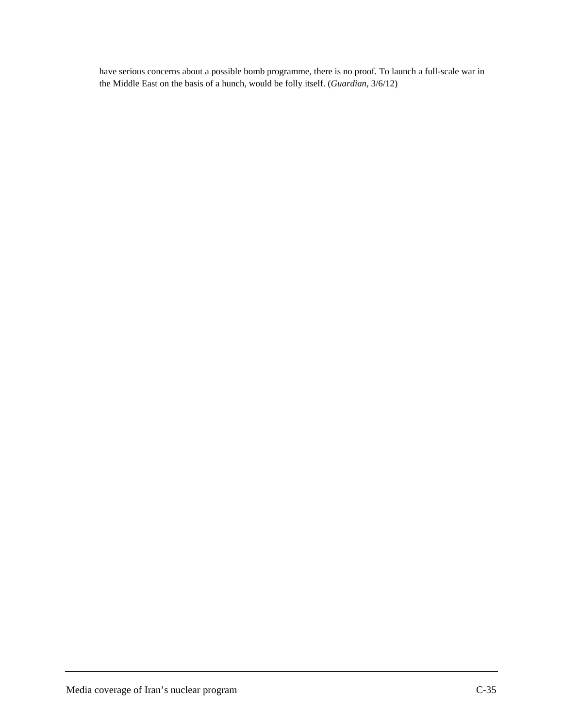have serious concerns about a possible bomb programme, there is no proof. To launch a full-scale war in the Middle East on the basis of a hunch, would be folly itself. (*Guardian*, 3/6/12)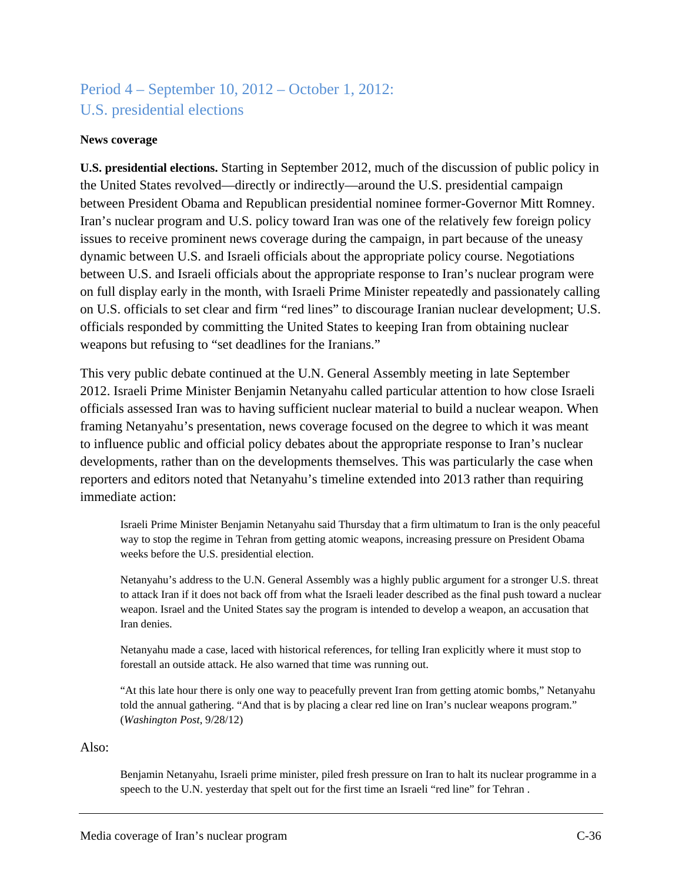## Period 4 – September 10, 2012 – October 1, 2012: U.S. presidential elections

**News coverage**

**U.S. presidential elections.** Starting in September 2012, much of the discussion of public policy in the United States revolved—directly or indirectly—around the U.S. presidential campaign between President Obama and Republican presidential nominee former-Governor Mitt Romney. Iran's nuclear program and U.S. policy toward Iran was one of the relatively few foreign policy issues to receive prominent news coverage during the campaign, in part because of the uneasy dynamic between U.S. and Israeli officials about the appropriate policy course. Negotiations between U.S. and Israeli officials about the appropriate response to Iran's nuclear program were on full display early in the month, with Israeli Prime Minister repeatedly and passionately calling on U.S. officials to set clear and firm "red lines" to discourage Iranian nuclear development; U.S. officials responded by committing the United States to keeping Iran from obtaining nuclear weapons but refusing to "set deadlines for the Iranians."

This very public debate continued at the U.N. General Assembly meeting in late September 2012. Israeli Prime Minister Benjamin Netanyahu called particular attention to how close Israeli officials assessed Iran was to having sufficient nuclear material to build a nuclear weapon. When framing Netanyahu's presentation, news coverage focused on the degree to which it was meant to influence public and official policy debates about the appropriate response to Iran's nuclear developments, rather than on the developments themselves. This was particularly the case when reporters and editors noted that Netanyahu's timeline extended into 2013 rather than requiring immediate action:

> Israeli Prime Minister Benjamin Netanyahu said Thursday that a firm ultimatum to Iran is the only peaceful way to stop the regime in Tehran from getting atomic weapons, increasing pressure on President Obama weeks before the U.S. presidential election.
>
> Netanyahu's address to the U.N. General Assembly was a highly public argument for a stronger U.S. threat to attack Iran if it does not back off from what the Israeli leader described as the final push toward a nuclear weapon. Israel and the United States say the program is intended to develop a weapon, an accusation that Iran denies.
>
> Netanyahu made a case, laced with historical references, for telling Iran explicitly where it must stop to forestall an outside attack. He also warned that time was running out.
>
> "At this late hour there is only one way to peacefully prevent Iran from getting atomic bombs," Netanyahu told the annual gathering. "And that is by placing a clear red line on Iran's nuclear weapons program." (*Washington Post*, 9/28/12)

Also:

> Benjamin Netanyahu, Israeli prime minister, piled fresh pressure on Iran to halt its nuclear programme in a speech to the U.N. yesterday that spelt out for the first time an Israeli "red line" for Tehran .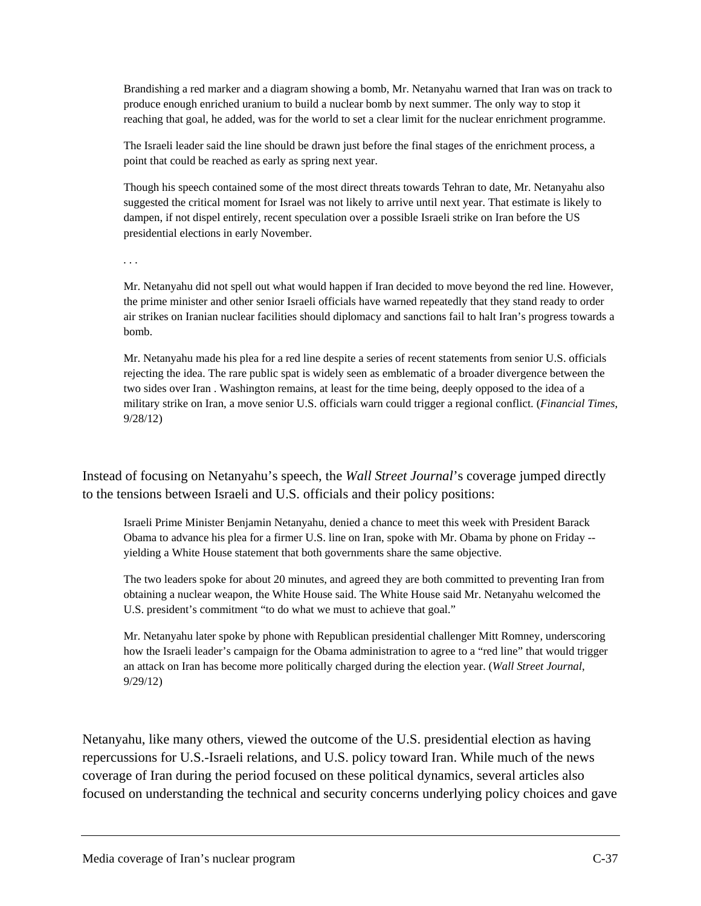> Brandishing a red marker and a diagram showing a bomb, Mr. Netanyahu warned that Iran was on track to produce enough enriched uranium to build a nuclear bomb by next summer. The only way to stop it reaching that goal, he added, was for the world to set a clear limit for the nuclear enrichment programme.
>
> The Israeli leader said the line should be drawn just before the final stages of the enrichment process, a point that could be reached as early as spring next year.
>
> Though his speech contained some of the most direct threats towards Tehran to date, Mr. Netanyahu also suggested the critical moment for Israel was not likely to arrive until next year. That estimate is likely to dampen, if not dispel entirely, recent speculation over a possible Israeli strike on Iran before the US presidential elections in early November.
>
> . . .
>
> Mr. Netanyahu did not spell out what would happen if Iran decided to move beyond the red line. However, the prime minister and other senior Israeli officials have warned repeatedly that they stand ready to order air strikes on Iranian nuclear facilities should diplomacy and sanctions fail to halt Iran's progress towards a bomb.
>
> Mr. Netanyahu made his plea for a red line despite a series of recent statements from senior U.S. officials rejecting the idea. The rare public spat is widely seen as emblematic of a broader divergence between the two sides over Iran . Washington remains, at least for the time being, deeply opposed to the idea of a military strike on Iran, a move senior U.S. officials warn could trigger a regional conflict. (*Financial Times*, 9/28/12)

Instead of focusing on Netanyahu's speech, the *Wall Street Journal*'s coverage jumped directly to the tensions between Israeli and U.S. officials and their policy positions:

> Israeli Prime Minister Benjamin Netanyahu, denied a chance to meet this week with President Barack Obama to advance his plea for a firmer U.S. line on Iran, spoke with Mr. Obama by phone on Friday -- yielding a White House statement that both governments share the same objective.
>
> The two leaders spoke for about 20 minutes, and agreed they are both committed to preventing Iran from obtaining a nuclear weapon, the White House said. The White House said Mr. Netanyahu welcomed the U.S. president's commitment "to do what we must to achieve that goal."
>
> Mr. Netanyahu later spoke by phone with Republican presidential challenger Mitt Romney, underscoring how the Israeli leader's campaign for the Obama administration to agree to a "red line" that would trigger an attack on Iran has become more politically charged during the election year. (*Wall Street Journal*, 9/29/12)

Netanyahu, like many others, viewed the outcome of the U.S. presidential election as having repercussions for U.S.-Israeli relations, and U.S. policy toward Iran. While much of the news coverage of Iran during the period focused on these political dynamics, several articles also focused on understanding the technical and security concerns underlying policy choices and gave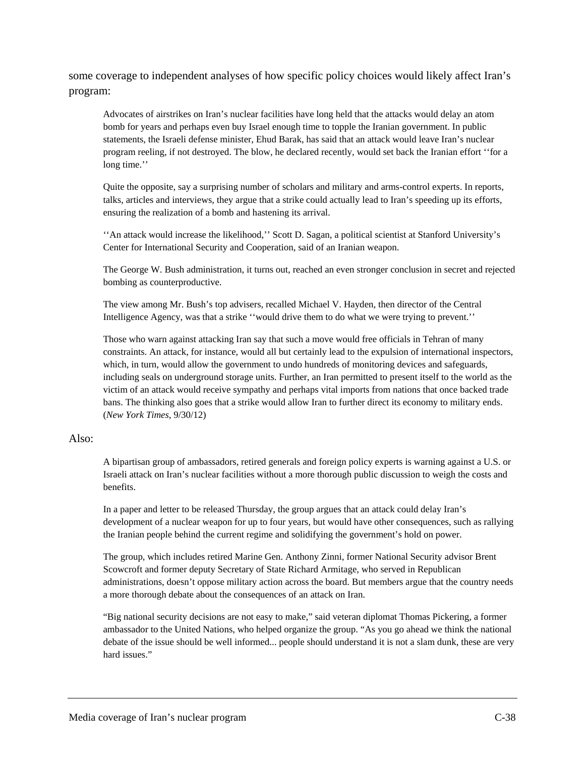some coverage to independent analyses of how specific policy choices would likely affect Iran's program:

> Advocates of airstrikes on Iran's nuclear facilities have long held that the attacks would delay an atom bomb for years and perhaps even buy Israel enough time to topple the Iranian government. In public statements, the Israeli defense minister, Ehud Barak, has said that an attack would leave Iran's nuclear program reeling, if not destroyed. The blow, he declared recently, would set back the Iranian effort ''for a long time.''
>
> Quite the opposite, say a surprising number of scholars and military and arms-control experts. In reports, talks, articles and interviews, they argue that a strike could actually lead to Iran's speeding up its efforts, ensuring the realization of a bomb and hastening its arrival.
>
> ''An attack would increase the likelihood,'' Scott D. Sagan, a political scientist at Stanford University's Center for International Security and Cooperation, said of an Iranian weapon.
>
> The George W. Bush administration, it turns out, reached an even stronger conclusion in secret and rejected bombing as counterproductive.
>
> The view among Mr. Bush's top advisers, recalled Michael V. Hayden, then director of the Central Intelligence Agency, was that a strike ''would drive them to do what we were trying to prevent.''
>
> Those who warn against attacking Iran say that such a move would free officials in Tehran of many constraints. An attack, for instance, would all but certainly lead to the expulsion of international inspectors, which, in turn, would allow the government to undo hundreds of monitoring devices and safeguards, including seals on underground storage units. Further, an Iran permitted to present itself to the world as the victim of an attack would receive sympathy and perhaps vital imports from nations that once backed trade bans. The thinking also goes that a strike would allow Iran to further direct its economy to military ends. (*New York Times*, 9/30/12)

Also:

> A bipartisan group of ambassadors, retired generals and foreign policy experts is warning against a U.S. or Israeli attack on Iran's nuclear facilities without a more thorough public discussion to weigh the costs and benefits.
>
> In a paper and letter to be released Thursday, the group argues that an attack could delay Iran's development of a nuclear weapon for up to four years, but would have other consequences, such as rallying the Iranian people behind the current regime and solidifying the government's hold on power.
>
> The group, which includes retired Marine Gen. Anthony Zinni, former National Security advisor Brent Scowcroft and former deputy Secretary of State Richard Armitage, who served in Republican administrations, doesn't oppose military action across the board. But members argue that the country needs a more thorough debate about the consequences of an attack on Iran.
>
> "Big national security decisions are not easy to make," said veteran diplomat Thomas Pickering, a former ambassador to the United Nations, who helped organize the group. "As you go ahead we think the national debate of the issue should be well informed... people should understand it is not a slam dunk, these are very hard issues."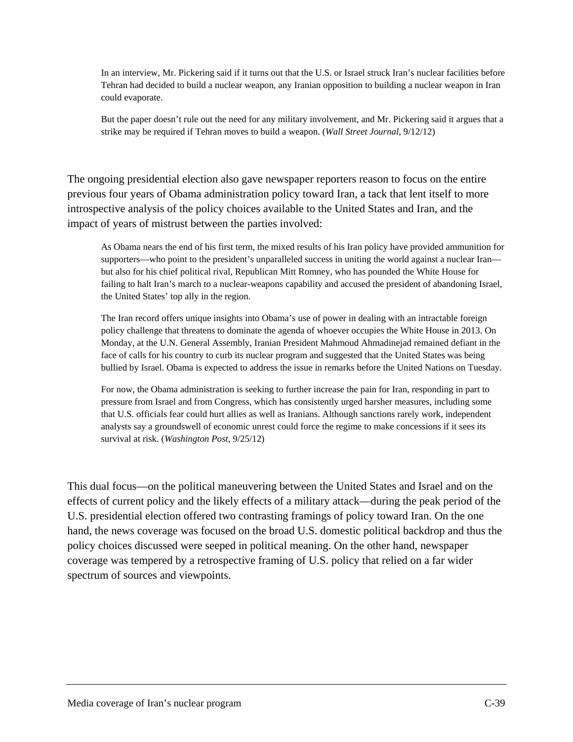> In an interview, Mr. Pickering said if it turns out that the U.S. or Israel struck Iran's nuclear facilities before Tehran had decided to build a nuclear weapon, any Iranian opposition to building a nuclear weapon in Iran could evaporate.
>
> But the paper doesn't rule out the need for any military involvement, and Mr. Pickering said it argues that a strike may be required if Tehran moves to build a weapon. (*Wall Street Journal*, 9/12/12)

The ongoing presidential election also gave newspaper reporters reason to focus on the entire previous four years of Obama administration policy toward Iran, a tack that lent itself to more introspective analysis of the policy choices available to the United States and Iran, and the impact of years of mistrust between the parties involved:

> As Obama nears the end of his first term, the mixed results of his Iran policy have provided ammunition for supporters—who point to the president's unparalleled success in uniting the world against a nuclear Iran—but also for his chief political rival, Republican Mitt Romney, who has pounded the White House for failing to halt Iran's march to a nuclear-weapons capability and accused the president of abandoning Israel, the United States' top ally in the region.
>
> The Iran record offers unique insights into Obama's use of power in dealing with an intractable foreign policy challenge that threatens to dominate the agenda of whoever occupies the White House in 2013. On Monday, at the U.N. General Assembly, Iranian President Mahmoud Ahmadinejad remained defiant in the face of calls for his country to curb its nuclear program and suggested that the United States was being bullied by Israel. Obama is expected to address the issue in remarks before the United Nations on Tuesday.
>
> For now, the Obama administration is seeking to further increase the pain for Iran, responding in part to pressure from Israel and from Congress, which has consistently urged harsher measures, including some that U.S. officials fear could hurt allies as well as Iranians. Although sanctions rarely work, independent analysts say a groundswell of economic unrest could force the regime to make concessions if it sees its survival at risk. (*Washington Post*, 9/25/12)

This dual focus—on the political maneuvering between the United States and Israel and on the effects of current policy and the likely effects of a military attack—during the peak period of the U.S. presidential election offered two contrasting framings of policy toward Iran. On the one hand, the news coverage was focused on the broad U.S. domestic political backdrop and thus the policy choices discussed were seeped in political meaning. On the other hand, newspaper coverage was tempered by a retrospective framing of U.S. policy that relied on a far wider spectrum of sources and viewpoints.